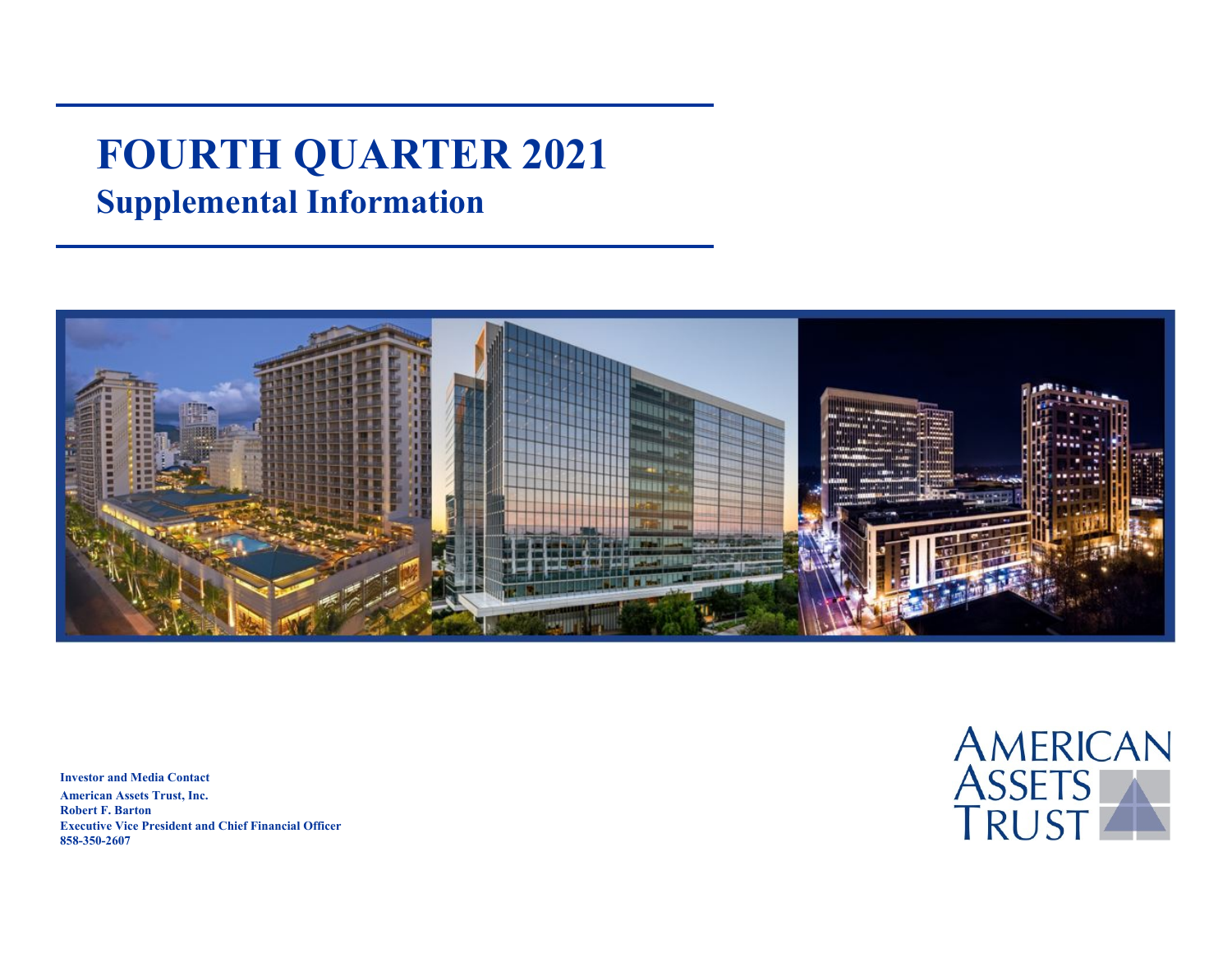# FOURTH QUARTER 2021

## Supplemental Information

**Investor and Media Contact**

**American Assets Trust, Inc.**
**Robert F. Barton**
**Executive Vice President and Chief Financial Officer**
**858-350-2607**

AMERICAN ASSETS TRUST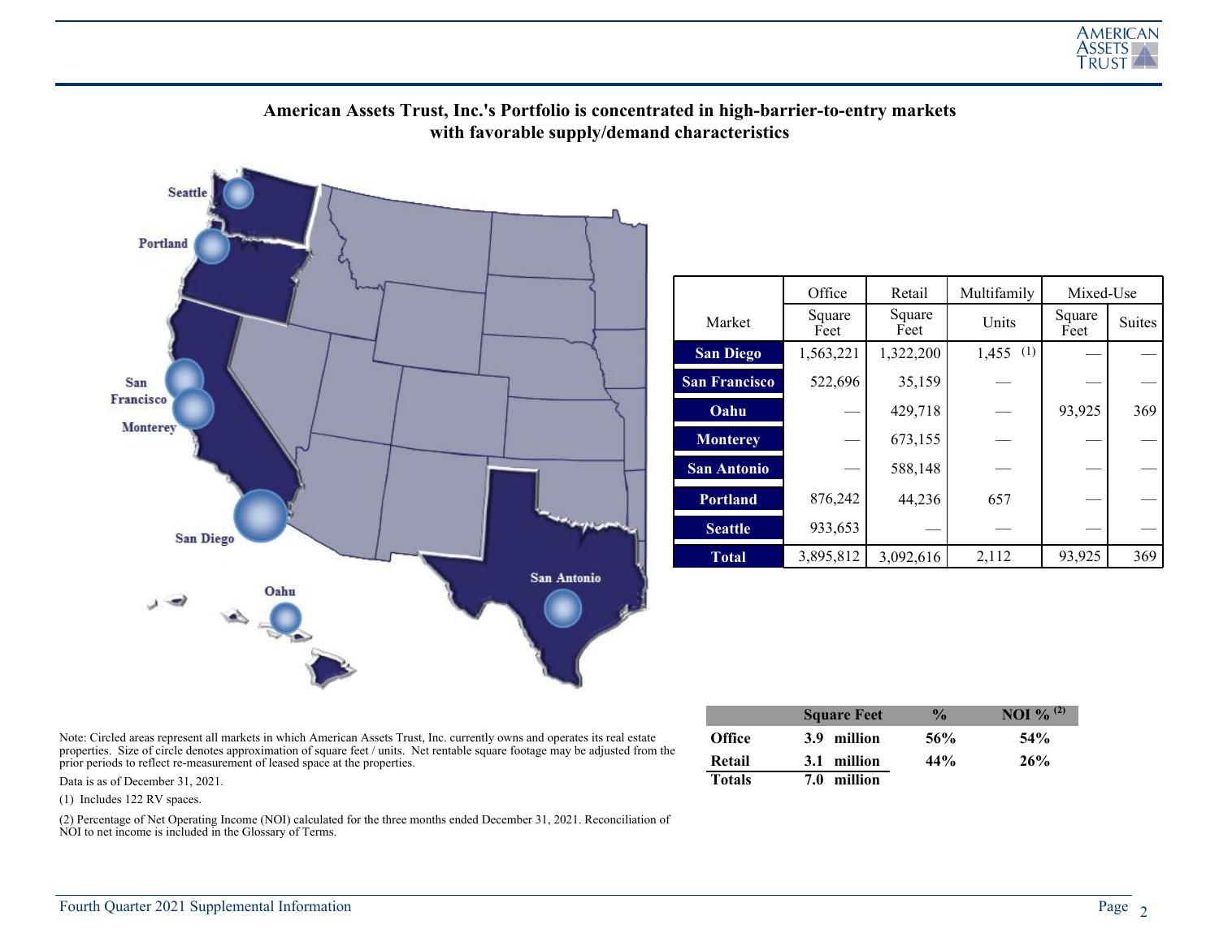# American Assets Trust, Inc.'s Portfolio is concentrated in high-barrier-to-entry markets with favorable supply/demand characteristics

| Market | Office | Retail | Multifamily | Mixed-Use | |
|---|---|---|---|---|---|
| | Square Feet | Square Feet | Units | Square Feet | Suites |
| **San Diego** | 1,563,221 | 1,322,200 | 1,455 (1) | — | — |
| **San Francisco** | 522,696 | 35,159 | — | — | — |
| **Oahu** | — | 429,718 | — | 93,925 | 369 |
| **Monterey** | — | 673,155 | — | — | — |
| **San Antonio** | — | 588,148 | — | — | — |
| **Portland** | 876,242 | 44,236 | 657 | — | — |
| **Seattle** | 933,653 | — | — | — | — |
| **Total** | 3,895,812 | 3,092,616 | 2,112 | 93,925 | 369 |

| | Square Feet | % | NOI % (2) |
|---|---|---|---|
| **Office** | **3.9 million** | **56%** | **54%** |
| **Retail** | **3.1 million** | **44%** | **26%** |
| **Totals** | **7.0 million** | | |

Note: Circled areas represent all markets in which American Assets Trust, Inc. currently owns and operates its real estate properties. Size of circle denotes approximation of square feet / units. Net rentable square footage may be adjusted from the prior periods to reflect re-measurement of leased space at the properties.

Data is as of December 31, 2021.

(1) Includes 122 RV spaces.

(2) Percentage of Net Operating Income (NOI) calculated for the three months ended December 31, 2021. Reconciliation of NOI to net income is included in the Glossary of Terms.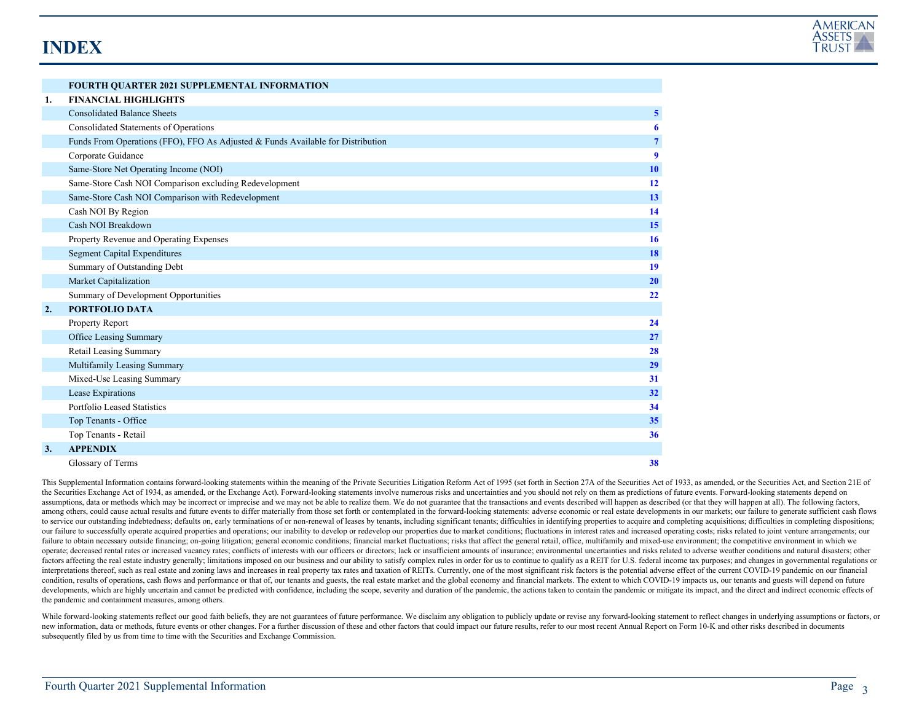# INDEX

| | | |
|---|---|---|
| | **FOURTH QUARTER 2021 SUPPLEMENTAL INFORMATION** | |
| **1.** | **FINANCIAL HIGHLIGHTS** | |
| | Consolidated Balance Sheets | **5** |
| | Consolidated Statements of Operations | **6** |
| | Funds From Operations (FFO), FFO As Adjusted & Funds Available for Distribution | **7** |
| | Corporate Guidance | **9** |
| | Same-Store Net Operating Income (NOI) | **10** |
| | Same-Store Cash NOI Comparison excluding Redevelopment | **12** |
| | Same-Store Cash NOI Comparison with Redevelopment | **13** |
| | Cash NOI By Region | **14** |
| | Cash NOI Breakdown | **15** |
| | Property Revenue and Operating Expenses | **16** |
| | Segment Capital Expenditures | **18** |
| | Summary of Outstanding Debt | **19** |
| | Market Capitalization | **20** |
| | Summary of Development Opportunities | **22** |
| **2.** | **PORTFOLIO DATA** | |
| | Property Report | **24** |
| | Office Leasing Summary | **27** |
| | Retail Leasing Summary | **28** |
| | Multifamily Leasing Summary | **29** |
| | Mixed-Use Leasing Summary | **31** |
| | Lease Expirations | **32** |
| | Portfolio Leased Statistics | **34** |
| | Top Tenants - Office | **35** |
| | Top Tenants - Retail | **36** |
| **3.** | **APPENDIX** | |
| | Glossary of Terms | **38** |

This Supplemental Information contains forward-looking statements within the meaning of the Private Securities Litigation Reform Act of 1995 (set forth in Section 27A of the Securities Act of 1933, as amended, or the Securities Act, and Section 21E of the Securities Exchange Act of 1934, as amended, or the Exchange Act). Forward-looking statements involve numerous risks and uncertainties and you should not rely on them as predictions of future events. Forward-looking statements depend on assumptions, data or methods which may be incorrect or imprecise and we may not be able to realize them. We do not guarantee that the transactions and events described will happen as described (or that they will happen at all). The following factors, among others, could cause actual results and future events to differ materially from those set forth or contemplated in the forward-looking statements: adverse economic or real estate developments in our markets; our failure to generate sufficient cash flows to service our outstanding indebtedness; defaults on, early terminations of or non-renewal of leases by tenants, including significant tenants; difficulties in identifying properties to acquire and completing acquisitions; difficulties in completing dispositions; our failure to successfully operate acquired properties and operations; our inability to develop or redevelop our properties due to market conditions; fluctuations in interest rates and increased operating costs; risks related to joint venture arrangements; our failure to obtain necessary outside financing; on-going litigation; general economic conditions; financial market fluctuations; risks that affect the general retail, office, multifamily and mixed-use environment; the competitive environment in which we operate; decreased rental rates or increased vacancy rates; conflicts of interests with our officers or directors; lack or insufficient amounts of insurance; environmental uncertainties and risks related to adverse weather conditions and natural disasters; other factors affecting the real estate industry generally; limitations imposed on our business and our ability to satisfy complex rules in order for us to continue to qualify as a REIT for U.S. federal income tax purposes; and changes in governmental regulations or interpretations thereof, such as real estate and zoning laws and increases in real property tax rates and taxation of REITs. Currently, one of the most significant risk factors is the potential adverse effect of the current COVID-19 pandemic on our financial condition, results of operations, cash flows and performance or that of, our tenants and guests, the real estate market and the global economy and financial markets. The extent to which COVID-19 impacts us, our tenants and guests will depend on future developments, which are highly uncertain and cannot be predicted with confidence, including the scope, severity and duration of the pandemic, the actions taken to contain the pandemic or mitigate its impact, and the direct and indirect economic effects of the pandemic and containment measures, among others.

While forward-looking statements reflect our good faith beliefs, they are not guarantees of future performance. We disclaim any obligation to publicly update or revise any forward-looking statement to reflect changes in underlying assumptions or factors, or new information, data or methods, future events or other changes. For a further discussion of these and other factors that could impact our future results, refer to our most recent Annual Report on Form 10-K and other risks described in documents subsequently filed by us from time to time with the Securities and Exchange Commission.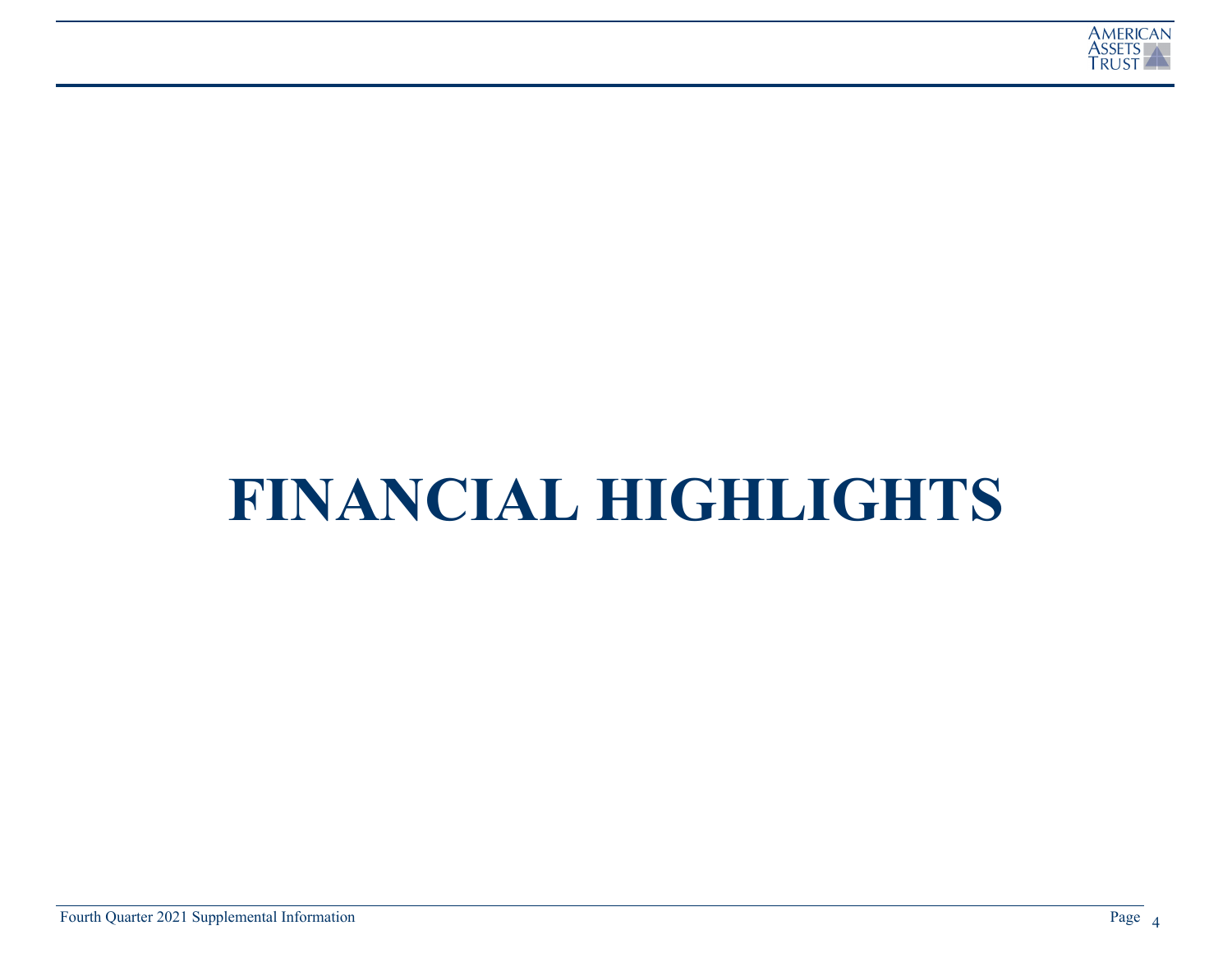# FINANCIAL HIGHLIGHTS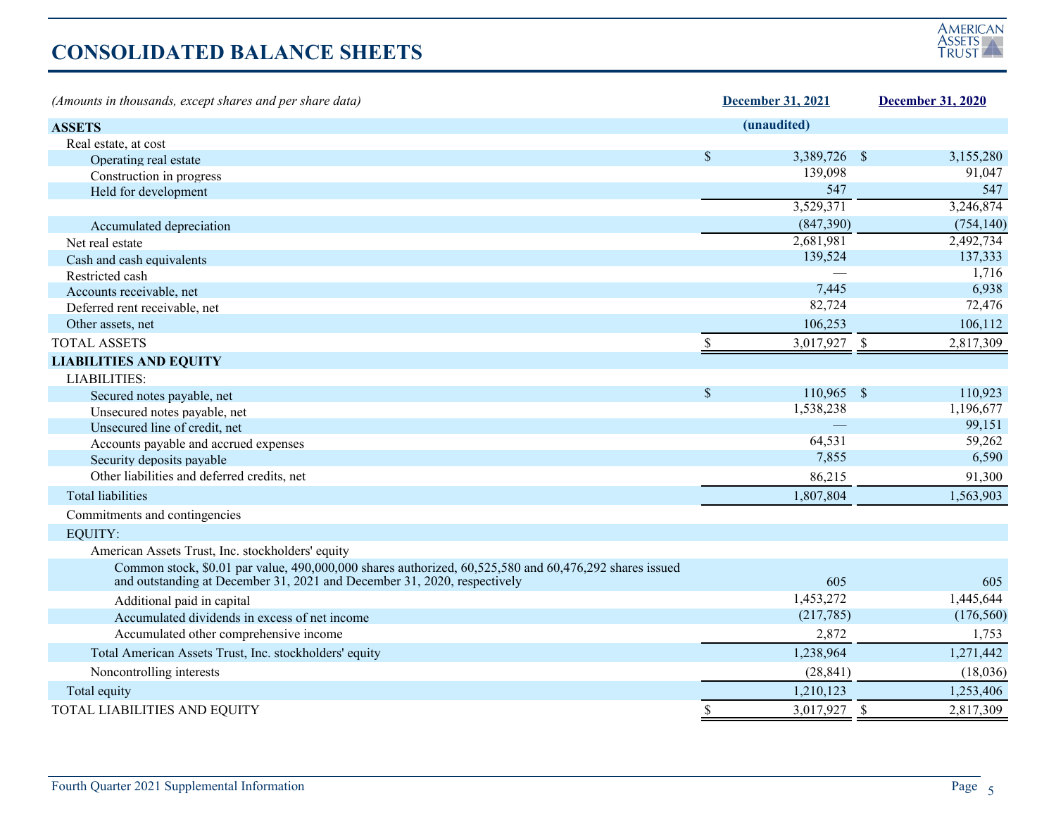# CONSOLIDATED BALANCE SHEETS

| *(Amounts in thousands, except shares and per share data)* | December 31, 2021 | December 31, 2020 |
|---|---|---|
| **ASSETS** | **(unaudited)** | |
| Real estate, at cost | | |
| Operating real estate | $ 3,389,726 | $ 3,155,280 |
| Construction in progress | 139,098 | 91,047 |
| Held for development | 547 | 547 |
| | 3,529,371 | 3,246,874 |
| Accumulated depreciation | (847,390) | (754,140) |
| Net real estate | 2,681,981 | 2,492,734 |
| Cash and cash equivalents | 139,524 | 137,333 |
| Restricted cash | — | 1,716 |
| Accounts receivable, net | 7,445 | 6,938 |
| Deferred rent receivable, net | 82,724 | 72,476 |
| Other assets, net | 106,253 | 106,112 |
| TOTAL ASSETS | $ 3,017,927 | $ 2,817,309 |
| **LIABILITIES AND EQUITY** | | |
| LIABILITIES: | | |
| Secured notes payable, net | $ 110,965 | $ 110,923 |
| Unsecured notes payable, net | 1,538,238 | 1,196,677 |
| Unsecured line of credit, net | — | 99,151 |
| Accounts payable and accrued expenses | 64,531 | 59,262 |
| Security deposits payable | 7,855 | 6,590 |
| Other liabilities and deferred credits, net | 86,215 | 91,300 |
| Total liabilities | 1,807,804 | 1,563,903 |
| Commitments and contingencies | | |
| EQUITY: | | |
| American Assets Trust, Inc. stockholders' equity | | |
| Common stock, $0.01 par value, 490,000,000 shares authorized, 60,525,580 and 60,476,292 shares issued and outstanding at December 31, 2021 and December 31, 2020, respectively | 605 | 605 |
| Additional paid in capital | 1,453,272 | 1,445,644 |
| Accumulated dividends in excess of net income | (217,785) | (176,560) |
| Accumulated other comprehensive income | 2,872 | 1,753 |
| Total American Assets Trust, Inc. stockholders' equity | 1,238,964 | 1,271,442 |
| Noncontrolling interests | (28,841) | (18,036) |
| Total equity | 1,210,123 | 1,253,406 |
| TOTAL LIABILITIES AND EQUITY | $ 3,017,927 | $ 2,817,309 |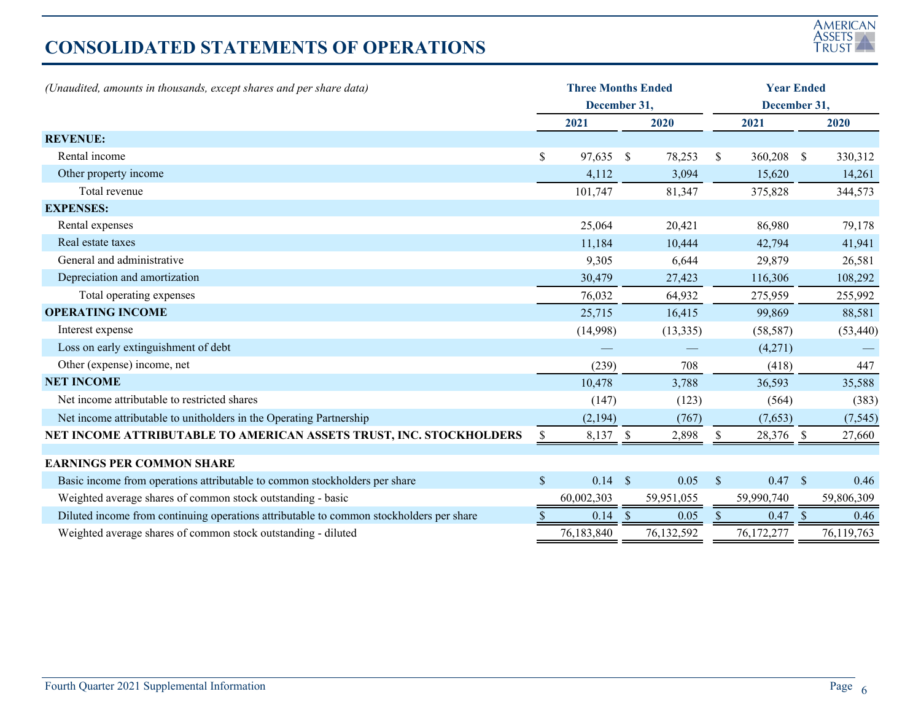# CONSOLIDATED STATEMENTS OF OPERATIONS

*(Unaudited, amounts in thousands, except shares and per share data)*

| | Three Months Ended December 31, | | Year Ended December 31, | |
|---|---|---|---|---|
| | 2021 | 2020 | 2021 | 2020 |
| **REVENUE:** | | | | |
| Rental income | $ 97,635 | $ 78,253 | $ 360,208 | $ 330,312 |
| Other property income | 4,112 | 3,094 | 15,620 | 14,261 |
| Total revenue | 101,747 | 81,347 | 375,828 | 344,573 |
| **EXPENSES:** | | | | |
| Rental expenses | 25,064 | 20,421 | 86,980 | 79,178 |
| Real estate taxes | 11,184 | 10,444 | 42,794 | 41,941 |
| General and administrative | 9,305 | 6,644 | 29,879 | 26,581 |
| Depreciation and amortization | 30,479 | 27,423 | 116,306 | 108,292 |
| Total operating expenses | 76,032 | 64,932 | 275,959 | 255,992 |
| **OPERATING INCOME** | 25,715 | 16,415 | 99,869 | 88,581 |
| Interest expense | (14,998) | (13,335) | (58,587) | (53,440) |
| Loss on early extinguishment of debt | — | — | (4,271) | — |
| Other (expense) income, net | (239) | 708 | (418) | 447 |
| **NET INCOME** | 10,478 | 3,788 | 36,593 | 35,588 |
| Net income attributable to restricted shares | (147) | (123) | (564) | (383) |
| Net income attributable to unitholders in the Operating Partnership | (2,194) | (767) | (7,653) | (7,545) |
| **NET INCOME ATTRIBUTABLE TO AMERICAN ASSETS TRUST, INC. STOCKHOLDERS** | $ 8,137 | $ 2,898 | $ 28,376 | $ 27,660 |
| | | | | |
| **EARNINGS PER COMMON SHARE** | | | | |
| Basic income from operations attributable to common stockholders per share | $ 0.14 | $ 0.05 | $ 0.47 | $ 0.46 |
| Weighted average shares of common stock outstanding - basic | 60,002,303 | 59,951,055 | 59,990,740 | 59,806,309 |
| Diluted income from continuing operations attributable to common stockholders per share | $ 0.14 | $ 0.05 | $ 0.47 | $ 0.46 |
| Weighted average shares of common stock outstanding - diluted | 76,183,840 | 76,132,592 | 76,172,277 | 76,119,763 |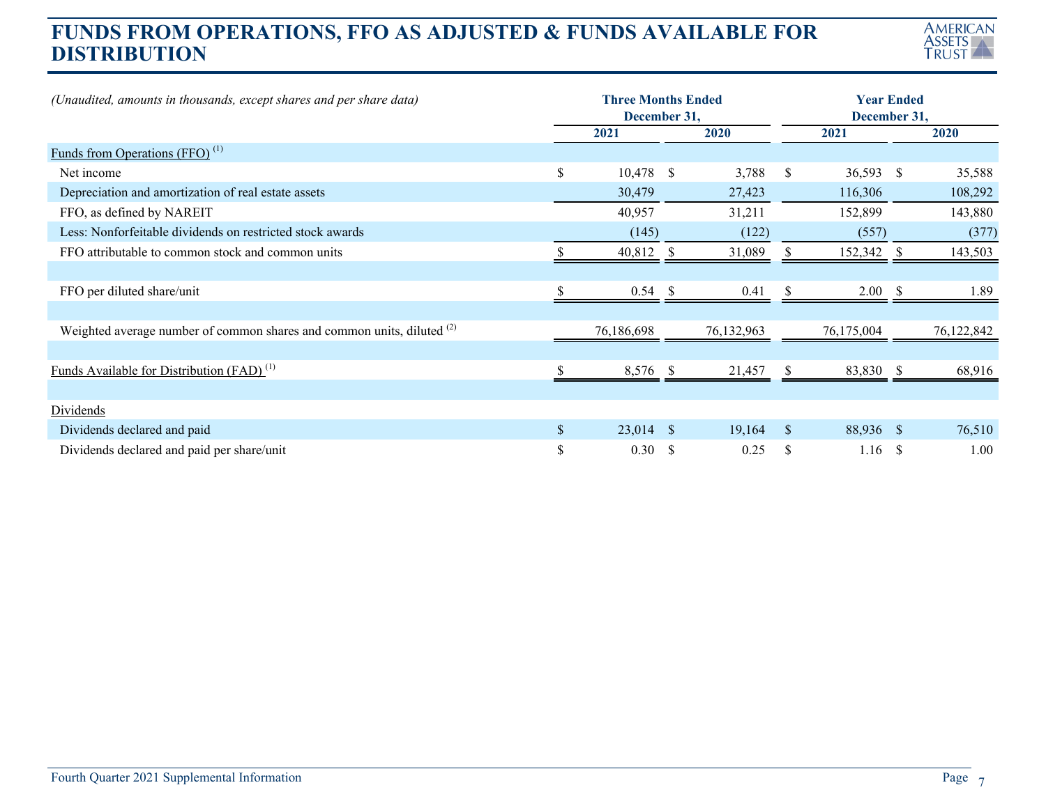# FUNDS FROM OPERATIONS, FFO AS ADJUSTED & FUNDS AVAILABLE FOR DISTRIBUTION

| *(Unaudited, amounts in thousands, except shares and per share data)* | Three Months Ended December 31, | | Year Ended December 31, | |
|---|---|---|---|---|
| | 2021 | 2020 | 2021 | 2020 |
| Funds from Operations (FFO) [1] | | | | |
| Net income | $ 10,478 | $ 3,788 | $ 36,593 | $ 35,588 |
| Depreciation and amortization of real estate assets | 30,479 | 27,423 | 116,306 | 108,292 |
| FFO, as defined by NAREIT | 40,957 | 31,211 | 152,899 | 143,880 |
| Less: Nonforfeitable dividends on restricted stock awards | (145) | (122) | (557) | (377) |
| FFO attributable to common stock and common units | $ 40,812 | $ 31,089 | $ 152,342 | $ 143,503 |
| | | | | |
| FFO per diluted share/unit | $ 0.54 | $ 0.41 | $ 2.00 | $ 1.89 |
| | | | | |
| Weighted average number of common shares and common units, diluted [2] | 76,186,698 | 76,132,963 | 76,175,004 | 76,122,842 |
| | | | | |
| Funds Available for Distribution (FAD) [1] | $ 8,576 | $ 21,457 | $ 83,830 | $ 68,916 |
| | | | | |
| Dividends | | | | |
| Dividends declared and paid | $ 23,014 | $ 19,164 | $ 88,936 | $ 76,510 |
| Dividends declared and paid per share/unit | $ 0.30 | $ 0.25 | $ 1.16 | $ 1.00 |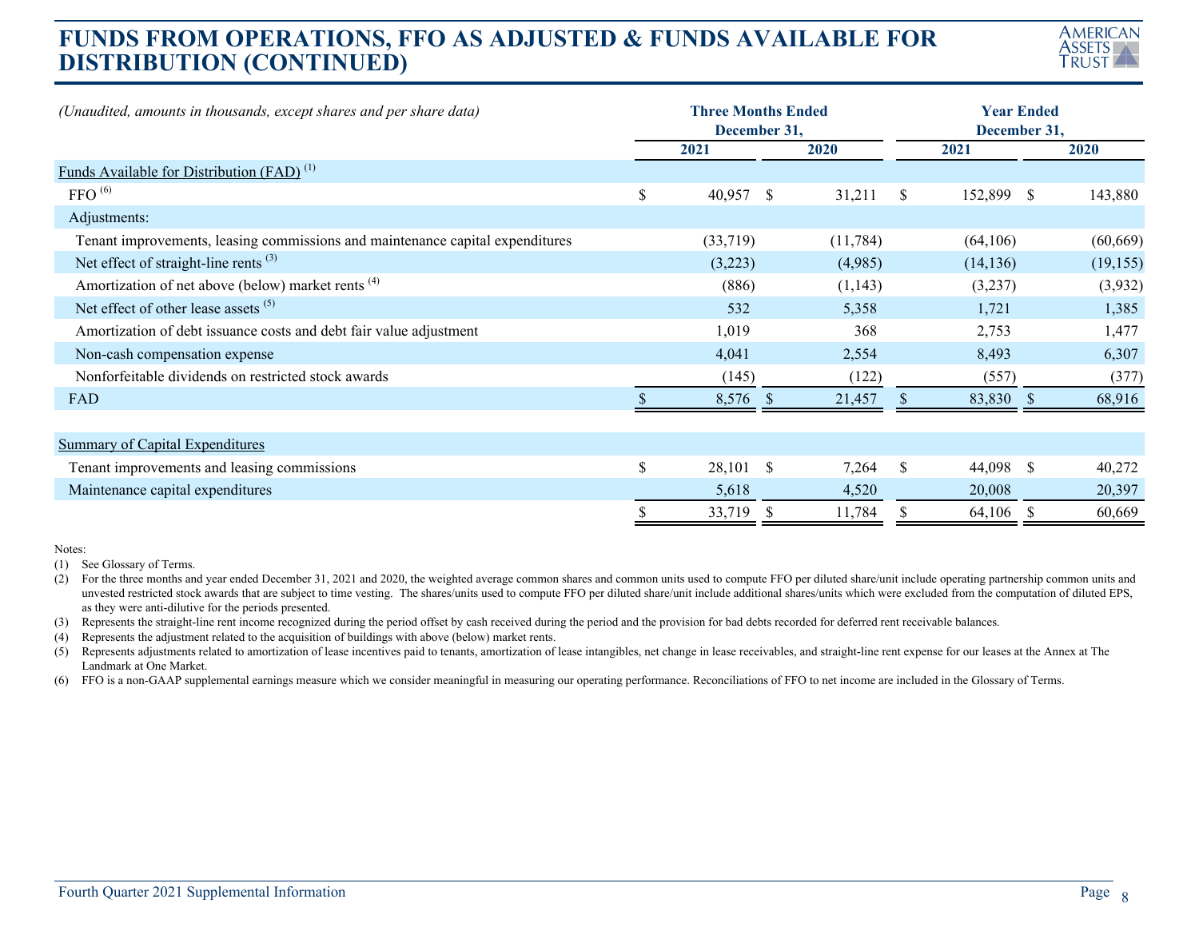# FUNDS FROM OPERATIONS, FFO AS ADJUSTED & FUNDS AVAILABLE FOR DISTRIBUTION (CONTINUED)

| *(Unaudited, amounts in thousands, except shares and per share data)* | Three Months Ended December 31, | | Year Ended December 31, | |
|---|---|---|---|---|
| | 2021 | 2020 | 2021 | 2020 |
| Funds Available for Distribution (FAD) [1] | | | | |
| FFO [6] | $ 40,957 | $ 31,211 | $ 152,899 | $ 143,880 |
| Adjustments: | | | | |
| Tenant improvements, leasing commissions and maintenance capital expenditures | (33,719) | (11,784) | (64,106) | (60,669) |
| Net effect of straight-line rents [3] | (3,223) | (4,985) | (14,136) | (19,155) |
| Amortization of net above (below) market rents [4] | (886) | (1,143) | (3,237) | (3,932) |
| Net effect of other lease assets [5] | 532 | 5,358 | 1,721 | 1,385 |
| Amortization of debt issuance costs and debt fair value adjustment | 1,019 | 368 | 2,753 | 1,477 |
| Non-cash compensation expense | 4,041 | 2,554 | 8,493 | 6,307 |
| Nonforfeitable dividends on restricted stock awards | (145) | (122) | (557) | (377) |
| FAD | $ 8,576 | $ 21,457 | $ 83,830 | $ 68,916 |
| | | | | |
| Summary of Capital Expenditures | | | | |
| Tenant improvements and leasing commissions | $ 28,101 | $ 7,264 | $ 44,098 | $ 40,272 |
| Maintenance capital expenditures | 5,618 | 4,520 | 20,008 | 20,397 |
| | $ 33,719 | $ 11,784 | $ 64,106 | $ 60,669 |

Notes:

(1) See Glossary of Terms.

(2) For the three months and year ended December 31, 2021 and 2020, the weighted average common shares and common units used to compute FFO per diluted share/unit include operating partnership common units and unvested restricted stock awards that are subject to time vesting. The shares/units used to compute FFO per diluted share/unit include additional shares/units which were excluded from the computation of diluted EPS, as they were anti-dilutive for the periods presented.

(3) Represents the straight-line rent income recognized during the period offset by cash received during the period and the provision for bad debts recorded for deferred rent receivable balances.

(4) Represents the adjustment related to the acquisition of buildings with above (below) market rents.

(5) Represents adjustments related to amortization of lease incentives paid to tenants, amortization of lease intangibles, net change in lease receivables, and straight-line rent expense for our leases at the Annex at The Landmark at One Market.

(6) FFO is a non-GAAP supplemental earnings measure which we consider meaningful in measuring our operating performance. Reconciliations of FFO to net income are included in the Glossary of Terms.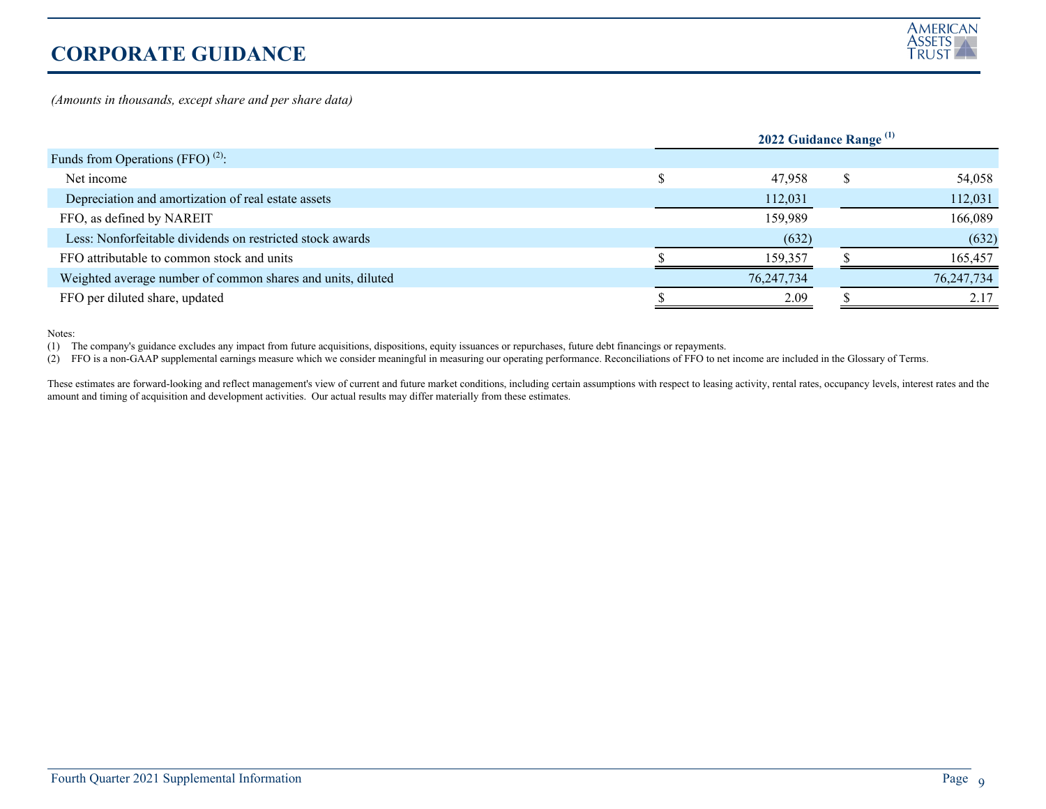# CORPORATE GUIDANCE

*(Amounts in thousands, except share and per share data)*

| | 2022 Guidance Range [1] | |
|---|---|---|
| Funds from Operations (FFO) [2]: | | |
| Net income | $ 47,958 | $ 54,058 |
| Depreciation and amortization of real estate assets | 112,031 | 112,031 |
| FFO, as defined by NAREIT | 159,989 | 166,089 |
| Less: Nonforfeitable dividends on restricted stock awards | (632) | (632) |
| FFO attributable to common stock and units | $ 159,357 | $ 165,457 |
| Weighted average number of common shares and units, diluted | 76,247,734 | 76,247,734 |
| FFO per diluted share, updated | $ 2.09 | $ 2.17 |

Notes:

(1) The company's guidance excludes any impact from future acquisitions, dispositions, equity issuances or repurchases, future debt financings or repayments.

(2) FFO is a non-GAAP supplemental earnings measure which we consider meaningful in measuring our operating performance. Reconciliations of FFO to net income are included in the Glossary of Terms.

These estimates are forward-looking and reflect management's view of current and future market conditions, including certain assumptions with respect to leasing activity, rental rates, occupancy levels, interest rates and the amount and timing of acquisition and development activities. Our actual results may differ materially from these estimates.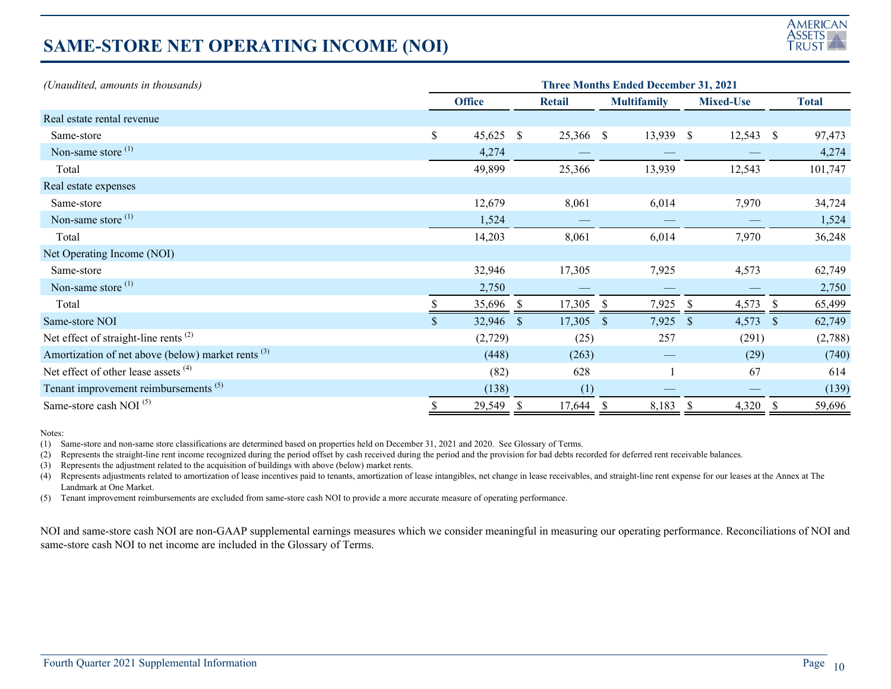# SAME-STORE NET OPERATING INCOME (NOI)

| *(Unaudited, amounts in thousands)* | Three Months Ended December 31, 2021 | | | | |
|---|---|---|---|---|---|
| | **Office** | **Retail** | **Multifamily** | **Mixed-Use** | **Total** |
| Real estate rental revenue | | | | | |
| Same-store | $ 45,625 | $ 25,366 | $ 13,939 | $ 12,543 | $ 97,473 |
| Non-same store [1] | 4,274 | — | — | — | 4,274 |
| Total | 49,899 | 25,366 | 13,939 | 12,543 | 101,747 |
| Real estate expenses | | | | | |
| Same-store | 12,679 | 8,061 | 6,014 | 7,970 | 34,724 |
| Non-same store [1] | 1,524 | — | — | — | 1,524 |
| Total | 14,203 | 8,061 | 6,014 | 7,970 | 36,248 |
| Net Operating Income (NOI) | | | | | |
| Same-store | 32,946 | 17,305 | 7,925 | 4,573 | 62,749 |
| Non-same store [1] | 2,750 | — | — | — | 2,750 |
| Total | $ 35,696 | $ 17,305 | $ 7,925 | $ 4,573 | $ 65,499 |
| Same-store NOI | $ 32,946 | $ 17,305 | $ 7,925 | $ 4,573 | $ 62,749 |
| Net effect of straight-line rents [2] | (2,729) | (25) | 257 | (291) | (2,788) |
| Amortization of net above (below) market rents [3] | (448) | (263) | — | (29) | (740) |
| Net effect of other lease assets [4] | (82) | 628 | 1 | 67 | 614 |
| Tenant improvement reimbursements [5] | (138) | (1) | — | — | (139) |
| Same-store cash NOI [5] | $ 29,549 | $ 17,644 | $ 8,183 | $ 4,320 | $ 59,696 |

Notes:

(1) Same-store and non-same store classifications are determined based on properties held on December 31, 2021 and 2020. See Glossary of Terms.

(2) Represents the straight-line rent income recognized during the period offset by cash received during the period and the provision for bad debts recorded for deferred rent receivable balances.

(3) Represents the adjustment related to the acquisition of buildings with above (below) market rents.

(4) Represents adjustments related to amortization of lease incentives paid to tenants, amortization of lease intangibles, net change in lease receivables, and straight-line rent expense for our leases at the Annex at The Landmark at One Market.

(5) Tenant improvement reimbursements are excluded from same-store cash NOI to provide a more accurate measure of operating performance.

NOI and same-store cash NOI are non-GAAP supplemental earnings measures which we consider meaningful in measuring our operating performance. Reconciliations of NOI and same-store cash NOI to net income are included in the Glossary of Terms.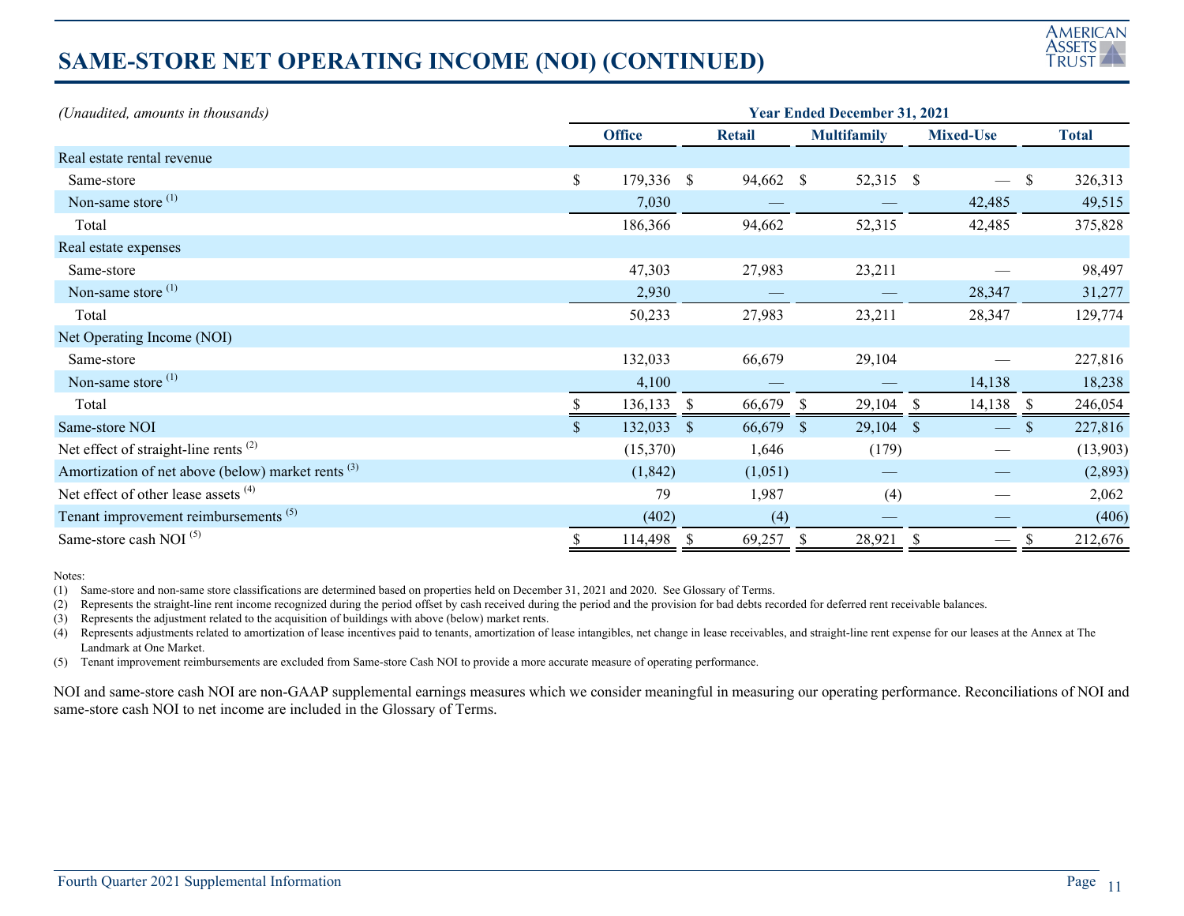# SAME-STORE NET OPERATING INCOME (NOI) (CONTINUED)

| *(Unaudited, amounts in thousands)* | Year Ended December 31, 2021 | | | | |
|---|---|---|---|---|---|
| | **Office** | **Retail** | **Multifamily** | **Mixed-Use** | **Total** |
| Real estate rental revenue | | | | | |
| Same-store | $ 179,336 | $ 94,662 | $ 52,315 | $ — | $ 326,313 |
| Non-same store [(1)] | 7,030 | — | — | 42,485 | 49,515 |
| Total | 186,366 | 94,662 | 52,315 | 42,485 | 375,828 |
| Real estate expenses | | | | | |
| Same-store | 47,303 | 27,983 | 23,211 | — | 98,497 |
| Non-same store [(1)] | 2,930 | — | — | 28,347 | 31,277 |
| Total | 50,233 | 27,983 | 23,211 | 28,347 | 129,774 |
| Net Operating Income (NOI) | | | | | |
| Same-store | 132,033 | 66,679 | 29,104 | — | 227,816 |
| Non-same store [(1)] | 4,100 | — | — | 14,138 | 18,238 |
| Total | $ 136,133 | $ 66,679 | $ 29,104 | $ 14,138 | $ 246,054 |
| Same-store NOI | $ 132,033 | $ 66,679 | $ 29,104 | $ — | $ 227,816 |
| Net effect of straight-line rents [(2)] | (15,370) | 1,646 | (179) | — | (13,903) |
| Amortization of net above (below) market rents [(3)] | (1,842) | (1,051) | — | — | (2,893) |
| Net effect of other lease assets [(4)] | 79 | 1,987 | (4) | — | 2,062 |
| Tenant improvement reimbursements [(5)] | (402) | (4) | — | — | (406) |
| Same-store cash NOI [(5)] | $ 114,498 | $ 69,257 | $ 28,921 | $ — | $ 212,676 |

Notes:

(1) Same-store and non-same store classifications are determined based on properties held on December 31, 2021 and 2020. See Glossary of Terms.

(2) Represents the straight-line rent income recognized during the period offset by cash received during the period and the provision for bad debts recorded for deferred rent receivable balances.

(3) Represents the adjustment related to the acquisition of buildings with above (below) market rents.

(4) Represents adjustments related to amortization of lease incentives paid to tenants, amortization of lease intangibles, net change in lease receivables, and straight-line rent expense for our leases at the Annex at The Landmark at One Market.

(5) Tenant improvement reimbursements are excluded from Same-store Cash NOI to provide a more accurate measure of operating performance.

NOI and same-store cash NOI are non-GAAP supplemental earnings measures which we consider meaningful in measuring our operating performance. Reconciliations of NOI and same-store cash NOI to net income are included in the Glossary of Terms.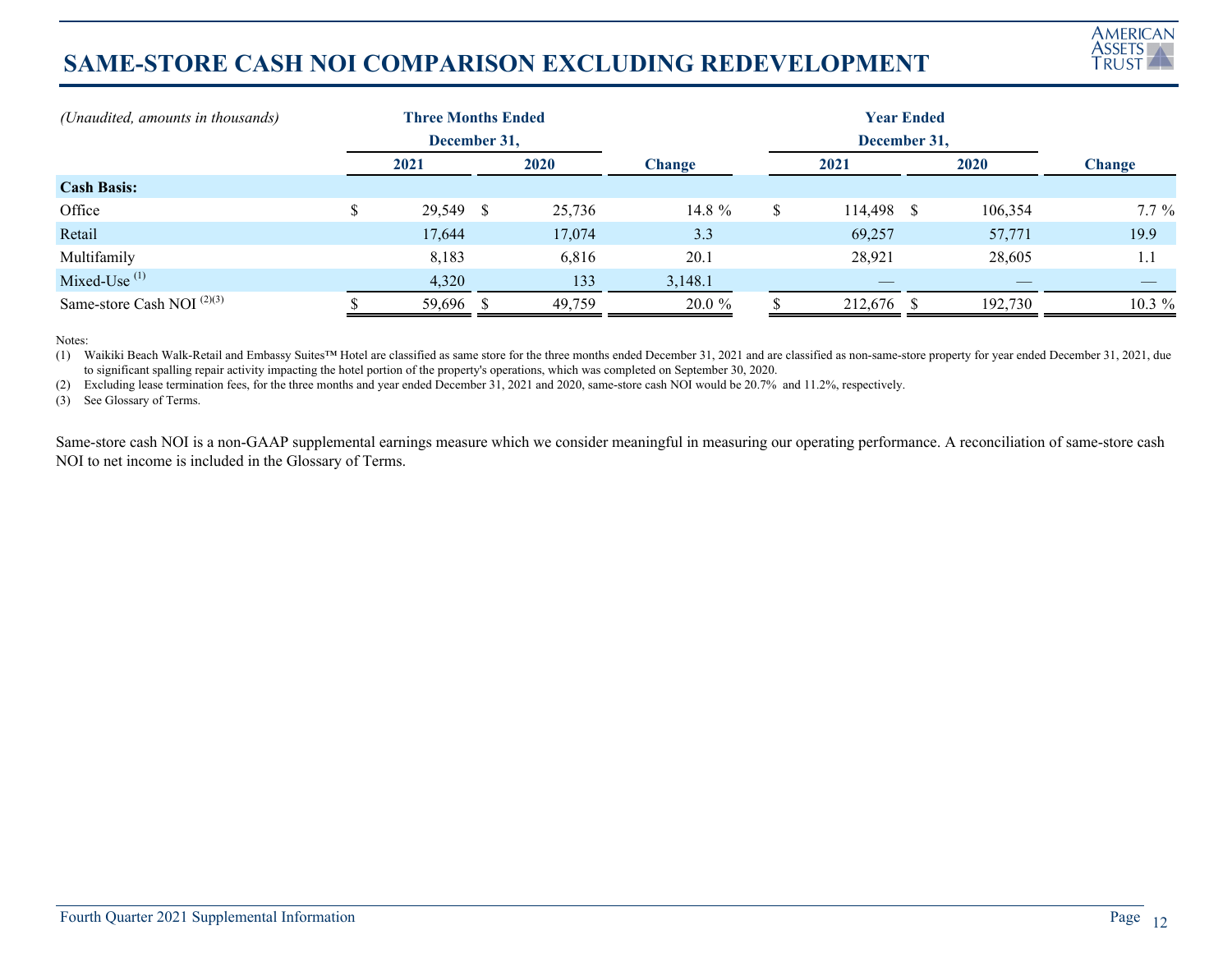# SAME-STORE CASH NOI COMPARISON EXCLUDING REDEVELOPMENT

| *(Unaudited, amounts in thousands)* | Three Months Ended December 31, | | | Year Ended December 31, | | |
|---|---|---|---|---|---|---|
| | 2021 | 2020 | Change | 2021 | 2020 | Change |
| **Cash Basis:** | | | | | | |
| Office | $ 29,549 | $ 25,736 | 14.8 % | $ 114,498 | $ 106,354 | 7.7 % |
| Retail | 17,644 | 17,074 | 3.3 | 69,257 | 57,771 | 19.9 |
| Multifamily | 8,183 | 6,816 | 20.1 | 28,921 | 28,605 | 1.1 |
| Mixed-Use [(1)] | 4,320 | 133 | 3,148.1 | — | — | — |
| Same-store Cash NOI [(2)(3)] | $ 59,696 | $ 49,759 | 20.0 % | $ 212,676 | $ 192,730 | 10.3 % |

Notes:

(1) Waikiki Beach Walk-Retail and Embassy Suites™ Hotel are classified as same store for the three months ended December 31, 2021 and are classified as non-same-store property for year ended December 31, 2021, due to significant spalling repair activity impacting the hotel portion of the property's operations, which was completed on September 30, 2020.

(2) Excluding lease termination fees, for the three months and year ended December 31, 2021 and 2020, same-store cash NOI would be 20.7% and 11.2%, respectively.

(3) See Glossary of Terms.

Same-store cash NOI is a non-GAAP supplemental earnings measure which we consider meaningful in measuring our operating performance. A reconciliation of same-store cash NOI to net income is included in the Glossary of Terms.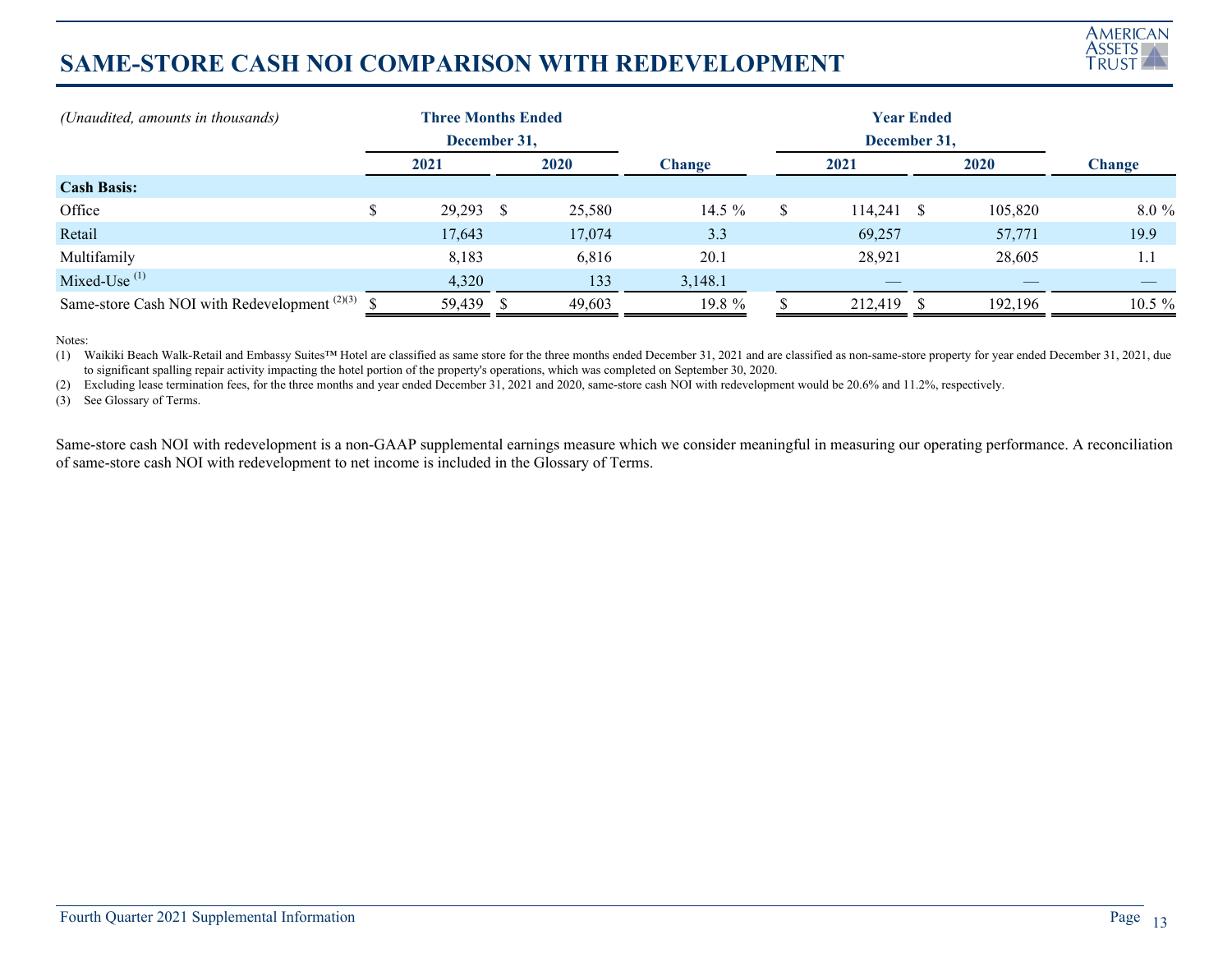# SAME-STORE CASH NOI COMPARISON WITH REDEVELOPMENT

| *(Unaudited, amounts in thousands)* | Three Months Ended December 31, | | | Year Ended December 31, | | |
|---|---|---|---|---|---|---|
| | 2021 | 2020 | Change | 2021 | 2020 | Change |
| **Cash Basis:** | | | | | | |
| Office | $ 29,293 | $ 25,580 | 14.5 % | $ 114,241 | $ 105,820 | 8.0 % |
| Retail | 17,643 | 17,074 | 3.3 | 69,257 | 57,771 | 19.9 |
| Multifamily | 8,183 | 6,816 | 20.1 | 28,921 | 28,605 | 1.1 |
| Mixed-Use [(1)] | 4,320 | 133 | 3,148.1 | — | — | — |
| Same-store Cash NOI with Redevelopment [(2)(3)] | $ 59,439 | $ 49,603 | 19.8 % | $ 212,419 | $ 192,196 | 10.5 % |

Notes:

(1) Waikiki Beach Walk-Retail and Embassy Suites™ Hotel are classified as same store for the three months ended December 31, 2021 and are classified as non-same-store property for year ended December 31, 2021, due to significant spalling repair activity impacting the hotel portion of the property's operations, which was completed on September 30, 2020.

(2) Excluding lease termination fees, for the three months and year ended December 31, 2021 and 2020, same-store cash NOI with redevelopment would be 20.6% and 11.2%, respectively.

(3) See Glossary of Terms.

Same-store cash NOI with redevelopment is a non-GAAP supplemental earnings measure which we consider meaningful in measuring our operating performance. A reconciliation of same-store cash NOI with redevelopment to net income is included in the Glossary of Terms.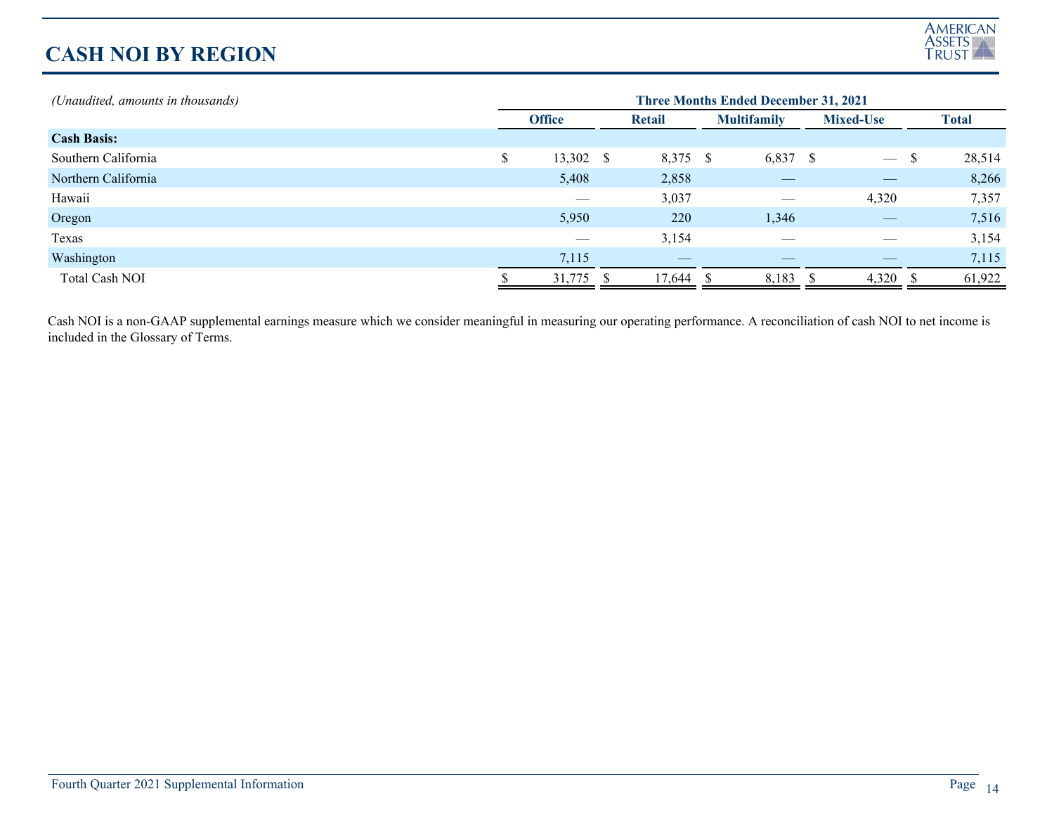# CASH NOI BY REGION

*(Unaudited, amounts in thousands)*

| | Three Months Ended December 31, 2021 | | | | |
|---|---|---|---|---|---|
| | Office | Retail | Multifamily | Mixed-Use | Total |
| **Cash Basis:** | | | | | |
| Southern California | $ 13,302 | $ 8,375 | $ 6,837 | $ — | $ 28,514 |
| Northern California | 5,408 | 2,858 | — | — | 8,266 |
| Hawaii | — | 3,037 | — | 4,320 | 7,357 |
| Oregon | 5,950 | 220 | 1,346 | — | 7,516 |
| Texas | — | 3,154 | — | — | 3,154 |
| Washington | 7,115 | — | — | — | 7,115 |
| Total Cash NOI | $ 31,775 | $ 17,644 | $ 8,183 | $ 4,320 | $ 61,922 |

Cash NOI is a non-GAAP supplemental earnings measure which we consider meaningful in measuring our operating performance. A reconciliation of cash NOI to net income is included in the Glossary of Terms.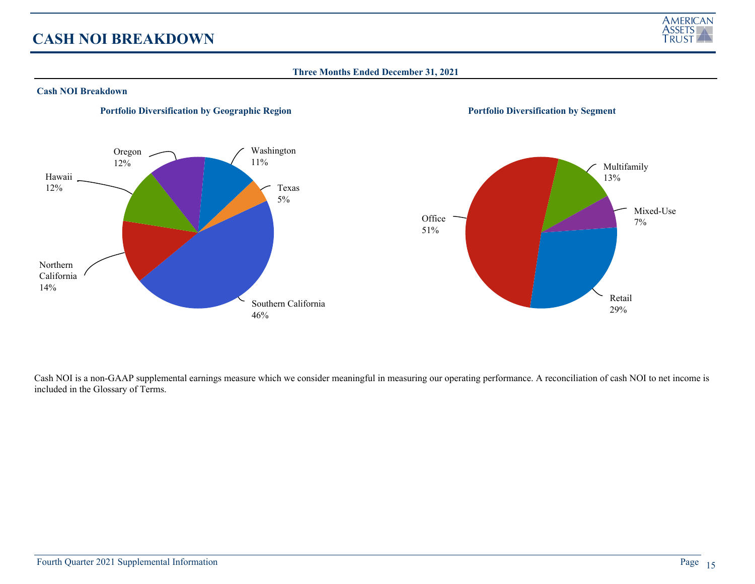# CASH NOI BREAKDOWN

**Three Months Ended December 31, 2021**

**Cash NOI Breakdown**

**Portfolio Diversification by Geographic Region**

| Region | % |
|---|---|
| Southern California | 46% |
| Northern California | 14% |
| Hawaii | 12% |
| Oregon | 12% |
| Washington | 11% |
| Texas | 5% |

**Portfolio Diversification by Segment**

| Segment | % |
|---|---|
| Office | 51% |
| Retail | 29% |
| Multifamily | 13% |
| Mixed-Use | 7% |

Cash NOI is a non-GAAP supplemental earnings measure which we consider meaningful in measuring our operating performance. A reconciliation of cash NOI to net income is included in the Glossary of Terms.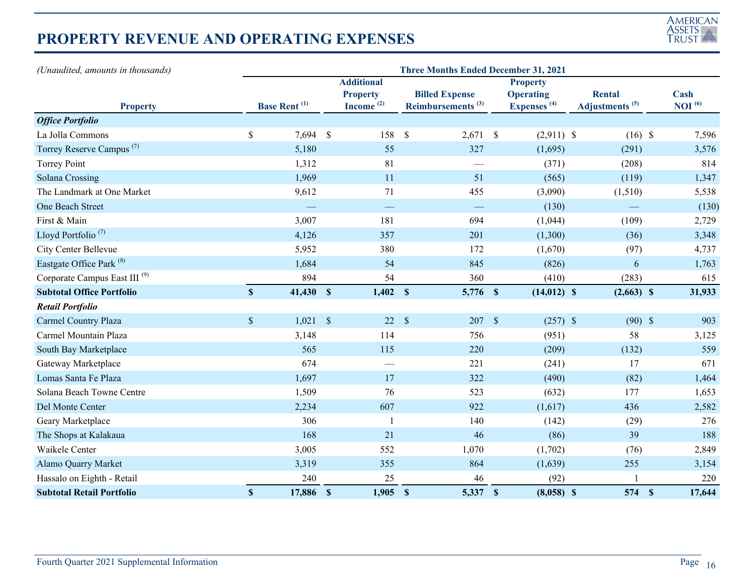# PROPERTY REVENUE AND OPERATING EXPENSES

*(Unaudited, amounts in thousands)*

| | Three Months Ended December 31, 2021 | | | | | |
|---|---|---|---|---|---|---|
| Property | Base Rent [1] | Additional Property Income [2] | Billed Expense Reimbursements [3] | Property Operating Expenses [4] | Rental Adjustments [5] | Cash NOI [6] |
| ***Office Portfolio*** | | | | | | |
| La Jolla Commons | $ 7,694 | $ 158 | $ 2,671 | $ (2,911) | $ (16) | $ 7,596 |
| Torrey Reserve Campus [7] | 5,180 | 55 | 327 | (1,695) | (291) | 3,576 |
| Torrey Point | 1,312 | 81 | — | (371) | (208) | 814 |
| Solana Crossing | 1,969 | 11 | 51 | (565) | (119) | 1,347 |
| The Landmark at One Market | 9,612 | 71 | 455 | (3,090) | (1,510) | 5,538 |
| One Beach Street | — | — | — | (130) | — | (130) |
| First & Main | 3,007 | 181 | 694 | (1,044) | (109) | 2,729 |
| Lloyd Portfolio [7] | 4,126 | 357 | 201 | (1,300) | (36) | 3,348 |
| City Center Bellevue | 5,952 | 380 | 172 | (1,670) | (97) | 4,737 |
| Eastgate Office Park [8] | 1,684 | 54 | 845 | (826) | 6 | 1,763 |
| Corporate Campus East III [9] | 894 | 54 | 360 | (410) | (283) | 615 |
| **Subtotal Office Portfolio** | **$ 41,430** | **$ 1,402** | **$ 5,776** | **$ (14,012)** | **$ (2,663)** | **$ 31,933** |
| ***Retail Portfolio*** | | | | | | |
| Carmel Country Plaza | $ 1,021 | $ 22 | $ 207 | $ (257) | $ (90) | $ 903 |
| Carmel Mountain Plaza | 3,148 | 114 | 756 | (951) | 58 | 3,125 |
| South Bay Marketplace | 565 | 115 | 220 | (209) | (132) | 559 |
| Gateway Marketplace | 674 | — | 221 | (241) | 17 | 671 |
| Lomas Santa Fe Plaza | 1,697 | 17 | 322 | (490) | (82) | 1,464 |
| Solana Beach Towne Centre | 1,509 | 76 | 523 | (632) | 177 | 1,653 |
| Del Monte Center | 2,234 | 607 | 922 | (1,617) | 436 | 2,582 |
| Geary Marketplace | 306 | 1 | 140 | (142) | (29) | 276 |
| The Shops at Kalakaua | 168 | 21 | 46 | (86) | 39 | 188 |
| Waikele Center | 3,005 | 552 | 1,070 | (1,702) | (76) | 2,849 |
| Alamo Quarry Market | 3,319 | 355 | 864 | (1,639) | 255 | 3,154 |
| Hassalo on Eighth - Retail | 240 | 25 | 46 | (92) | 1 | 220 |
| **Subtotal Retail Portfolio** | **$ 17,886** | **$ 1,905** | **$ 5,337** | **$ (8,058)** | **$ 574** | **$ 17,644** |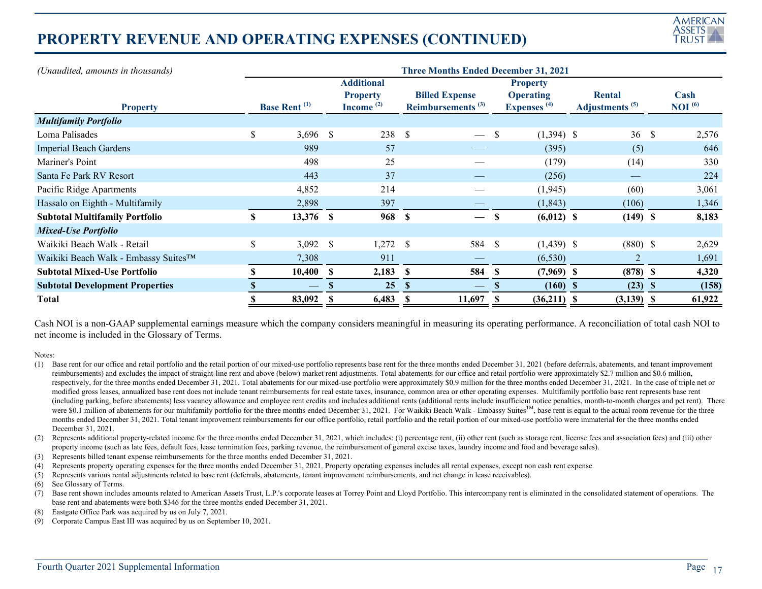# PROPERTY REVENUE AND OPERATING EXPENSES (CONTINUED)

| *(Unaudited, amounts in thousands)* | Three Months Ended December 31, 2021 | | | | | |
|---|---|---|---|---|---|---|
| **Property** | **Base Rent [(1)]** | **Additional Property Income [(2)]** | **Billed Expense Reimbursements [(3)]** | **Property Operating Expenses [(4)]** | **Rental Adjustments [(5)]** | **Cash NOI [(6)]** |
| ***Multifamily Portfolio*** | | | | | | |
| Loma Palisades | $ 3,696 | $ 238 | $ — | $ (1,394) | $ 36 | $ 2,576 |
| Imperial Beach Gardens | 989 | 57 | — | (395) | (5) | 646 |
| Mariner's Point | 498 | 25 | — | (179) | (14) | 330 |
| Santa Fe Park RV Resort | 443 | 37 | — | (256) | — | 224 |
| Pacific Ridge Apartments | 4,852 | 214 | — | (1,945) | (60) | 3,061 |
| Hassalo on Eighth - Multifamily | 2,898 | 397 | — | (1,843) | (106) | 1,346 |
| **Subtotal Multifamily Portfolio** | **$ 13,376** | **$ 968** | **$ —** | **$ (6,012)** | **$ (149)** | **$ 8,183** |
| ***Mixed-Use Portfolio*** | | | | | | |
| Waikiki Beach Walk - Retail | $ 3,092 | $ 1,272 | $ 584 | $ (1,439) | $ (880) | $ 2,629 |
| Waikiki Beach Walk - Embassy Suites™ | 7,308 | 911 | — | (6,530) | 2 | 1,691 |
| **Subtotal Mixed-Use Portfolio** | **$ 10,400** | **$ 2,183** | **$ 584** | **$ (7,969)** | **$ (878)** | **$ 4,320** |
| **Subtotal Development Properties** | **$ —** | **$ 25** | **$ —** | **$ (160)** | **$ (23)** | **$ (158)** |
| **Total** | **$ 83,092** | **$ 6,483** | **$ 11,697** | **$ (36,211)** | **$ (3,139)** | **$ 61,922** |

Cash NOI is a non-GAAP supplemental earnings measure which the company considers meaningful in measuring its operating performance. A reconciliation of total cash NOI to net income is included in the Glossary of Terms.

Notes:

(1) Base rent for our office and retail portfolio and the retail portion of our mixed-use portfolio represents base rent for the three months ended December 31, 2021 (before deferrals, abatements, and tenant improvement reimbursements) and excludes the impact of straight-line rent and above (below) market rent adjustments. Total abatements for our office and retail portfolio were approximately $2.7 million and $0.6 million, respectively, for the three months ended December 31, 2021. Total abatements for our mixed-use portfolio were approximately $0.9 million for the three months ended December 31, 2021. In the case of triple net or modified gross leases, annualized base rent does not include tenant reimbursements for real estate taxes, insurance, common area or other operating expenses. Multifamily portfolio base rent represents base rent (including parking, before abatements) less vacancy allowance and employee rent credits and includes additional rents (additional rents include insufficient notice penalties, month-to-month charges and pet rent). There were $0.1 million of abatements for our multifamily portfolio for the three months ended December 31, 2021. For Waikiki Beach Walk - Embassy Suites™, base rent is equal to the actual room revenue for the three months ended December 31, 2021. Total tenant improvement reimbursements for our office portfolio, retail portfolio and the retail portion of our mixed-use portfolio were immaterial for the three months ended December 31, 2021.

(2) Represents additional property-related income for the three months ended December 31, 2021, which includes: (i) percentage rent, (ii) other rent (such as storage rent, license fees and association fees) and (iii) other property income (such as late fees, default fees, lease termination fees, parking revenue, the reimbursement of general excise taxes, laundry income and food and beverage sales).

(3) Represents billed tenant expense reimbursements for the three months ended December 31, 2021.

(4) Represents property operating expenses for the three months ended December 31, 2021. Property operating expenses includes all rental expenses, except non cash rent expense.

(5) Represents various rental adjustments related to base rent (deferrals, abatements, tenant improvement reimbursements, and net change in lease receivables).

(6) See Glossary of Terms.

(7) Base rent shown includes amounts related to American Assets Trust, L.P.'s corporate leases at Torrey Point and Lloyd Portfolio. This intercompany rent is eliminated in the consolidated statement of operations. The base rent and abatements were both $346 for the three months ended December 31, 2021.

(8) Eastgate Office Park was acquired by us on July 7, 2021.

(9) Corporate Campus East III was acquired by us on September 10, 2021.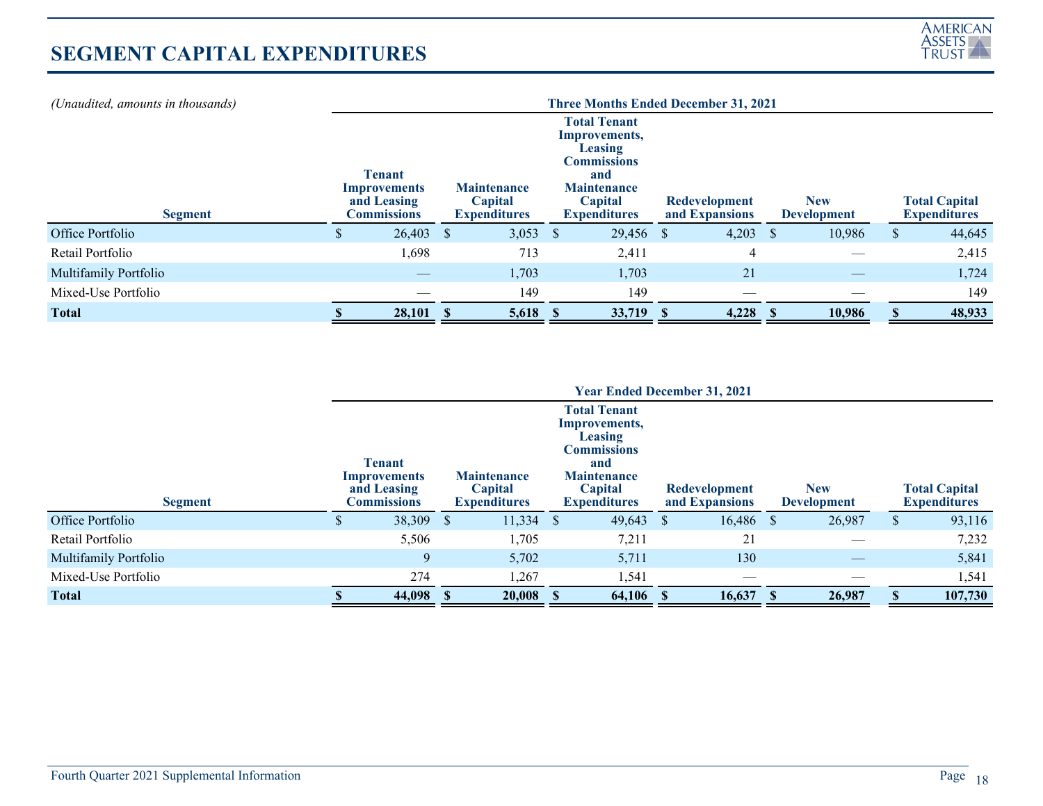# SEGMENT CAPITAL EXPENDITURES

*(Unaudited, amounts in thousands)*

| | Three Months Ended December 31, 2021 | | | | | |
|---|---|---|---|---|---|---|
| **Segment** | **Tenant Improvements and Leasing Commissions** | **Maintenance Capital Expenditures** | **Total Tenant Improvements, Leasing Commissions and Maintenance Capital Expenditures** | **Redevelopment and Expansions** | **New Development** | **Total Capital Expenditures** |
| Office Portfolio | $ 26,403 | $ 3,053 | $ 29,456 | $ 4,203 | $ 10,986 | $ 44,645 |
| Retail Portfolio | 1,698 | 713 | 2,411 | 4 | — | 2,415 |
| Multifamily Portfolio | — | 1,703 | 1,703 | 21 | — | 1,724 |
| Mixed-Use Portfolio | — | 149 | 149 | — | — | 149 |
| **Total** | **$ 28,101** | **$ 5,618** | **$ 33,719** | **$ 4,228** | **$ 10,986** | **$ 48,933** |

| | Year Ended December 31, 2021 | | | | | |
|---|---|---|---|---|---|---|
| **Segment** | **Tenant Improvements and Leasing Commissions** | **Maintenance Capital Expenditures** | **Total Tenant Improvements, Leasing Commissions and Maintenance Capital Expenditures** | **Redevelopment and Expansions** | **New Development** | **Total Capital Expenditures** |
| Office Portfolio | $ 38,309 | $ 11,334 | $ 49,643 | $ 16,486 | $ 26,987 | $ 93,116 |
| Retail Portfolio | 5,506 | 1,705 | 7,211 | 21 | — | 7,232 |
| Multifamily Portfolio | 9 | 5,702 | 5,711 | 130 | — | 5,841 |
| Mixed-Use Portfolio | 274 | 1,267 | 1,541 | — | — | 1,541 |
| **Total** | **$ 44,098** | **$ 20,008** | **$ 64,106** | **$ 16,637** | **$ 26,987** | **$ 107,730** |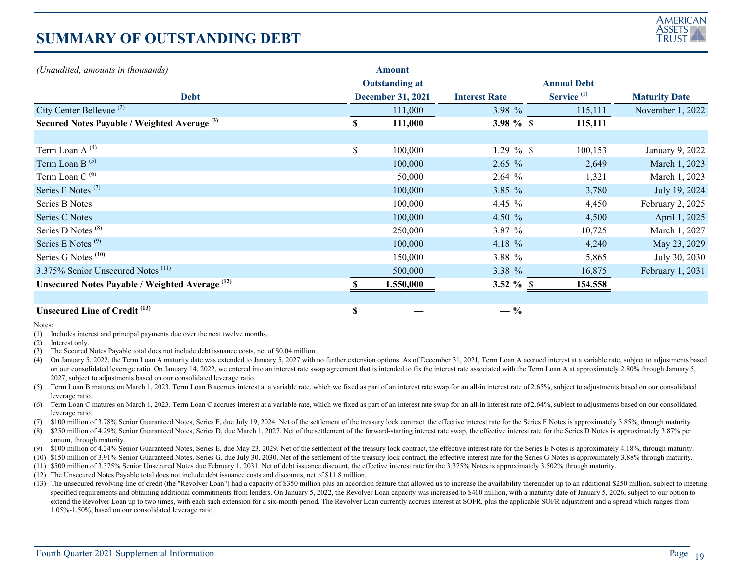# SUMMARY OF OUTSTANDING DEBT

*(Unaudited, amounts in thousands)*

| Debt | Amount Outstanding at December 31, 2021 | Interest Rate | Annual Debt Service [(1)] | Maturity Date |
|---|---|---|---|---|
| City Center Bellevue [(2)] | 111,000 | 3.98 % | 115,111 | November 1, 2022 |
| **Secured Notes Payable / Weighted Average [(3)]** | **$ 111,000** | **3.98 %** | **$ 115,111** | |
| | | | | |
| Term Loan A [(4)] | $ 100,000 | 1.29 % | $ 100,153 | January 9, 2022 |
| Term Loan B [(5)] | 100,000 | 2.65 % | 2,649 | March 1, 2023 |
| Term Loan C [(6)] | 50,000 | 2.64 % | 1,321 | March 1, 2023 |
| Series F Notes [(7)] | 100,000 | 3.85 % | 3,780 | July 19, 2024 |
| Series B Notes | 100,000 | 4.45 % | 4,450 | February 2, 2025 |
| Series C Notes | 100,000 | 4.50 % | 4,500 | April 1, 2025 |
| Series D Notes [(8)] | 250,000 | 3.87 % | 10,725 | March 1, 2027 |
| Series E Notes [(9)] | 100,000 | 4.18 % | 4,240 | May 23, 2029 |
| Series G Notes [(10)] | 150,000 | 3.88 % | 5,865 | July 30, 2030 |
| 3.375% Senior Unsecured Notes [(11)] | 500,000 | 3.38 % | 16,875 | February 1, 2031 |
| **Unsecured Notes Payable / Weighted Average [(12)]** | **$ 1,550,000** | **3.52 %** | **$ 154,558** | |
| | | | | |
| **Unsecured Line of Credit [(13)]** | **$ —** | **— %** | | |

Notes:

(1) Includes interest and principal payments due over the next twelve months.

(2) Interest only.

(3) The Secured Notes Payable total does not include debt issuance costs, net of $0.04 million.

(4) On January 5, 2022, the Term Loan A maturity date was extended to January 5, 2027 with no further extension options. As of December 31, 2021, Term Loan A accrued interest at a variable rate, subject to adjustments based on our consolidated leverage ratio. On January 14, 2022, we entered into an interest rate swap agreement that is intended to fix the interest rate associated with the Term Loan A at approximately 2.80% through January 5, 2027, subject to adjustments based on our consolidated leverage ratio.

(5) Term Loan B matures on March 1, 2023. Term Loan B accrues interest at a variable rate, which we fixed as part of an interest rate swap for an all-in interest rate of 2.65%, subject to adjustments based on our consolidated leverage ratio.

(6) Term Loan C matures on March 1, 2023. Term Loan C accrues interest at a variable rate, which we fixed as part of an interest rate swap for an all-in interest rate of 2.64%, subject to adjustments based on our consolidated leverage ratio.

(7) $100 million of 3.78% Senior Guaranteed Notes, Series F, due July 19, 2024. Net of the settlement of the treasury lock contract, the effective interest rate for the Series F Notes is approximately 3.85%, through maturity.

(8) $250 million of 4.29% Senior Guaranteed Notes, Series D, due March 1, 2027. Net of the settlement of the forward-starting interest rate swap, the effective interest rate for the Series D Notes is approximately 3.87% per annum, through maturity.

(9) $100 million of 4.24% Senior Guaranteed Notes, Series E, due May 23, 2029. Net of the settlement of the treasury lock contract, the effective interest rate for the Series E Notes is approximately 4.18%, through maturity.

(10) $150 million of 3.91% Senior Guaranteed Notes, Series G, due July 30, 2030. Net of the settlement of the treasury lock contract, the effective interest rate for the Series G Notes is approximately 3.88% through maturity.

(11) $500 million of 3.375% Senior Unsecured Notes due February 1, 2031. Net of debt issuance discount, the effective interest rate for the 3.375% Notes is approximately 3.502% through maturity.

(12) The Unsecured Notes Payable total does not include debt issuance costs and discounts, net of $11.8 million.

(13) The unsecured revolving line of credit (the "Revolver Loan") had a capacity of $350 million plus an accordion feature that allowed us to increase the availability thereunder up to an additional $250 million, subject to meeting specified requirements and obtaining additional commitments from lenders. On January 5, 2022, the Revolver Loan capacity was increased to $400 million, with a maturity date of January 5, 2026, subject to our option to extend the Revolver Loan up to two times, with each such extension for a six-month period. The Revolver Loan currently accrues interest at SOFR, plus the applicable SOFR adjustment and a spread which ranges from 1.05%-1.50%, based on our consolidated leverage ratio.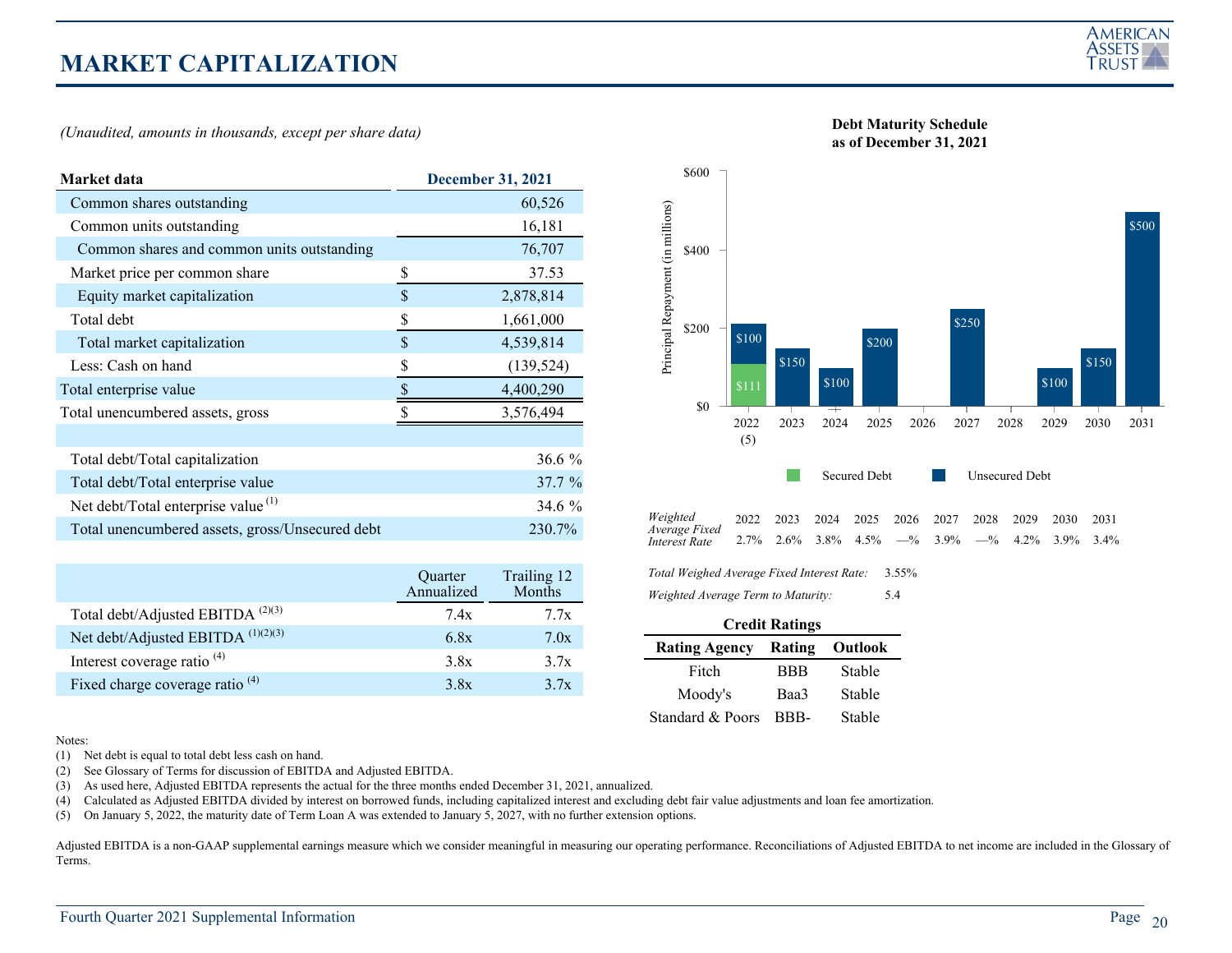# MARKET CAPITALIZATION

*(Unaudited, amounts in thousands, except per share data)*

| Market data | December 31, 2021 |
|---|---|
| Common shares outstanding | 60,526 |
| Common units outstanding | 16,181 |
| Common shares and common units outstanding | 76,707 |
| Market price per common share | $ 37.53 |
| Equity market capitalization | $ 2,878,814 |
| Total debt | $ 1,661,000 |
| Total market capitalization | $ 4,539,814 |
| Less: Cash on hand | $ (139,524) |
| Total enterprise value | $ 4,400,290 |
| Total unencumbered assets, gross | $ 3,576,494 |
| | |
| Total debt/Total capitalization | 36.6 % |
| Total debt/Total enterprise value | 37.7 % |
| Net debt/Total enterprise value [1] | 34.6 % |
| Total unencumbered assets, gross/Unsecured debt | 230.7% |

| | Quarter Annualized | Trailing 12 Months |
|---|---|---|
| Total debt/Adjusted EBITDA [2][3] | 7.4x | 7.7x |
| Net debt/Adjusted EBITDA [1][2][3] | 6.8x | 7.0x |
| Interest coverage ratio [4] | 3.8x | 3.7x |
| Fixed charge coverage ratio [4] | 3.8x | 3.7x |

**Debt Maturity Schedule as of December 31, 2021**

Principal Repayment (in millions)

| Year | Secured Debt | Unsecured Debt |
|---|---|---|
| 2022 (5) | $111 | $100 |
| 2023 | | $150 |
| 2024 | | $100 |
| 2025 | | $200 |
| 2026 | | |
| 2027 | | $250 |
| 2028 | | |
| 2029 | | $100 |
| 2030 | | $150 |
| 2031 | | $500 |

| *Weighted Average Fixed Interest Rate* | 2022 | 2023 | 2024 | 2025 | 2026 | 2027 | 2028 | 2029 | 2030 | 2031 |
|---|---|---|---|---|---|---|---|---|---|---|
| | 2.7% | 2.6% | 3.8% | 4.5% | —% | 3.9% | —% | 4.2% | 3.9% | 3.4% |

*Total Weighed Average Fixed Interest Rate:* 3.55%

*Weighted Average Term to Maturity:* 5.4

**Credit Ratings**

| Rating Agency | Rating | Outlook |
|---|---|---|
| Fitch | BBB | Stable |
| Moody's | Baa3 | Stable |
| Standard & Poors | BBB- | Stable |

Notes:

(1) Net debt is equal to total debt less cash on hand.
(2) See Glossary of Terms for discussion of EBITDA and Adjusted EBITDA.
(3) As used here, Adjusted EBITDA represents the actual for the three months ended December 31, 2021, annualized.
(4) Calculated as Adjusted EBITDA divided by interest on borrowed funds, including capitalized interest and excluding debt fair value adjustments and loan fee amortization.
(5) On January 5, 2022, the maturity date of Term Loan A was extended to January 5, 2027, with no further extension options.

Adjusted EBITDA is a non-GAAP supplemental earnings measure which we consider meaningful in measuring our operating performance. Reconciliations of Adjusted EBITDA to net income are included in the Glossary of Terms.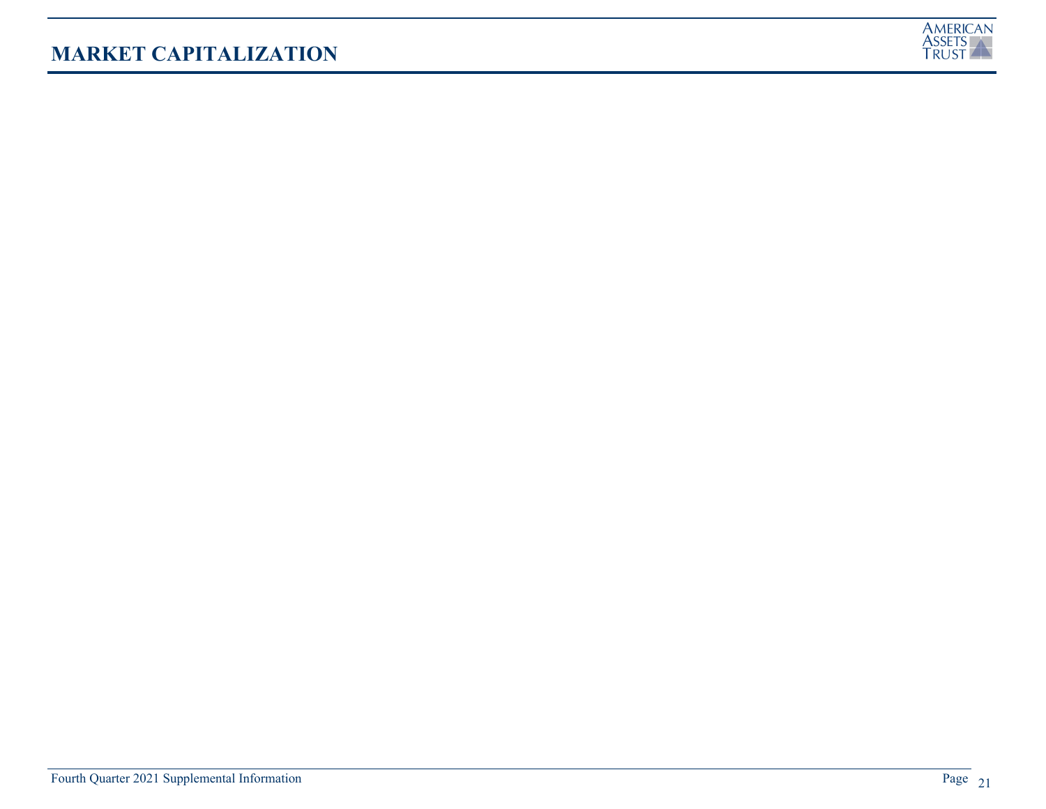# MARKET CAPITALIZATION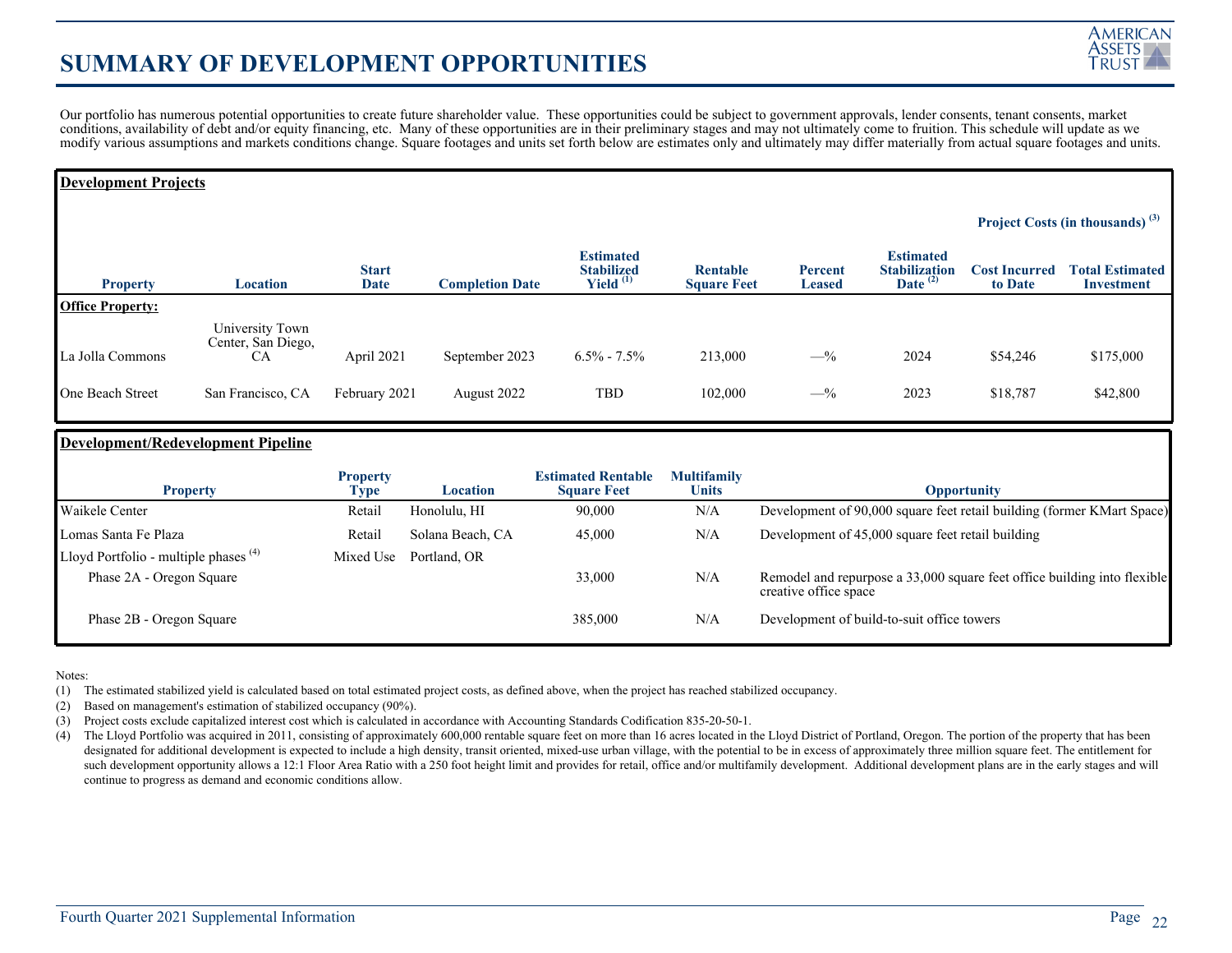# SUMMARY OF DEVELOPMENT OPPORTUNITIES

Our portfolio has numerous potential opportunities to create future shareholder value. These opportunities could be subject to government approvals, lender consents, tenant consents, market conditions, availability of debt and/or equity financing, etc. Many of these opportunities are in their preliminary stages and may not ultimately come to fruition. This schedule will update as we modify various assumptions and markets conditions change. Square footages and units set forth below are estimates only and ultimately may differ materially from actual square footages and units.

**Development Projects**

| | | | | | | | | Project Costs (in thousands) [(3)] | |
|---|---|---|---|---|---|---|---|---|---|
| **Property** | **Location** | **Start Date** | **Completion Date** | **Estimated Stabilized Yield** [(1)] | **Rentable Square Feet** | **Percent Leased** | **Estimated Stabilization Date** [(2)] | **Cost Incurred to Date** | **Total Estimated Investment** |
| **Office Property:** | | | | | | | | | |
| La Jolla Commons | University Town Center, San Diego, CA | April 2021 | September 2023 | 6.5% - 7.5% | 213,000 | —% | 2024 | $54,246 | $175,000 |
| One Beach Street | San Francisco, CA | February 2021 | August 2022 | TBD | 102,000 | —% | 2023 | $18,787 | $42,800 |

**Development/Redevelopment Pipeline**

| Property | Property Type | Location | Estimated Rentable Square Feet | Multifamily Units | Opportunity |
|---|---|---|---|---|---|
| Waikele Center | Retail | Honolulu, HI | 90,000 | N/A | Development of 90,000 square feet retail building (former KMart Space) |
| Lomas Santa Fe Plaza | Retail | Solana Beach, CA | 45,000 | N/A | Development of 45,000 square feet retail building |
| Lloyd Portfolio - multiple phases [(4)] | Mixed Use | Portland, OR | | | |
| Phase 2A - Oregon Square | | | 33,000 | N/A | Remodel and repurpose a 33,000 square feet office building into flexible creative office space |
| Phase 2B - Oregon Square | | | 385,000 | N/A | Development of build-to-suit office towers |

Notes:

(1) The estimated stabilized yield is calculated based on total estimated project costs, as defined above, when the project has reached stabilized occupancy.

(2) Based on management's estimation of stabilized occupancy (90%).

(3) Project costs exclude capitalized interest cost which is calculated in accordance with Accounting Standards Codification 835-20-50-1.

(4) The Lloyd Portfolio was acquired in 2011, consisting of approximately 600,000 rentable square feet on more than 16 acres located in the Lloyd District of Portland, Oregon. The portion of the property that has been designated for additional development is expected to include a high density, transit oriented, mixed-use urban village, with the potential to be in excess of approximately three million square feet. The entitlement for such development opportunity allows a 12:1 Floor Area Ratio with a 250 foot height limit and provides for retail, office and/or multifamily development. Additional development plans are in the early stages and will continue to progress as demand and economic conditions allow.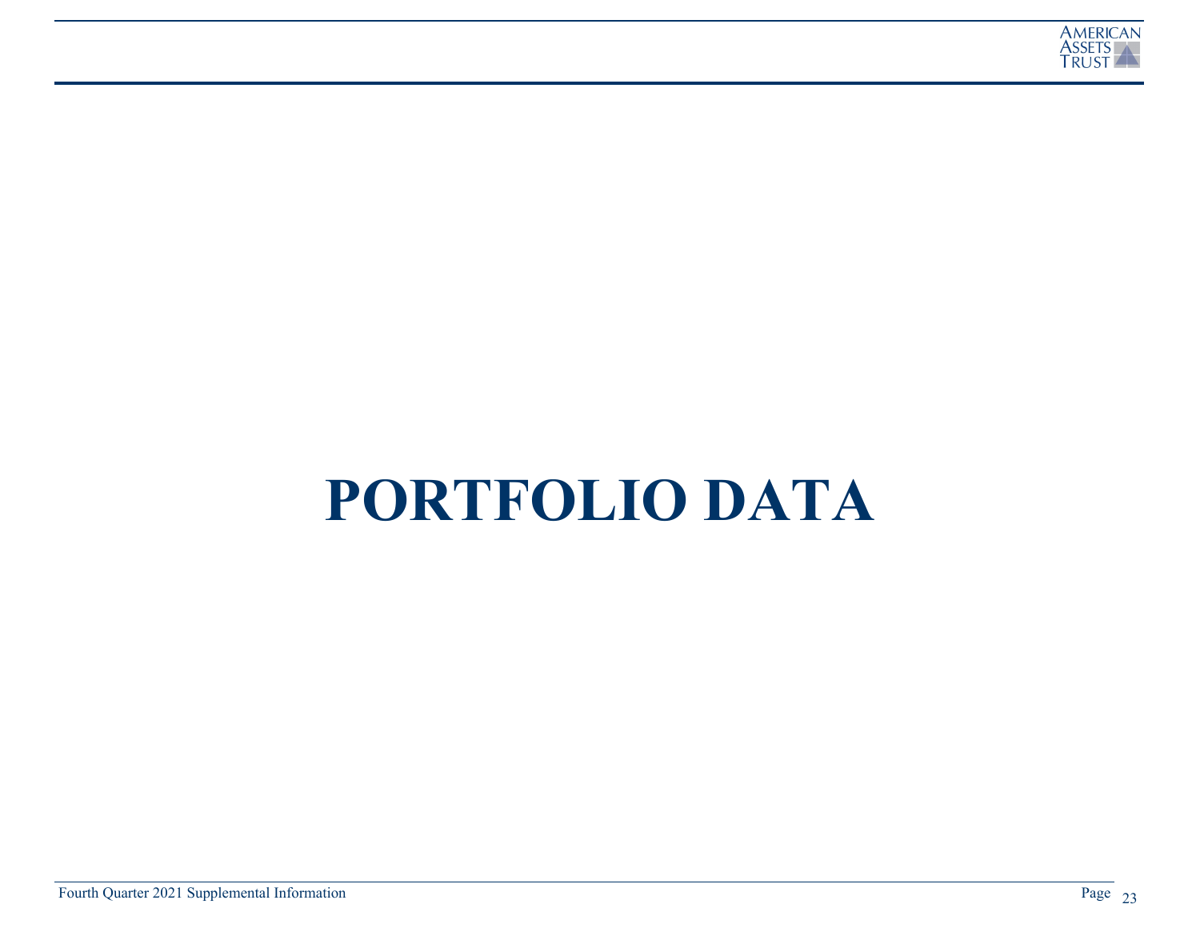# PORTFOLIO DATA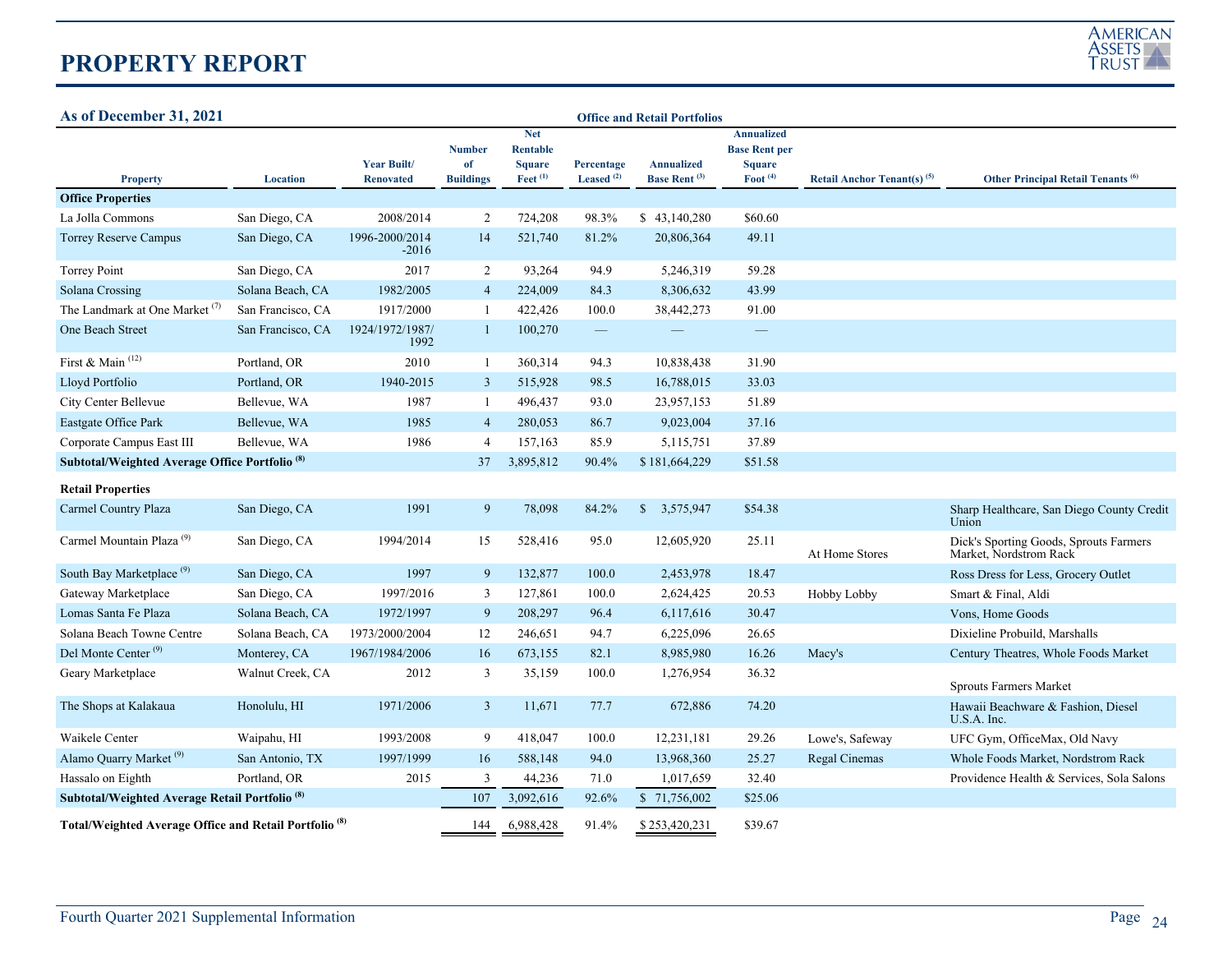# PROPERTY REPORT

**As of December 31, 2021**

**Office and Retail Portfolios**

| Property | Location | Year Built/ Renovated | Number of Buildings | Net Rentable Square Feet [1] | Percentage Leased [2] | Annualized Base Rent [3] | Annualized Base Rent per Square Foot [4] | Retail Anchor Tenant(s) [5] | Other Principal Retail Tenants [6] |
|---|---|---|---|---|---|---|---|---|---|
| **Office Properties** | | | | | | | | | |
| La Jolla Commons | San Diego, CA | 2008/2014 | 2 | 724,208 | 98.3% | $ 43,140,280 | $60.60 | | |
| Torrey Reserve Campus | San Diego, CA | 1996-2000/2014-2016 | 14 | 521,740 | 81.2% | 20,806,364 | 49.11 | | |
| Torrey Point | San Diego, CA | 2017 | 2 | 93,264 | 94.9 | 5,246,319 | 59.28 | | |
| Solana Crossing | Solana Beach, CA | 1982/2005 | 4 | 224,009 | 84.3 | 8,306,632 | 43.99 | | |
| The Landmark at One Market [7] | San Francisco, CA | 1917/2000 | 1 | 422,426 | 100.0 | 38,442,273 | 91.00 | | |
| One Beach Street | San Francisco, CA | 1924/1972/1987/1992 | 1 | 100,270 | — | — | — | | |
| First & Main [12] | Portland, OR | 2010 | 1 | 360,314 | 94.3 | 10,838,438 | 31.90 | | |
| Lloyd Portfolio | Portland, OR | 1940-2015 | 3 | 515,928 | 98.5 | 16,788,015 | 33.03 | | |
| City Center Bellevue | Bellevue, WA | 1987 | 1 | 496,437 | 93.0 | 23,957,153 | 51.89 | | |
| Eastgate Office Park | Bellevue, WA | 1985 | 4 | 280,053 | 86.7 | 9,023,004 | 37.16 | | |
| Corporate Campus East III | Bellevue, WA | 1986 | 4 | 157,163 | 85.9 | 5,115,751 | 37.89 | | |
| **Subtotal/Weighted Average Office Portfolio [8]** | | | 37 | 3,895,812 | 90.4% | $ 181,664,229 | $51.58 | | |
| **Retail Properties** | | | | | | | | | |
| Carmel Country Plaza | San Diego, CA | 1991 | 9 | 78,098 | 84.2% | $ 3,575,947 | $54.38 | | Sharp Healthcare, San Diego County Credit Union |
| Carmel Mountain Plaza [9] | San Diego, CA | 1994/2014 | 15 | 528,416 | 95.0 | 12,605,920 | 25.11 | At Home Stores | Dick's Sporting Goods, Sprouts Farmers Market, Nordstrom Rack |
| South Bay Marketplace [9] | San Diego, CA | 1997 | 9 | 132,877 | 100.0 | 2,453,978 | 18.47 | | Ross Dress for Less, Grocery Outlet |
| Gateway Marketplace | San Diego, CA | 1997/2016 | 3 | 127,861 | 100.0 | 2,624,425 | 20.53 | Hobby Lobby | Smart & Final, Aldi |
| Lomas Santa Fe Plaza | Solana Beach, CA | 1972/1997 | 9 | 208,297 | 96.4 | 6,117,616 | 30.47 | | Vons, Home Goods |
| Solana Beach Towne Centre | Solana Beach, CA | 1973/2000/2004 | 12 | 246,651 | 94.7 | 6,225,096 | 26.65 | | Dixieline Probuild, Marshalls |
| Del Monte Center [9] | Monterey, CA | 1967/1984/2006 | 16 | 673,155 | 82.1 | 8,985,980 | 16.26 | Macy's | Century Theatres, Whole Foods Market |
| Geary Marketplace | Walnut Creek, CA | 2012 | 3 | 35,159 | 100.0 | 1,276,954 | 36.32 | | Sprouts Farmers Market |
| The Shops at Kalakaua | Honolulu, HI | 1971/2006 | 3 | 11,671 | 77.7 | 672,886 | 74.20 | | Hawaii Beachware & Fashion, Diesel U.S.A. Inc. |
| Waikele Center | Waipahu, HI | 1993/2008 | 9 | 418,047 | 100.0 | 12,231,181 | 29.26 | Lowe's, Safeway | UFC Gym, OfficeMax, Old Navy |
| Alamo Quarry Market [9] | San Antonio, TX | 1997/1999 | 16 | 588,148 | 94.0 | 13,968,360 | 25.27 | Regal Cinemas | Whole Foods Market, Nordstrom Rack |
| Hassalo on Eighth | Portland, OR | 2015 | 3 | 44,236 | 71.0 | 1,017,659 | 32.40 | | Providence Health & Services, Sola Salons |
| **Subtotal/Weighted Average Retail Portfolio [8]** | | | 107 | 3,092,616 | 92.6% | $ 71,756,002 | $25.06 | | |
| **Total/Weighted Average Office and Retail Portfolio [8]** | | | 144 | 6,988,428 | 91.4% | $ 253,420,231 | $39.67 | | |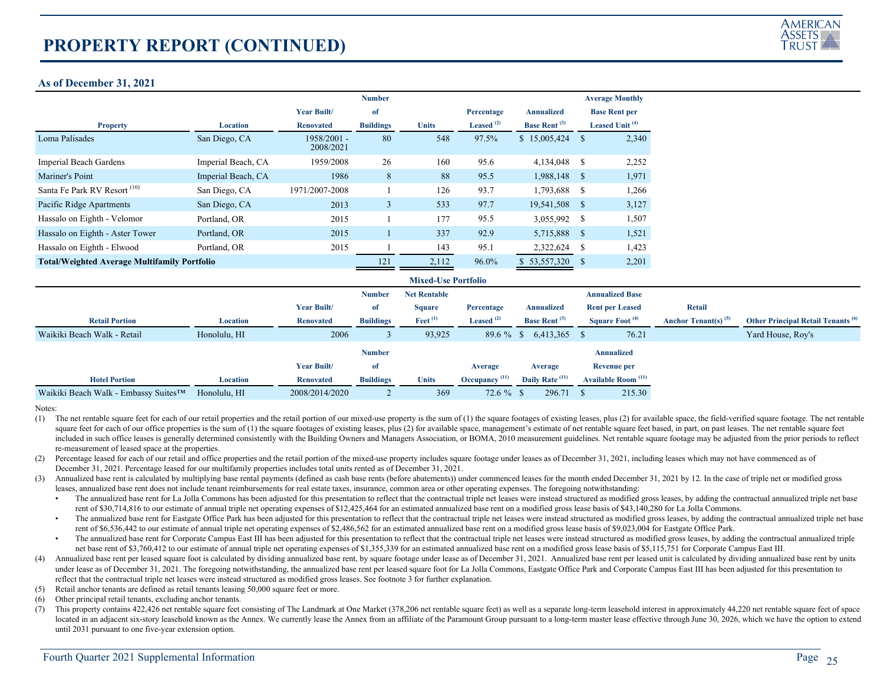# PROPERTY REPORT (CONTINUED)

### As of December 31, 2021

| Property | Location | Year Built/ Renovated | Number of Buildings | Units | Percentage Leased [2] | Annualized Base Rent [3] | Average Monthly Base Rent per Leased Unit [4] |
|---|---|---|---|---|---|---|---|
| Loma Palisades | San Diego, CA | 1958/2001 - 2008/2021 | 80 | 548 | 97.5% | $ 15,005,424 | $ 2,340 |
| Imperial Beach Gardens | Imperial Beach, CA | 1959/2008 | 26 | 160 | 95.6 | 4,134,048 | $ 2,252 |
| Mariner's Point | Imperial Beach, CA | 1986 | 8 | 88 | 95.5 | 1,988,148 | $ 1,971 |
| Santa Fe Park RV Resort [10] | San Diego, CA | 1971/2007-2008 | 1 | 126 | 93.7 | 1,793,688 | $ 1,266 |
| Pacific Ridge Apartments | San Diego, CA | 2013 | 3 | 533 | 97.7 | 19,541,508 | $ 3,127 |
| Hassalo on Eighth - Velomor | Portland, OR | 2015 | 1 | 177 | 95.5 | 3,055,992 | $ 1,507 |
| Hassalo on Eighth - Aster Tower | Portland, OR | 2015 | 1 | 337 | 92.9 | 5,715,888 | $ 1,521 |
| Hassalo on Eighth - Elwood | Portland, OR | 2015 | 1 | 143 | 95.1 | 2,322,624 | $ 1,423 |
| **Total/Weighted Average Multifamily Portfolio** | | | 121 | 2,112 | 96.0% | $ 53,557,320 | $ 2,201 |

### Mixed-Use Portfolio

| Retail Portion | Location | Year Built/ Renovated | Number of Buildings | Net Rentable Square Feet [1] | Percentage Leased [2] | Annualized Base Rent [3] | Annualized Base Rent per Leased Square Foot [4] | Retail Anchor Tenant(s) [5] | Other Principal Retail Tenants [6] |
|---|---|---|---|---|---|---|---|---|---|
| Waikiki Beach Walk - Retail | Honolulu, HI | 2006 | 3 | 93,925 | 89.6 % | $ 6,413,365 | $ 76.21 | | Yard House, Roy's |

| Hotel Portion | Location | Year Built/ Renovated | Number of Buildings | Units | Average Occupancy [11] | Average Daily Rate [11] | Annualized Revenue per Available Room [11] |
|---|---|---|---|---|---|---|---|
| Waikiki Beach Walk - Embassy Suites™ | Honolulu, HI | 2008/2014/2020 | 2 | 369 | 72.6 % | $ 296.71 | $ 215.30 |

Notes:

(1) The net rentable square feet for each of our retail properties and the retail portion of our mixed-use property is the sum of (1) the square footages of existing leases, plus (2) for available space, the field-verified square footage. The net rentable square feet for each of our office properties is the sum of (1) the square footages of existing leases, plus (2) for available space, management's estimate of net rentable square feet based, in part, on past leases. The net rentable square feet included in such office leases is generally determined consistently with the Building Owners and Managers Association, or BOMA, 2010 measurement guidelines. Net rentable square footage may be adjusted from the prior periods to reflect re-measurement of leased space at the properties.

(2) Percentage leased for each of our retail and office properties and the retail portion of the mixed-use property includes square footage under leases as of December 31, 2021, including leases which may not have commenced as of December 31, 2021. Percentage leased for our multifamily properties includes total units rented as of December 31, 2021.

(3) Annualized base rent is calculated by multiplying base rental payments (defined as cash base rents (before abatements)) under commenced leases for the month ended December 31, 2021 by 12. In the case of triple net or modified gross leases, annualized base rent does not include tenant reimbursements for real estate taxes, insurance, common area or other operating expenses. The foregoing notwithstanding:
- The annualized base rent for La Jolla Commons has been adjusted for this presentation to reflect that the contractual triple net leases were instead structured as modified gross leases, by adding the contractual annualized triple net base rent of $30,714,816 to our estimate of annual triple net operating expenses of $12,425,464 for an estimated annualized base rent on a modified gross lease basis of $43,140,280 for La Jolla Commons.
- The annualized base rent for Eastgate Office Park has been adjusted for this presentation to reflect that the contractual triple net leases were instead structured as modified gross leases, by adding the contractual annualized triple net base rent of $6,536,442 to our estimate of annual triple net operating expenses of $2,486,562 for an estimated annualized base rent on a modified gross lease basis of $9,023,004 for Eastgate Office Park.
- The annualized base rent for Corporate Campus East III has been adjusted for this presentation to reflect that the contractual triple net leases were instead structured as modified gross leases, by adding the contractual annualized triple net base rent of $3,760,412 to our estimate of annual triple net operating expenses of $1,355,339 for an estimated annualized base rent on a modified gross lease basis of $5,115,751 for Corporate Campus East III.

(4) Annualized base rent per leased square foot is calculated by dividing annualized base rent, by square footage under lease as of December 31, 2021. Annualized base rent per leased unit is calculated by dividing annualized base rent by units under lease as of December 31, 2021. The foregoing notwithstanding, the annualized base rent per leased square foot for La Jolla Commons, Eastgate Office Park and Corporate Campus East III has been adjusted for this presentation to reflect that the contractual triple net leases were instead structured as modified gross leases. See footnote 3 for further explanation.

(5) Retail anchor tenants are defined as retail tenants leasing 50,000 square feet or more.

(6) Other principal retail tenants, excluding anchor tenants.

(7) This property contains 422,426 net rentable square feet consisting of The Landmark at One Market (378,206 net rentable square feet) as well as a separate long-term leasehold interest in approximately 44,220 net rentable square feet of space located in an adjacent six-story leasehold known as the Annex. We currently lease the Annex from an affiliate of the Paramount Group pursuant to a long-term master lease effective through June 30, 2026, which we have the option to extend until 2031 pursuant to one five-year extension option.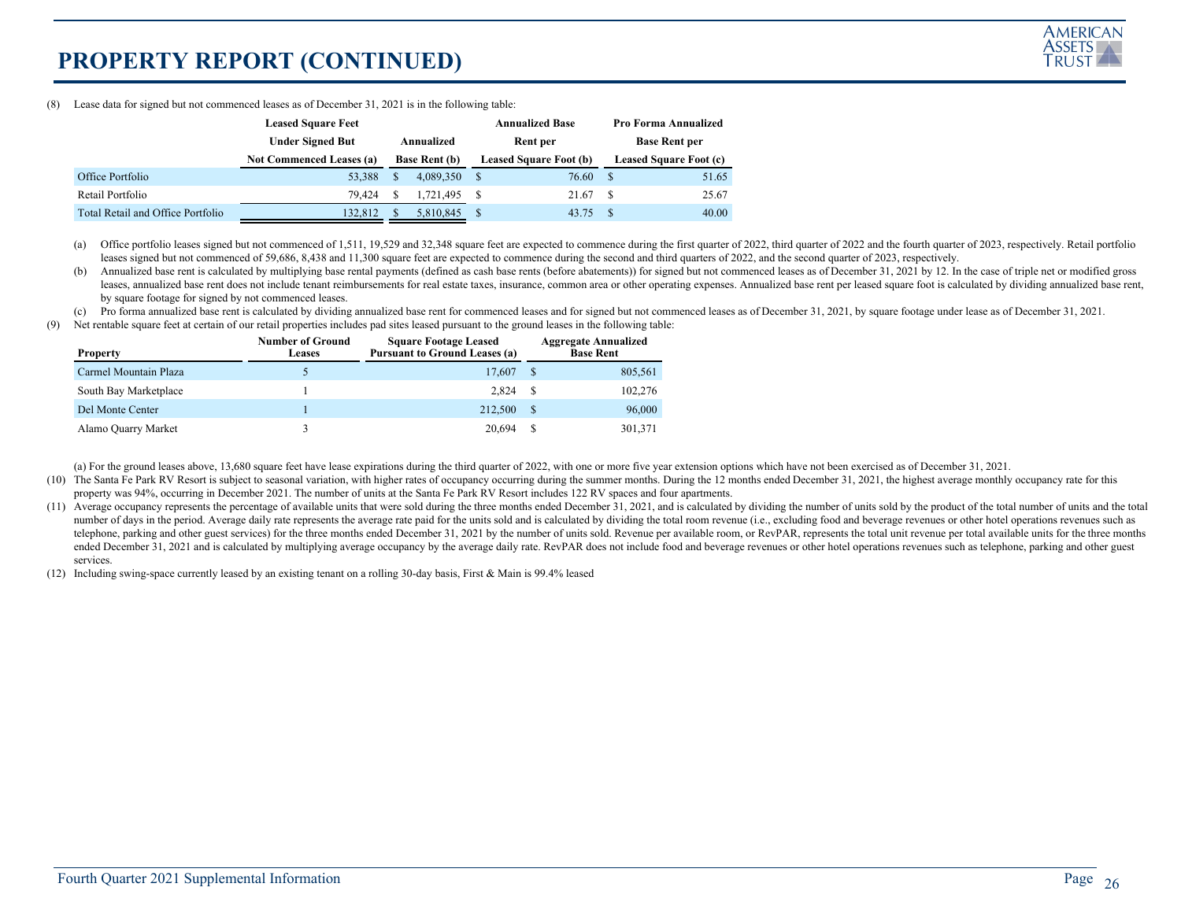# PROPERTY REPORT (CONTINUED)

(8) Lease data for signed but not commenced leases as of December 31, 2021 is in the following table:

| | Leased Square Feet Under Signed But Not Commenced Leases (a) | Annualized Base Rent (b) | Annualized Base Rent per Leased Square Foot (b) | Pro Forma Annualized Base Rent per Leased Square Foot (c) |
|---|---|---|---|---|
| Office Portfolio | 53,388 | $ 4,089,350 | $ 76.60 | $ 51.65 |
| Retail Portfolio | 79,424 | $ 1,721,495 | $ 21.67 | $ 25.67 |
| Total Retail and Office Portfolio | 132,812 | $ 5,810,845 | $ 43.75 | $ 40.00 |

(a) Office portfolio leases signed but not commenced of 1,511, 19,529 and 32,348 square feet are expected to commence during the first quarter of 2022, third quarter of 2022 and the fourth quarter of 2023, respectively. Retail portfolio leases signed but not commenced of 59,686, 8,438 and 11,300 square feet are expected to commence during the second and third quarters of 2022, and the second quarter of 2023, respectively.

(b) Annualized base rent is calculated by multiplying base rental payments (defined as cash base rents (before abatements)) for signed but not commenced leases as of December 31, 2021 by 12. In the case of triple net or modified gross leases, annualized base rent does not include tenant reimbursements for real estate taxes, insurance, common area or other operating expenses. Annualized base rent per leased square foot is calculated by dividing annualized base rent, by square footage for signed by not commenced leases.

(c) Pro forma annualized base rent is calculated by dividing annualized base rent for commenced leases and for signed but not commenced leases as of December 31, 2021, by square footage under lease as of December 31, 2021.

(9) Net rentable square feet at certain of our retail properties includes pad sites leased pursuant to the ground leases in the following table:

| Property | Number of Ground Leases | Square Footage Leased Pursuant to Ground Leases (a) | Aggregate Annualized Base Rent |
|---|---|---|---|
| Carmel Mountain Plaza | 5 | 17,607 | $ 805,561 |
| South Bay Marketplace | 1 | 2,824 | $ 102,276 |
| Del Monte Center | 1 | 212,500 | $ 96,000 |
| Alamo Quarry Market | 3 | 20,694 | $ 301,371 |

(a) For the ground leases above, 13,680 square feet have lease expirations during the third quarter of 2022, with one or more five year extension options which have not been exercised as of December 31, 2021.

(10) The Santa Fe Park RV Resort is subject to seasonal variation, with higher rates of occupancy occurring during the summer months. During the 12 months ended December 31, 2021, the highest average monthly occupancy rate for this property was 94%, occurring in December 2021. The number of units at the Santa Fe Park RV Resort includes 122 RV spaces and four apartments.

(11) Average occupancy represents the percentage of available units that were sold during the three months ended December 31, 2021, and is calculated by dividing the number of units sold by the product of the total number of units and the total number of days in the period. Average daily rate represents the average rate paid for the units sold and is calculated by dividing the total room revenue (i.e., excluding food and beverage revenues or other hotel operations revenues such as telephone, parking and other guest services) for the three months ended December 31, 2021 by the number of units sold. Revenue per available room, or RevPAR, represents the total unit revenue per total available units for the three months ended December 31, 2021 and is calculated by multiplying average occupancy by the average daily rate. RevPAR does not include food and beverage revenues or other hotel operations revenues such as telephone, parking and other guest services.

(12) Including swing-space currently leased by an existing tenant on a rolling 30-day basis, First & Main is 99.4% leased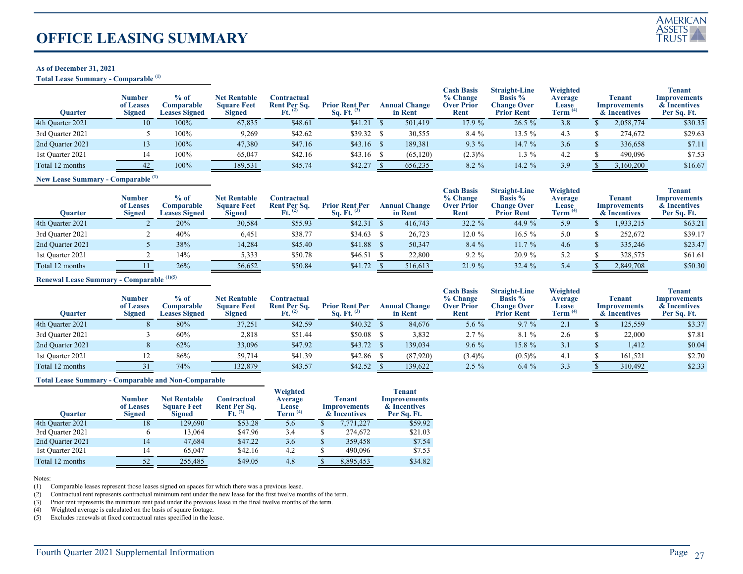# OFFICE LEASING SUMMARY

**As of December 31, 2021**

**Total Lease Summary - Comparable [1]**

| Quarter | Number of Leases Signed | % of Comparable Leases Signed | Net Rentable Square Feet Signed | Contractual Rent Per Sq. Ft. [2] | Prior Rent Per Sq. Ft. [3] | Annual Change in Rent | Cash Basis % Change Over Prior Rent | Straight-Line Basis % Change Over Prior Rent | Weighted Average Lease Term [4] | Tenant Improvements & Incentives | Tenant Improvements & Incentives Per Sq. Ft. |
|---|---|---|---|---|---|---|---|---|---|---|---|
| 4th Quarter 2021 | 10 | 100% | 67,835 | $48.61 | $41.21 | $ 501,419 | 17.9 % | 26.5 % | 3.8 | $ 2,058,774 | $30.35 |
| 3rd Quarter 2021 | 5 | 100% | 9,269 | $42.62 | $39.32 | $ 30,555 | 8.4 % | 13.5 % | 4.3 | $ 274,672 | $29.63 |
| 2nd Quarter 2021 | 13 | 100% | 47,380 | $47.16 | $43.16 | $ 189,381 | 9.3 % | 14.7 % | 3.6 | $ 336,658 | $7.11 |
| 1st Quarter 2021 | 14 | 100% | 65,047 | $42.16 | $43.16 | $ (65,120) | (2.3)% | 1.3 % | 4.2 | $ 490,096 | $7.53 |
| Total 12 months | 42 | 100% | 189,531 | $45.74 | $42.27 | $ 656,235 | 8.2 % | 14.2 % | 3.9 | $ 3,160,200 | $16.67 |

**New Lease Summary - Comparable [1]**

| Quarter | Number of Leases Signed | % of Comparable Leases Signed | Net Rentable Square Feet Signed | Contractual Rent Per Sq. Ft. [2] | Prior Rent Per Sq. Ft. [3] | Annual Change in Rent | Cash Basis % Change Over Prior Rent | Straight-Line Basis % Change Over Prior Rent | Weighted Average Lease Term [4] | Tenant Improvements & Incentives | Tenant Improvements & Incentives Per Sq. Ft. |
|---|---|---|---|---|---|---|---|---|---|---|---|
| 4th Quarter 2021 | 2 | 20% | 30,584 | $55.93 | $42.31 | $ 416,743 | 32.2 % | 44.9 % | 5.9 | $ 1,933,215 | $63.21 |
| 3rd Quarter 2021 | 2 | 40% | 6,451 | $38.77 | $34.63 | $ 26,723 | 12.0 % | 16.5 % | 5.0 | $ 252,672 | $39.17 |
| 2nd Quarter 2021 | 5 | 38% | 14,284 | $45.40 | $41.88 | $ 50,347 | 8.4 % | 11.7 % | 4.6 | $ 335,246 | $23.47 |
| 1st Quarter 2021 | 2 | 14% | 5,333 | $50.78 | $46.51 | $ 22,800 | 9.2 % | 20.9 % | 5.2 | $ 328,575 | $61.61 |
| Total 12 months | 11 | 26% | 56,652 | $50.84 | $41.72 | $ 516,613 | 21.9 % | 32.4 % | 5.4 | $ 2,849,708 | $50.30 |

**Renewal Lease Summary - Comparable [1][5]**

| Quarter | Number of Leases Signed | % of Comparable Leases Signed | Net Rentable Square Feet Signed | Contractual Rent Per Sq. Ft. [2] | Prior Rent Per Sq. Ft. [3] | Annual Change in Rent | Cash Basis % Change Over Prior Rent | Straight-Line Basis % Change Over Prior Rent | Weighted Average Lease Term [4] | Tenant Improvements & Incentives | Tenant Improvements & Incentives Per Sq. Ft. |
|---|---|---|---|---|---|---|---|---|---|---|---|
| 4th Quarter 2021 | 8 | 80% | 37,251 | $42.59 | $40.32 | $ 84,676 | 5.6 % | 9.7 % | 2.1 | $ 125,559 | $3.37 |
| 3rd Quarter 2021 | 3 | 60% | 2,818 | $51.44 | $50.08 | $ 3,832 | 2.7 % | 8.1 % | 2.6 | $ 22,000 | $7.81 |
| 2nd Quarter 2021 | 8 | 62% | 33,096 | $47.92 | $43.72 | $ 139,034 | 9.6 % | 15.8 % | 3.1 | $ 1,412 | $0.04 |
| 1st Quarter 2021 | 12 | 86% | 59,714 | $41.39 | $42.86 | $ (87,920) | (3.4)% | (0.5)% | 4.1 | $ 161,521 | $2.70 |
| Total 12 months | 31 | 74% | 132,879 | $43.57 | $42.52 | $ 139,622 | 2.5 % | 6.4 % | 3.3 | $ 310,492 | $2.33 |

**Total Lease Summary - Comparable and Non-Comparable**

| Quarter | Number of Leases Signed | Net Rentable Square Feet Signed | Contractual Rent Per Sq. Ft. [2] | Weighted Average Lease Term [4] | Tenant Improvements & Incentives | Tenant Improvements & Incentives Per Sq. Ft. |
|---|---|---|---|---|---|---|
| 4th Quarter 2021 | 18 | 129,690 | $53.28 | 5.6 | $ 7,771,227 | $59.92 |
| 3rd Quarter 2021 | 6 | 13,064 | $47.96 | 3.4 | $ 274,672 | $21.03 |
| 2nd Quarter 2021 | 14 | 47,684 | $47.22 | 3.6 | $ 359,458 | $7.54 |
| 1st Quarter 2021 | 14 | 65,047 | $42.16 | 4.2 | $ 490,096 | $7.53 |
| Total 12 months | 52 | 255,485 | $49.05 | 4.8 | $ 8,895,453 | $34.82 |

Notes:

(1) Comparable leases represent those leases signed on spaces for which there was a previous lease.

(2) Contractual rent represents contractual minimum rent under the new lease for the first twelve months of the term.

(3) Prior rent represents the minimum rent paid under the previous lease in the final twelve months of the term.

(4) Weighted average is calculated on the basis of square footage.

(5) Excludes renewals at fixed contractual rates specified in the lease.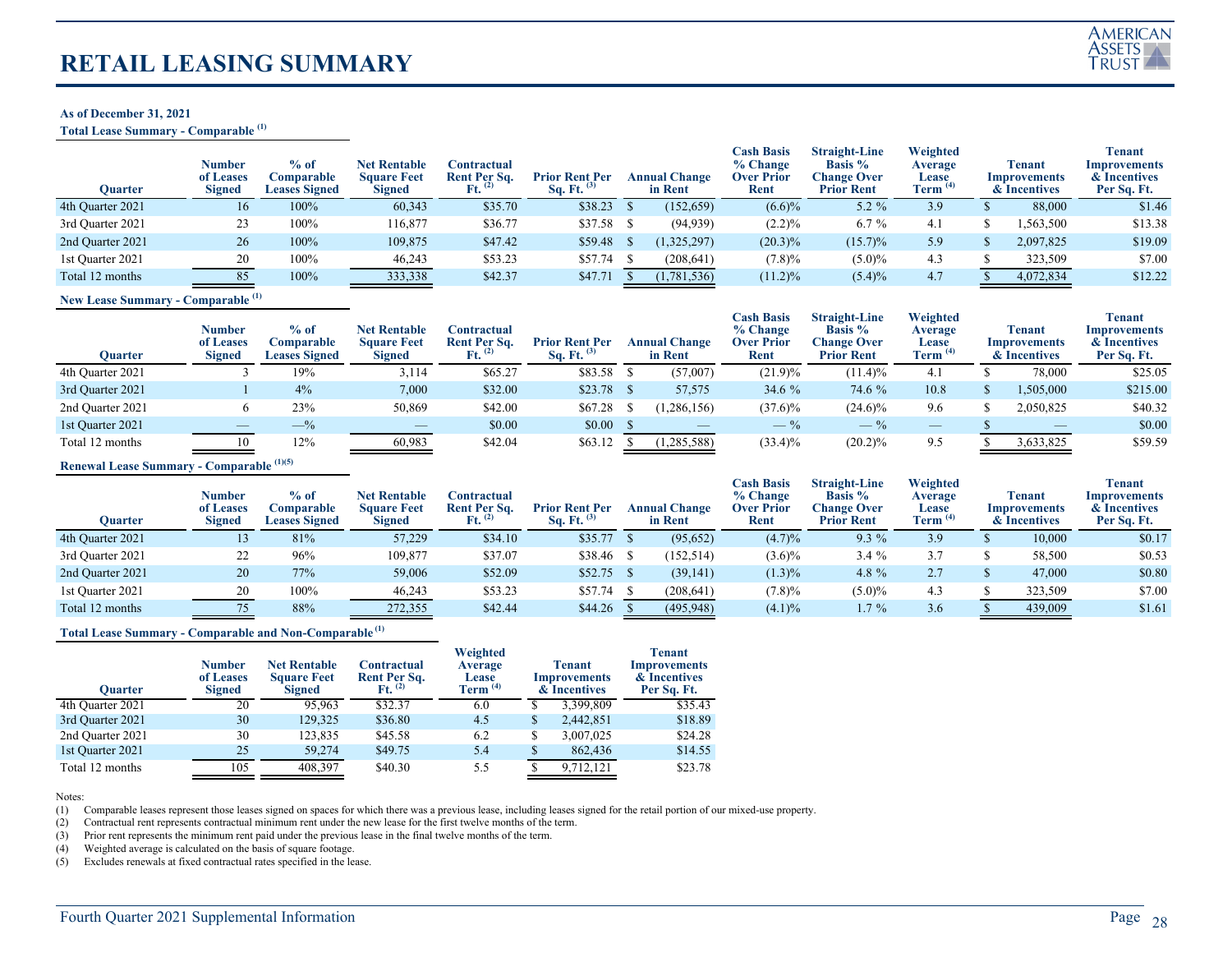# RETAIL LEASING SUMMARY

**As of December 31, 2021**

**Total Lease Summary - Comparable [(1)]**

| Quarter | Number of Leases Signed | % of Comparable Leases Signed | Net Rentable Square Feet Signed | Contractual Rent Per Sq. Ft. [(2)] | Prior Rent Per Sq. Ft. [(3)] | Annual Change in Rent | Cash Basis % Change Over Prior Rent | Straight-Line Basis % Change Over Prior Rent | Weighted Average Lease Term [(4)] | Tenant Improvements & Incentives | Tenant Improvements & Incentives Per Sq. Ft. |
|---|---|---|---|---|---|---|---|---|---|---|---|
| 4th Quarter 2021 | 16 | 100% | 60,343 | $35.70 | $38.23 | $ (152,659) | (6.6)% | 5.2 % | 3.9 | $ 88,000 | $1.46 |
| 3rd Quarter 2021 | 23 | 100% | 116,877 | $36.77 | $37.58 | $ (94,939) | (2.2)% | 6.7 % | 4.1 | $ 1,563,500 | $13.38 |
| 2nd Quarter 2021 | 26 | 100% | 109,875 | $47.42 | $59.48 | $ (1,325,297) | (20.3)% | (15.7)% | 5.9 | $ 2,097,825 | $19.09 |
| 1st Quarter 2021 | 20 | 100% | 46,243 | $53.23 | $57.74 | $ (208,641) | (7.8)% | (5.0)% | 4.3 | $ 323,509 | $7.00 |
| Total 12 months | 85 | 100% | 333,338 | $42.37 | $47.71 | $ (1,781,536) | (11.2)% | (5.4)% | 4.7 | $ 4,072,834 | $12.22 |

**New Lease Summary - Comparable [(1)]**

| Quarter | Number of Leases Signed | % of Comparable Leases Signed | Net Rentable Square Feet Signed | Contractual Rent Per Sq. Ft. [(2)] | Prior Rent Per Sq. Ft. [(3)] | Annual Change in Rent | Cash Basis % Change Over Prior Rent | Straight-Line Basis % Change Over Prior Rent | Weighted Average Lease Term [(4)] | Tenant Improvements & Incentives | Tenant Improvements & Incentives Per Sq. Ft. |
|---|---|---|---|---|---|---|---|---|---|---|---|
| 4th Quarter 2021 | 3 | 19% | 3,114 | $65.27 | $83.58 | $ (57,007) | (21.9)% | (11.4)% | 4.1 | $ 78,000 | $25.05 |
| 3rd Quarter 2021 | 1 | 4% | 7,000 | $32.00 | $23.78 | $ 57,575 | 34.6 % | 74.6 % | 10.8 | $ 1,505,000 | $215.00 |
| 2nd Quarter 2021 | 6 | 23% | 50,869 | $42.00 | $67.28 | $ (1,286,156) | (37.6)% | (24.6)% | 9.6 | $ 2,050,825 | $40.32 |
| 1st Quarter 2021 | — | —% | — | $0.00 | $0.00 | $ — | — % | — % | — | $ — | $0.00 |
| Total 12 months | 10 | 12% | 60,983 | $42.04 | $63.12 | $ (1,285,588) | (33.4)% | (20.2)% | 9.5 | $ 3,633,825 | $59.59 |

**Renewal Lease Summary - Comparable [(1)(5)]**

| Quarter | Number of Leases Signed | % of Comparable Leases Signed | Net Rentable Square Feet Signed | Contractual Rent Per Sq. Ft. [(2)] | Prior Rent Per Sq. Ft. [(3)] | Annual Change in Rent | Cash Basis % Change Over Prior Rent | Straight-Line Basis % Change Over Prior Rent | Weighted Average Lease Term [(4)] | Tenant Improvements & Incentives | Tenant Improvements & Incentives Per Sq. Ft. |
|---|---|---|---|---|---|---|---|---|---|---|---|
| 4th Quarter 2021 | 13 | 81% | 57,229 | $34.10 | $35.77 | $ (95,652) | (4.7)% | 9.3 % | 3.9 | $ 10,000 | $0.17 |
| 3rd Quarter 2021 | 22 | 96% | 109,877 | $37.07 | $38.46 | $ (152,514) | (3.6)% | 3.4 % | 3.7 | $ 58,500 | $0.53 |
| 2nd Quarter 2021 | 20 | 77% | 59,006 | $52.09 | $52.75 | $ (39,141) | (1.3)% | 4.8 % | 2.7 | $ 47,000 | $0.80 |
| 1st Quarter 2021 | 20 | 100% | 46,243 | $53.23 | $57.74 | $ (208,641) | (7.8)% | (5.0)% | 4.3 | $ 323,509 | $7.00 |
| Total 12 months | 75 | 88% | 272,355 | $42.44 | $44.26 | $ (495,948) | (4.1)% | 1.7 % | 3.6 | $ 439,009 | $1.61 |

**Total Lease Summary - Comparable and Non-Comparable [(1)]**

| Quarter | Number of Leases Signed | Net Rentable Square Feet Signed | Contractual Rent Per Sq. Ft. [(2)] | Weighted Average Lease Term [(4)] | Tenant Improvements & Incentives | Tenant Improvements & Incentives Per Sq. Ft. |
|---|---|---|---|---|---|---|
| 4th Quarter 2021 | 20 | 95,963 | $32.37 | 6.0 | $ 3,399,809 | $35.43 |
| 3rd Quarter 2021 | 30 | 129,325 | $36.80 | 4.5 | $ 2,442,851 | $18.89 |
| 2nd Quarter 2021 | 30 | 123,835 | $45.58 | 6.2 | $ 3,007,025 | $24.28 |
| 1st Quarter 2021 | 25 | 59,274 | $49.75 | 5.4 | $ 862,436 | $14.55 |
| Total 12 months | 105 | 408,397 | $40.30 | 5.5 | $ 9,712,121 | $23.78 |

Notes:

(1) Comparable leases represent those leases signed on spaces for which there was a previous lease, including leases signed for the retail portion of our mixed-use property.

(2) Contractual rent represents contractual minimum rent under the new lease for the first twelve months of the term.

(3) Prior rent represents the minimum rent paid under the previous lease in the final twelve months of the term.

(4) Weighted average is calculated on the basis of square footage.

(5) Excludes renewals at fixed contractual rates specified in the lease.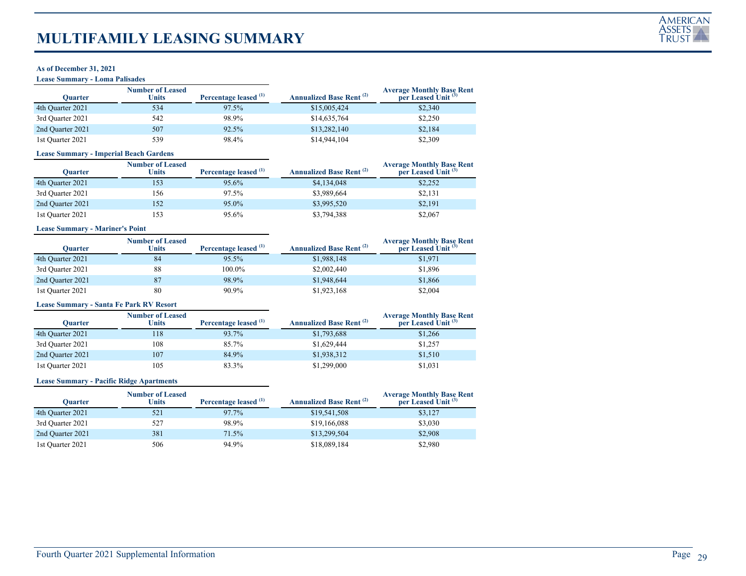# MULTIFAMILY LEASING SUMMARY

**As of December 31, 2021**

**Lease Summary - Loma Palisades**

| Quarter | Number of Leased Units | Percentage leased [(1)] | Annualized Base Rent [(2)] | Average Monthly Base Rent per Leased Unit [(3)] |
|---|---|---|---|---|
| 4th Quarter 2021 | 534 | 97.5% | $15,005,424 | $2,340 |
| 3rd Quarter 2021 | 542 | 98.9% | $14,635,764 | $2,250 |
| 2nd Quarter 2021 | 507 | 92.5% | $13,282,140 | $2,184 |
| 1st Quarter 2021 | 539 | 98.4% | $14,944,104 | $2,309 |

**Lease Summary - Imperial Beach Gardens**

| Quarter | Number of Leased Units | Percentage leased [(1)] | Annualized Base Rent [(2)] | Average Monthly Base Rent per Leased Unit [(3)] |
|---|---|---|---|---|
| 4th Quarter 2021 | 153 | 95.6% | $4,134,048 | $2,252 |
| 3rd Quarter 2021 | 156 | 97.5% | $3,989,664 | $2,131 |
| 2nd Quarter 2021 | 152 | 95.0% | $3,995,520 | $2,191 |
| 1st Quarter 2021 | 153 | 95.6% | $3,794,388 | $2,067 |

**Lease Summary - Mariner's Point**

| Quarter | Number of Leased Units | Percentage leased [(1)] | Annualized Base Rent [(2)] | Average Monthly Base Rent per Leased Unit [(3)] |
|---|---|---|---|---|
| 4th Quarter 2021 | 84 | 95.5% | $1,988,148 | $1,971 |
| 3rd Quarter 2021 | 88 | 100.0% | $2,002,440 | $1,896 |
| 2nd Quarter 2021 | 87 | 98.9% | $1,948,644 | $1,866 |
| 1st Quarter 2021 | 80 | 90.9% | $1,923,168 | $2,004 |

**Lease Summary - Santa Fe Park RV Resort**

| Quarter | Number of Leased Units | Percentage leased [(1)] | Annualized Base Rent [(2)] | Average Monthly Base Rent per Leased Unit [(3)] |
|---|---|---|---|---|
| 4th Quarter 2021 | 118 | 93.7% | $1,793,688 | $1,266 |
| 3rd Quarter 2021 | 108 | 85.7% | $1,629,444 | $1,257 |
| 2nd Quarter 2021 | 107 | 84.9% | $1,938,312 | $1,510 |
| 1st Quarter 2021 | 105 | 83.3% | $1,299,000 | $1,031 |

**Lease Summary - Pacific Ridge Apartments**

| Quarter | Number of Leased Units | Percentage leased [(1)] | Annualized Base Rent [(2)] | Average Monthly Base Rent per Leased Unit [(3)] |
|---|---|---|---|---|
| 4th Quarter 2021 | 521 | 97.7% | $19,541,508 | $3,127 |
| 3rd Quarter 2021 | 527 | 98.9% | $19,166,088 | $3,030 |
| 2nd Quarter 2021 | 381 | 71.5% | $13,299,504 | $2,908 |
| 1st Quarter 2021 | 506 | 94.9% | $18,089,184 | $2,980 |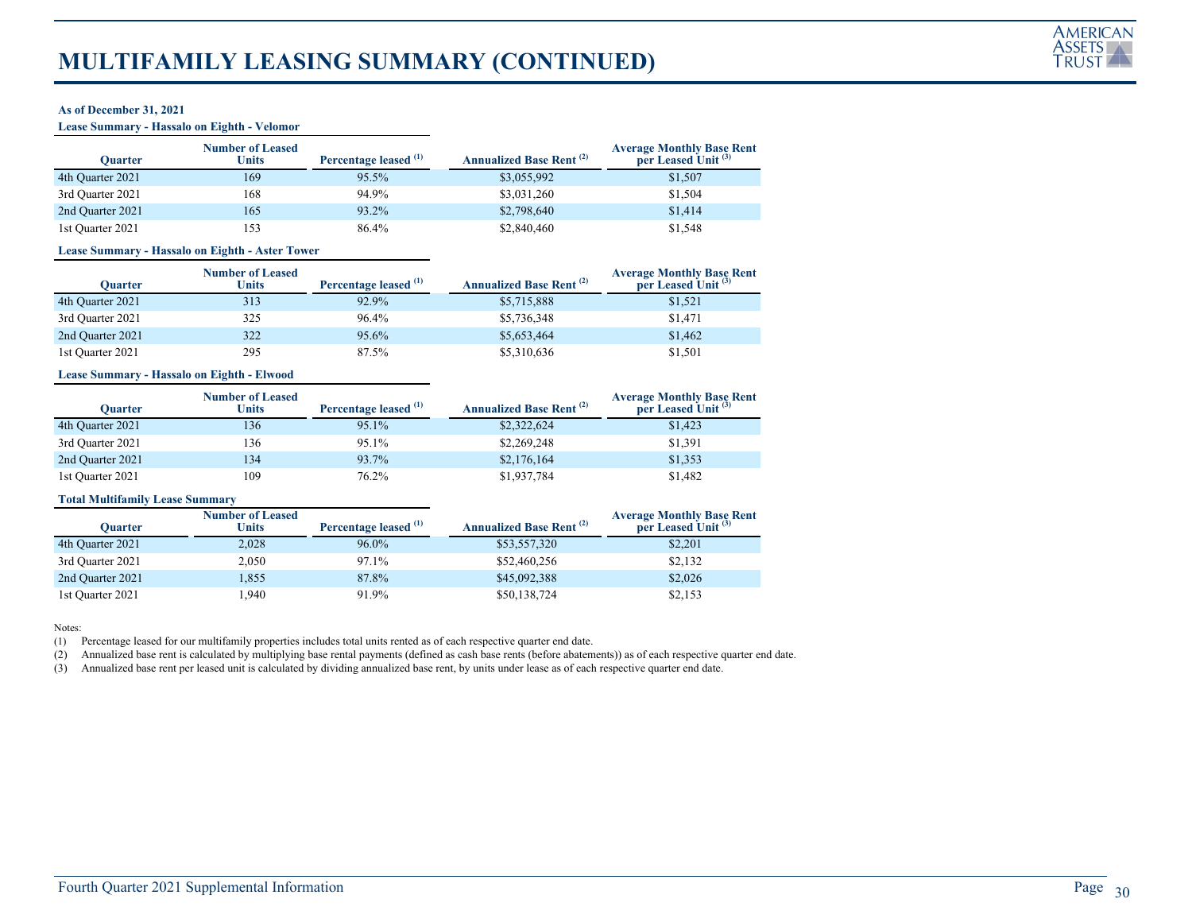# MULTIFAMILY LEASING SUMMARY (CONTINUED)

**As of December 31, 2021**

**Lease Summary - Hassalo on Eighth - Velomor**

| Quarter | Number of Leased Units | Percentage leased (1) | Annualized Base Rent (2) | Average Monthly Base Rent per Leased Unit (3) |
|---|---|---|---|---|
| 4th Quarter 2021 | 169 | 95.5% | $3,055,992 | $1,507 |
| 3rd Quarter 2021 | 168 | 94.9% | $3,031,260 | $1,504 |
| 2nd Quarter 2021 | 165 | 93.2% | $2,798,640 | $1,414 |
| 1st Quarter 2021 | 153 | 86.4% | $2,840,460 | $1,548 |

**Lease Summary - Hassalo on Eighth - Aster Tower**

| Quarter | Number of Leased Units | Percentage leased (1) | Annualized Base Rent (2) | Average Monthly Base Rent per Leased Unit (3) |
|---|---|---|---|---|
| 4th Quarter 2021 | 313 | 92.9% | $5,715,888 | $1,521 |
| 3rd Quarter 2021 | 325 | 96.4% | $5,736,348 | $1,471 |
| 2nd Quarter 2021 | 322 | 95.6% | $5,653,464 | $1,462 |
| 1st Quarter 2021 | 295 | 87.5% | $5,310,636 | $1,501 |

**Lease Summary - Hassalo on Eighth - Elwood**

| Quarter | Number of Leased Units | Percentage leased (1) | Annualized Base Rent (2) | Average Monthly Base Rent per Leased Unit (3) |
|---|---|---|---|---|
| 4th Quarter 2021 | 136 | 95.1% | $2,322,624 | $1,423 |
| 3rd Quarter 2021 | 136 | 95.1% | $2,269,248 | $1,391 |
| 2nd Quarter 2021 | 134 | 93.7% | $2,176,164 | $1,353 |
| 1st Quarter 2021 | 109 | 76.2% | $1,937,784 | $1,482 |

**Total Multifamily Lease Summary**

| Quarter | Number of Leased Units | Percentage leased (1) | Annualized Base Rent (2) | Average Monthly Base Rent per Leased Unit (3) |
|---|---|---|---|---|
| 4th Quarter 2021 | 2,028 | 96.0% | $53,557,320 | $2,201 |
| 3rd Quarter 2021 | 2,050 | 97.1% | $52,460,256 | $2,132 |
| 2nd Quarter 2021 | 1,855 | 87.8% | $45,092,388 | $2,026 |
| 1st Quarter 2021 | 1,940 | 91.9% | $50,138,724 | $2,153 |

Notes:

(1) Percentage leased for our multifamily properties includes total units rented as of each respective quarter end date.

(2) Annualized base rent is calculated by multiplying base rental payments (defined as cash base rents (before abatements)) as of each respective quarter end date.

(3) Annualized base rent per leased unit is calculated by dividing annualized base rent, by units under lease as of each respective quarter end date.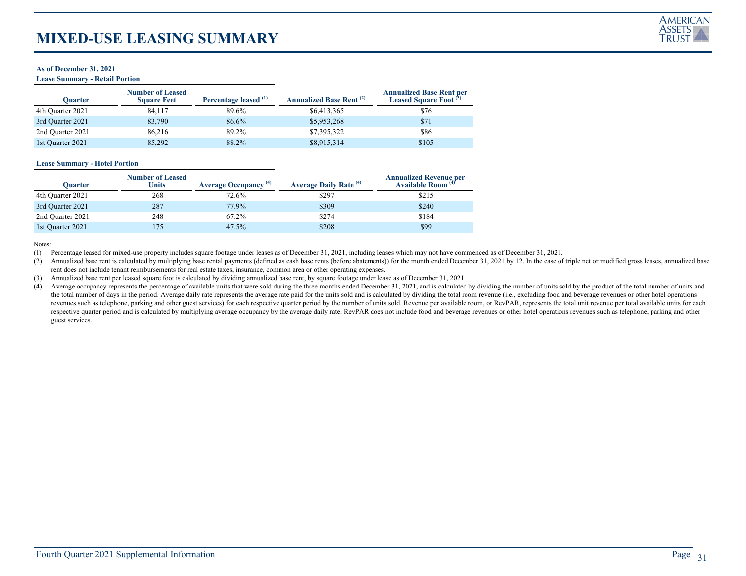# MIXED-USE LEASING SUMMARY

**As of December 31, 2021**

**Lease Summary - Retail Portion**

| Quarter | Number of Leased Square Feet | Percentage leased [(1)] | Annualized Base Rent [(2)] | Annualized Base Rent per Leased Square Foot [(3)] |
|---|---|---|---|---|
| 4th Quarter 2021 | 84,117 | 89.6% | $6,413,365 | $76 |
| 3rd Quarter 2021 | 83,790 | 86.6% | $5,953,268 | $71 |
| 2nd Quarter 2021 | 86,216 | 89.2% | $7,395,322 | $86 |
| 1st Quarter 2021 | 85,292 | 88.2% | $8,915,314 | $105 |

**Lease Summary - Hotel Portion**

| Quarter | Number of Leased Units | Average Occupancy [(4)] | Average Daily Rate [(4)] | Annualized Revenue per Available Room [(4)] |
|---|---|---|---|---|
| 4th Quarter 2021 | 268 | 72.6% | $297 | $215 |
| 3rd Quarter 2021 | 287 | 77.9% | $309 | $240 |
| 2nd Quarter 2021 | 248 | 67.2% | $274 | $184 |
| 1st Quarter 2021 | 175 | 47.5% | $208 | $99 |

Notes:

(1) Percentage leased for mixed-use property includes square footage under leases as of December 31, 2021, including leases which may not have commenced as of December 31, 2021.

(2) Annualized base rent is calculated by multiplying base rental payments (defined as cash base rents (before abatements)) for the month ended December 31, 2021 by 12. In the case of triple net or modified gross leases, annualized base rent does not include tenant reimbursements for real estate taxes, insurance, common area or other operating expenses.

(3) Annualized base rent per leased square foot is calculated by dividing annualized base rent, by square footage under lease as of December 31, 2021.

(4) Average occupancy represents the percentage of available units that were sold during the three months ended December 31, 2021, and is calculated by dividing the number of units sold by the product of the total number of units and the total number of days in the period. Average daily rate represents the average rate paid for the units sold and is calculated by dividing the total room revenue (i.e., excluding food and beverage revenues or other hotel operations revenues such as telephone, parking and other guest services) for each respective quarter period by the number of units sold. Revenue per available room, or RevPAR, represents the total unit revenue per total available units for each respective quarter period and is calculated by multiplying average occupancy by the average daily rate. RevPAR does not include food and beverage revenues or other hotel operations revenues such as telephone, parking and other guest services.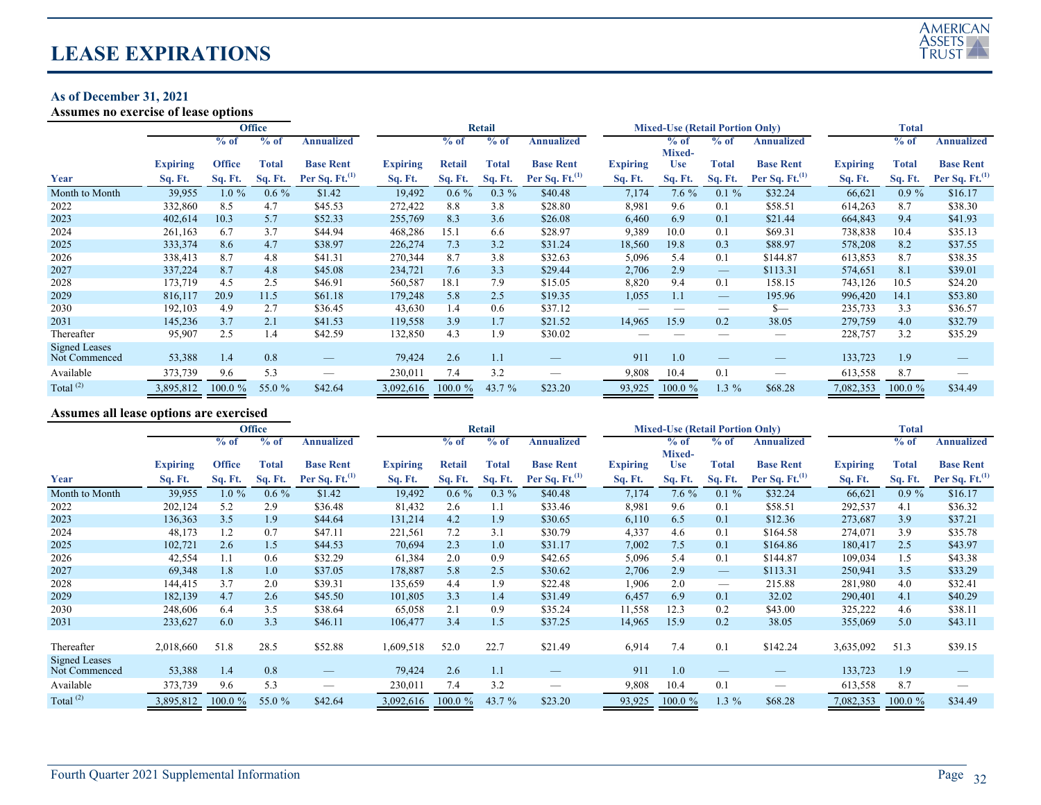# LEASE EXPIRATIONS

**As of December 31, 2021**

**Assumes no exercise of lease options**

| | Office | | | | Retail | | | | Mixed-Use (Retail Portion Only) | | | | Total | | |
|---|---|---|---|---|---|---|---|---|---|---|---|---|---|---|---|
| Year | Expiring Sq. Ft. | % of Office Sq. Ft. | % of Total Sq. Ft. | Annualized Base Rent Per Sq. Ft.(1) | Expiring Sq. Ft. | % of Retail Sq. Ft. | % of Total Sq. Ft. | Annualized Base Rent Per Sq. Ft.(1) | Expiring Sq. Ft. | % of Mixed-Use Sq. Ft. | % of Total Sq. Ft. | Annualized Base Rent Per Sq. Ft.(1) | Expiring Sq. Ft. | % of Total Sq. Ft. | Annualized Base Rent Per Sq. Ft.(1) |
| Month to Month | 39,955 | 1.0 % | 0.6 % | $1.42 | 19,492 | 0.6 % | 0.3 % | $40.48 | 7,174 | 7.6 % | 0.1 % | $32.24 | 66,621 | 0.9 % | $16.17 |
| 2022 | 332,860 | 8.5 | 4.7 | $45.53 | 272,422 | 8.8 | 3.8 | $28.80 | 8,981 | 9.6 | 0.1 | $58.51 | 614,263 | 8.7 | $38.30 |
| 2023 | 402,614 | 10.3 | 5.7 | $52.33 | 255,769 | 8.3 | 3.6 | $26.08 | 6,460 | 6.9 | 0.1 | $21.44 | 664,843 | 9.4 | $41.93 |
| 2024 | 261,163 | 6.7 | 3.7 | $44.94 | 468,286 | 15.1 | 6.6 | $28.97 | 9,389 | 10.0 | 0.1 | $69.31 | 738,838 | 10.4 | $35.13 |
| 2025 | 333,374 | 8.6 | 4.7 | $38.97 | 226,274 | 7.3 | 3.2 | $31.24 | 18,560 | 19.8 | 0.3 | $88.97 | 578,208 | 8.2 | $37.55 |
| 2026 | 338,413 | 8.7 | 4.8 | $41.31 | 270,344 | 8.7 | 3.8 | $32.63 | 5,096 | 5.4 | 0.1 | $144.87 | 613,853 | 8.7 | $38.35 |
| 2027 | 337,224 | 8.7 | 4.8 | $45.08 | 234,721 | 7.6 | 3.3 | $29.44 | 2,706 | 2.9 | — | $113.31 | 574,651 | 8.1 | $39.01 |
| 2028 | 173,719 | 4.5 | 2.5 | $46.91 | 560,587 | 18.1 | 7.9 | $15.05 | 8,820 | 9.4 | 0.1 | 158.15 | 743,126 | 10.5 | $24.20 |
| 2029 | 816,117 | 20.9 | 11.5 | $61.18 | 179,248 | 5.8 | 2.5 | $19.35 | 1,055 | 1.1 | — | 195.96 | 996,420 | 14.1 | $53.80 |
| 2030 | 192,103 | 4.9 | 2.7 | $36.45 | 43,630 | 1.4 | 0.6 | $37.12 | — | — | — | $— | 235,733 | 3.3 | $36.57 |
| 2031 | 145,236 | 3.7 | 2.1 | $41.53 | 119,558 | 3.9 | 1.7 | $21.52 | 14,965 | 15.9 | 0.2 | 38.05 | 279,759 | 4.0 | $32.79 |
| Thereafter | 95,907 | 2.5 | 1.4 | $42.59 | 132,850 | 4.3 | 1.9 | $30.02 | — | — | — | — | 228,757 | 3.2 | $35.29 |
| Signed Leases Not Commenced | 53,388 | 1.4 | 0.8 | — | 79,424 | 2.6 | 1.1 | — | 911 | 1.0 | — | — | 133,723 | 1.9 | — |
| Available | 373,739 | 9.6 | 5.3 | — | 230,011 | 7.4 | 3.2 | — | 9,808 | 10.4 | 0.1 | — | 613,558 | 8.7 | — |
| Total (2) | 3,895,812 | 100.0 % | 55.0 % | $42.64 | 3,092,616 | 100.0 % | 43.7 % | $23.20 | 93,925 | 100.0 % | 1.3 % | $68.28 | 7,082,353 | 100.0 % | $34.49 |

**Assumes all lease options are exercised**

| | Office | | | | Retail | | | | Mixed-Use (Retail Portion Only) | | | | Total | | |
|---|---|---|---|---|---|---|---|---|---|---|---|---|---|---|---|
| Year | Expiring Sq. Ft. | % of Office Sq. Ft. | % of Total Sq. Ft. | Annualized Base Rent Per Sq. Ft.(1) | Expiring Sq. Ft. | % of Retail Sq. Ft. | % of Total Sq. Ft. | Annualized Base Rent Per Sq. Ft.(1) | Expiring Sq. Ft. | % of Mixed-Use Sq. Ft. | % of Total Sq. Ft. | Annualized Base Rent Per Sq. Ft.(1) | Expiring Sq. Ft. | % of Total Sq. Ft. | Annualized Base Rent Per Sq. Ft.(1) |
| Month to Month | 39,955 | 1.0 % | 0.6 % | $1.42 | 19,492 | 0.6 % | 0.3 % | $40.48 | 7,174 | 7.6 % | 0.1 % | $32.24 | 66,621 | 0.9 % | $16.17 |
| 2022 | 202,124 | 5.2 | 2.9 | $36.48 | 81,432 | 2.6 | 1.1 | $33.46 | 8,981 | 9.6 | 0.1 | $58.51 | 292,537 | 4.1 | $36.32 |
| 2023 | 136,363 | 3.5 | 1.9 | $44.64 | 131,214 | 4.2 | 1.9 | $30.65 | 6,110 | 6.5 | 0.1 | $12.36 | 273,687 | 3.9 | $37.21 |
| 2024 | 48,173 | 1.2 | 0.7 | $47.11 | 221,561 | 7.2 | 3.1 | $30.79 | 4,337 | 4.6 | 0.1 | $164.58 | 274,071 | 3.9 | $35.78 |
| 2025 | 102,721 | 2.6 | 1.5 | $44.53 | 70,694 | 2.3 | 1.0 | $31.17 | 7,002 | 7.5 | 0.1 | $164.86 | 180,417 | 2.5 | $43.97 |
| 2026 | 42,554 | 1.1 | 0.6 | $32.29 | 61,384 | 2.0 | 0.9 | $42.65 | 5,096 | 5.4 | 0.1 | $144.87 | 109,034 | 1.5 | $43.38 |
| 2027 | 69,348 | 1.8 | 1.0 | $37.05 | 178,887 | 5.8 | 2.5 | $30.62 | 2,706 | 2.9 | — | $113.31 | 250,941 | 3.5 | $33.29 |
| 2028 | 144,415 | 3.7 | 2.0 | $39.31 | 135,659 | 4.4 | 1.9 | $22.48 | 1,906 | 2.0 | — | 215.88 | 281,980 | 4.0 | $32.41 |
| 2029 | 182,139 | 4.7 | 2.6 | $45.50 | 101,805 | 3.3 | 1.4 | $31.49 | 6,457 | 6.9 | 0.1 | 32.02 | 290,401 | 4.1 | $40.29 |
| 2030 | 248,606 | 6.4 | 3.5 | $38.64 | 65,058 | 2.1 | 0.9 | $35.24 | 11,558 | 12.3 | 0.2 | $43.00 | 325,222 | 4.6 | $38.11 |
| 2031 | 233,627 | 6.0 | 3.3 | $46.11 | 106,477 | 3.4 | 1.5 | $37.25 | 14,965 | 15.9 | 0.2 | 38.05 | 355,069 | 5.0 | $43.11 |
| Thereafter | 2,018,660 | 51.8 | 28.5 | $52.88 | 1,609,518 | 52.0 | 22.7 | $21.49 | 6,914 | 7.4 | 0.1 | $142.24 | 3,635,092 | 51.3 | $39.15 |
| Signed Leases Not Commenced | 53,388 | 1.4 | 0.8 | — | 79,424 | 2.6 | 1.1 | — | 911 | 1.0 | — | — | 133,723 | 1.9 | — |
| Available | 373,739 | 9.6 | 5.3 | — | 230,011 | 7.4 | 3.2 | — | 9,808 | 10.4 | 0.1 | — | 613,558 | 8.7 | — |
| Total (2) | 3,895,812 | 100.0 % | 55.0 % | $42.64 | 3,092,616 | 100.0 % | 43.7 % | $23.20 | 93,925 | 100.0 % | 1.3 % | $68.28 | 7,082,353 | 100.0 % | $34.49 |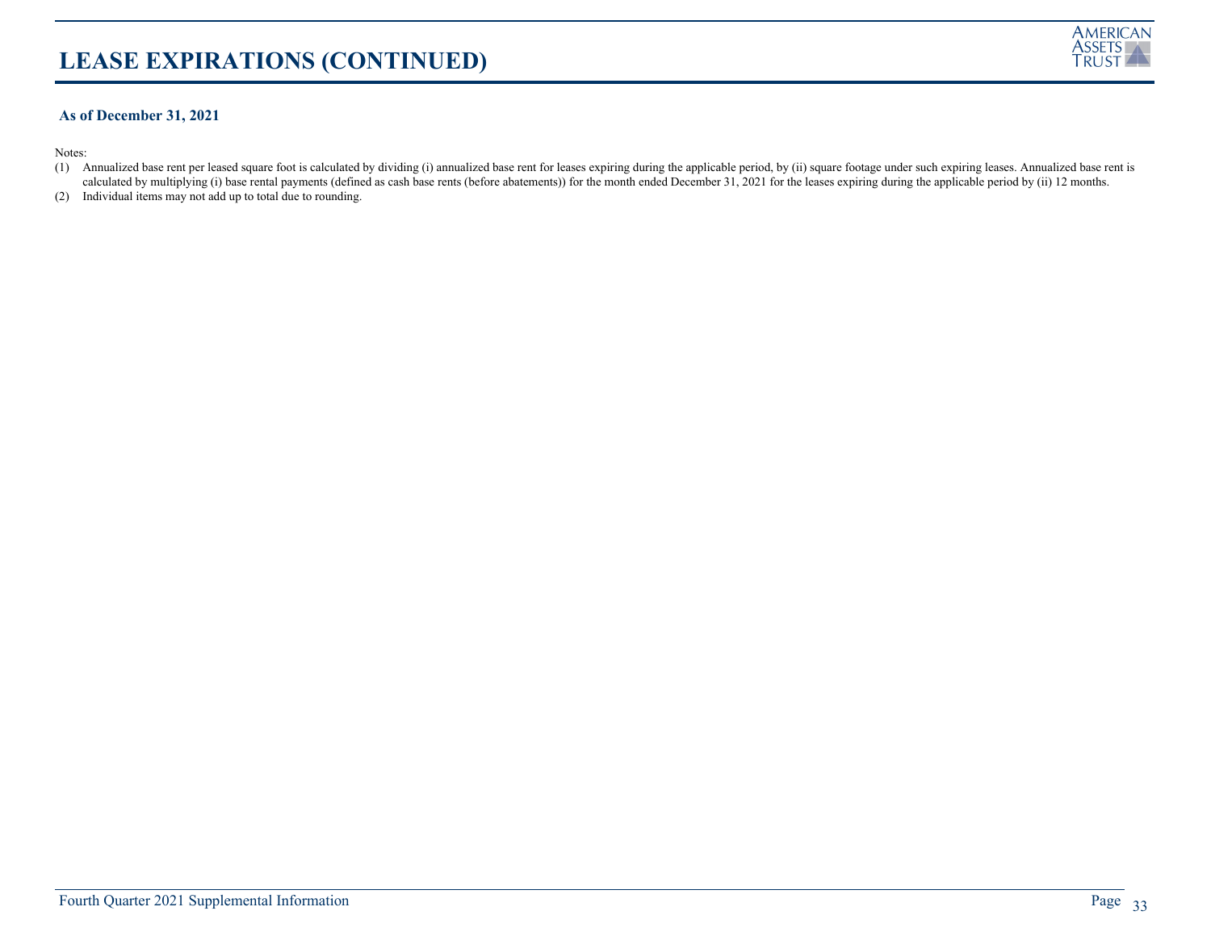# LEASE EXPIRATIONS (CONTINUED)

**As of December 31, 2021**

Notes:

(1) Annualized base rent per leased square foot is calculated by dividing (i) annualized base rent for leases expiring during the applicable period, by (ii) square footage under such expiring leases. Annualized base rent is calculated by multiplying (i) base rental payments (defined as cash base rents (before abatements)) for the month ended December 31, 2021 for the leases expiring during the applicable period by (ii) 12 months.

(2) Individual items may not add up to total due to rounding.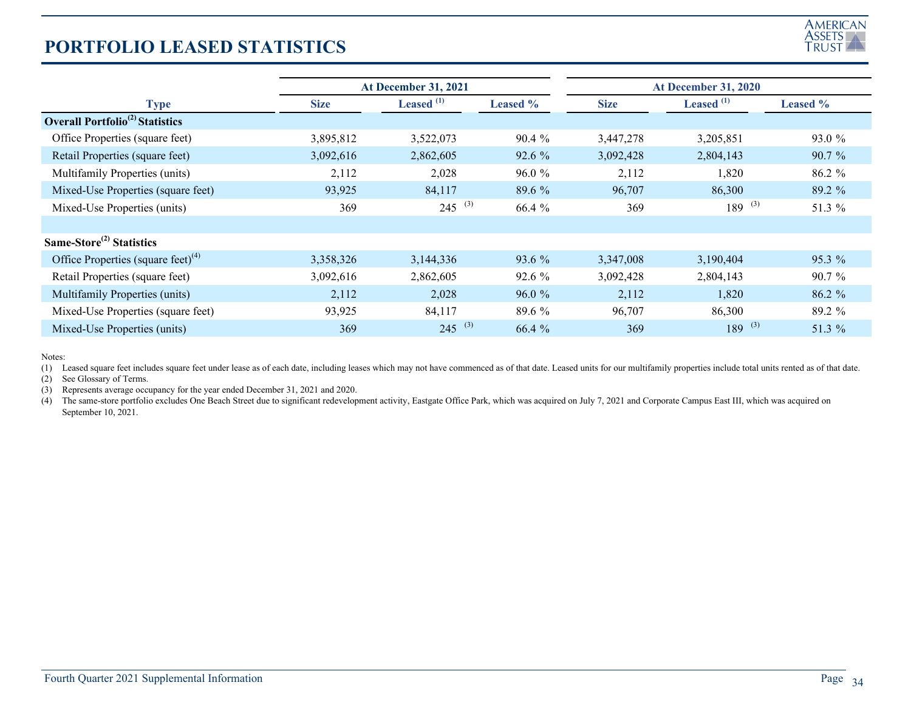# PORTFOLIO LEASED STATISTICS

| Type | At December 31, 2021 | | | At December 31, 2020 | | |
|---|---|---|---|---|---|---|
| | Size | Leased [1] | Leased % | Size | Leased [1] | Leased % |
| **Overall Portfolio[2] Statistics** | | | | | | |
| Office Properties (square feet) | 3,895,812 | 3,522,073 | 90.4 % | 3,447,278 | 3,205,851 | 93.0 % |
| Retail Properties (square feet) | 3,092,616 | 2,862,605 | 92.6 % | 3,092,428 | 2,804,143 | 90.7 % |
| Multifamily Properties (units) | 2,112 | 2,028 | 96.0 % | 2,112 | 1,820 | 86.2 % |
| Mixed-Use Properties (square feet) | 93,925 | 84,117 | 89.6 % | 96,707 | 86,300 | 89.2 % |
| Mixed-Use Properties (units) | 369 | 245 [3] | 66.4 % | 369 | 189 [3] | 51.3 % |
| | | | | | | |
| **Same-Store[2] Statistics** | | | | | | |
| Office Properties (square feet)[4] | 3,358,326 | 3,144,336 | 93.6 % | 3,347,008 | 3,190,404 | 95.3 % |
| Retail Properties (square feet) | 3,092,616 | 2,862,605 | 92.6 % | 3,092,428 | 2,804,143 | 90.7 % |
| Multifamily Properties (units) | 2,112 | 2,028 | 96.0 % | 2,112 | 1,820 | 86.2 % |
| Mixed-Use Properties (square feet) | 93,925 | 84,117 | 89.6 % | 96,707 | 86,300 | 89.2 % |
| Mixed-Use Properties (units) | 369 | 245 [3] | 66.4 % | 369 | 189 [3] | 51.3 % |

Notes:

(1) Leased square feet includes square feet under lease as of each date, including leases which may not have commenced as of that date. Leased units for our multifamily properties include total units rented as of that date.

(2) See Glossary of Terms.

(3) Represents average occupancy for the year ended December 31, 2021 and 2020.

(4) The same-store portfolio excludes One Beach Street due to significant redevelopment activity, Eastgate Office Park, which was acquired on July 7, 2021 and Corporate Campus East III, which was acquired on September 10, 2021.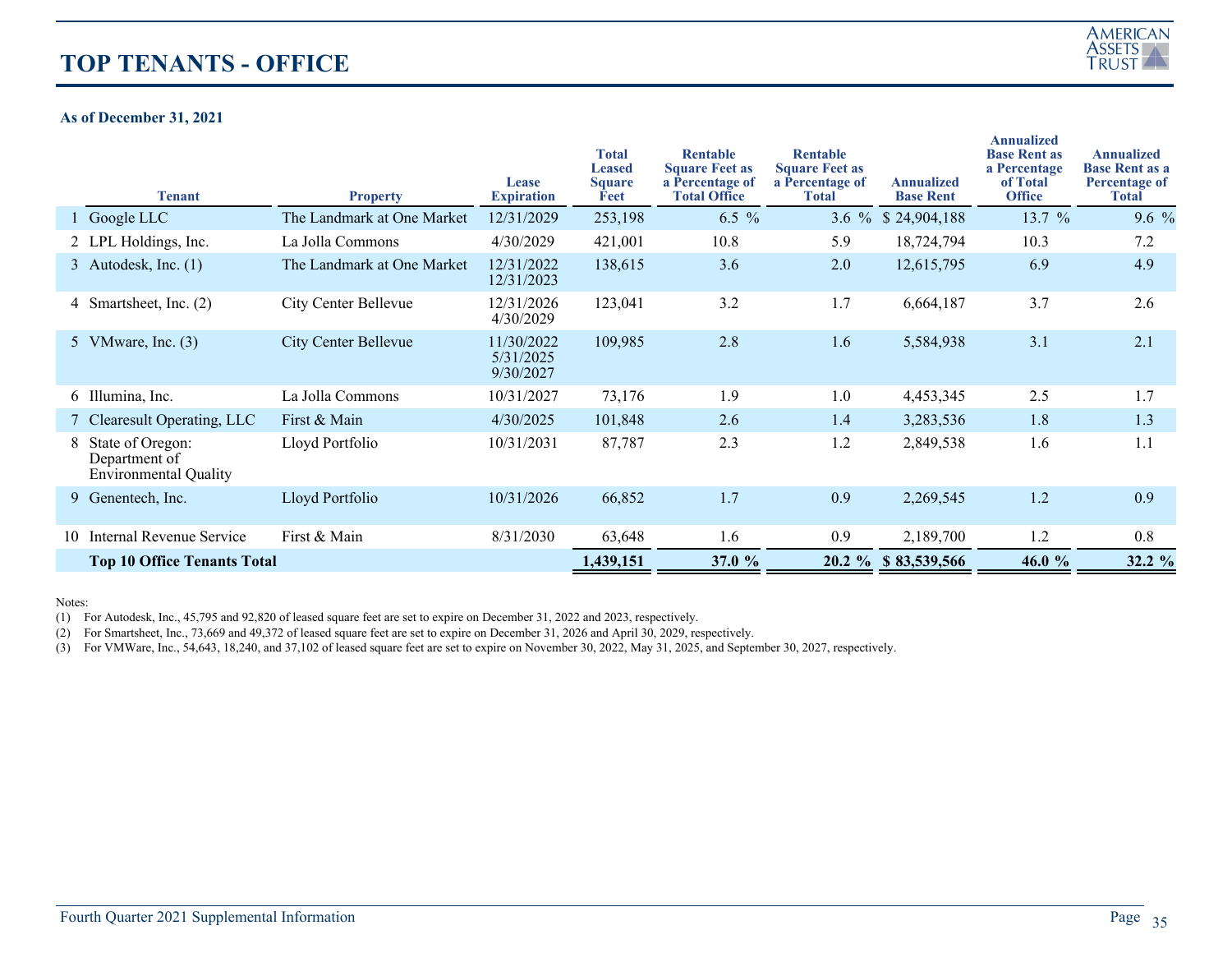# TOP TENANTS - OFFICE

**As of December 31, 2021**

| | Tenant | Property | Lease Expiration | Total Leased Square Feet | Rentable Square Feet as a Percentage of Total Office | Rentable Square Feet as a Percentage of Total | Annualized Base Rent | Annualized Base Rent as a Percentage of Total Office | Annualized Base Rent as a Percentage of Total |
|---|---|---|---|---|---|---|---|---|---|
| 1 | Google LLC | The Landmark at One Market | 12/31/2029 | 253,198 | 6.5 % | 3.6 % | $ 24,904,188 | 13.7 % | 9.6 % |
| 2 | LPL Holdings, Inc. | La Jolla Commons | 4/30/2029 | 421,001 | 10.8 | 5.9 | 18,724,794 | 10.3 | 7.2 |
| 3 | Autodesk, Inc. (1) | The Landmark at One Market | 12/31/2022<br>12/31/2023 | 138,615 | 3.6 | 2.0 | 12,615,795 | 6.9 | 4.9 |
| 4 | Smartsheet, Inc. (2) | City Center Bellevue | 12/31/2026<br>4/30/2029 | 123,041 | 3.2 | 1.7 | 6,664,187 | 3.7 | 2.6 |
| 5 | VMware, Inc. (3) | City Center Bellevue | 11/30/2022<br>5/31/2025<br>9/30/2027 | 109,985 | 2.8 | 1.6 | 5,584,938 | 3.1 | 2.1 |
| 6 | Illumina, Inc. | La Jolla Commons | 10/31/2027 | 73,176 | 1.9 | 1.0 | 4,453,345 | 2.5 | 1.7 |
| 7 | Clearesult Operating, LLC | First & Main | 4/30/2025 | 101,848 | 2.6 | 1.4 | 3,283,536 | 1.8 | 1.3 |
| 8 | State of Oregon: Department of Environmental Quality | Lloyd Portfolio | 10/31/2031 | 87,787 | 2.3 | 1.2 | 2,849,538 | 1.6 | 1.1 |
| 9 | Genentech, Inc. | Lloyd Portfolio | 10/31/2026 | 66,852 | 1.7 | 0.9 | 2,269,545 | 1.2 | 0.9 |
| 10 | Internal Revenue Service | First & Main | 8/31/2030 | 63,648 | 1.6 | 0.9 | 2,189,700 | 1.2 | 0.8 |
| | **Top 10 Office Tenants Total** | | | **1,439,151** | **37.0 %** | **20.2 %** | **$ 83,539,566** | **46.0 %** | **32.2 %** |

Notes:

(1) For Autodesk, Inc., 45,795 and 92,820 of leased square feet are set to expire on December 31, 2022 and 2023, respectively.

(2) For Smartsheet, Inc., 73,669 and 49,372 of leased square feet are set to expire on December 31, 2026 and April 30, 2029, respectively.

(3) For VMWare, Inc., 54,643, 18,240, and 37,102 of leased square feet are set to expire on November 30, 2022, May 31, 2025, and September 30, 2027, respectively.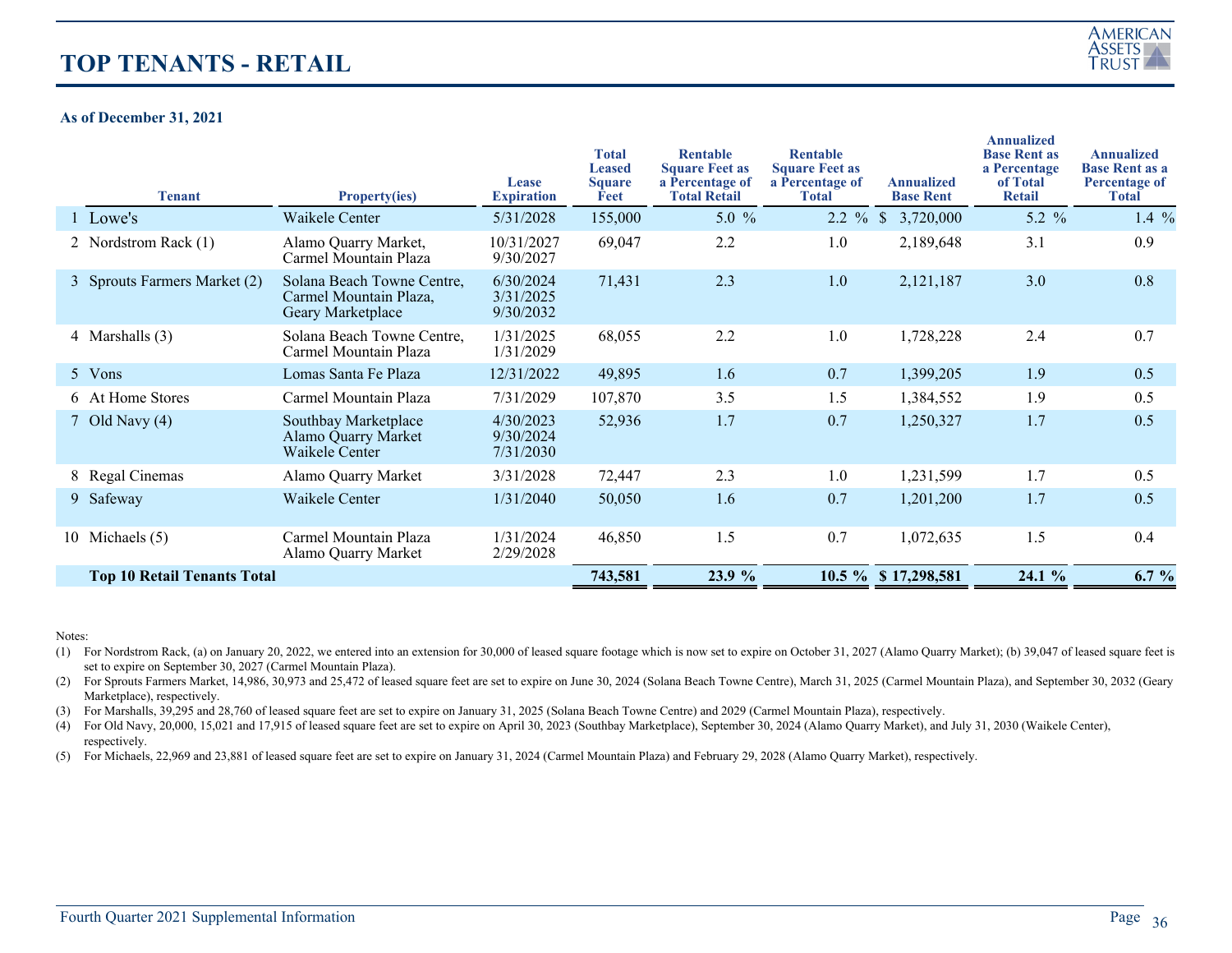# TOP TENANTS - RETAIL

**As of December 31, 2021**

| | Tenant | Property(ies) | Lease Expiration | Total Leased Square Feet | Rentable Square Feet as a Percentage of Total Retail | Rentable Square Feet as a Percentage of Total | Annualized Base Rent | Annualized Base Rent as a Percentage of Total Retail | Annualized Base Rent as a Percentage of Total |
|---|---|---|---|---|---|---|---|---|---|
| 1 | Lowe's | Waikele Center | 5/31/2028 | 155,000 | 5.0 % | 2.2 % | $ 3,720,000 | 5.2 % | 1.4 % |
| 2 | Nordstrom Rack (1) | Alamo Quarry Market, Carmel Mountain Plaza | 10/31/2027 9/30/2027 | 69,047 | 2.2 | 1.0 | 2,189,648 | 3.1 | 0.9 |
| 3 | Sprouts Farmers Market (2) | Solana Beach Towne Centre, Carmel Mountain Plaza, Geary Marketplace | 6/30/2024 3/31/2025 9/30/2032 | 71,431 | 2.3 | 1.0 | 2,121,187 | 3.0 | 0.8 |
| 4 | Marshalls (3) | Solana Beach Towne Centre, Carmel Mountain Plaza | 1/31/2025 1/31/2029 | 68,055 | 2.2 | 1.0 | 1,728,228 | 2.4 | 0.7 |
| 5 | Vons | Lomas Santa Fe Plaza | 12/31/2022 | 49,895 | 1.6 | 0.7 | 1,399,205 | 1.9 | 0.5 |
| 6 | At Home Stores | Carmel Mountain Plaza | 7/31/2029 | 107,870 | 3.5 | 1.5 | 1,384,552 | 1.9 | 0.5 |
| 7 | Old Navy (4) | Southbay Marketplace Alamo Quarry Market Waikele Center | 4/30/2023 9/30/2024 7/31/2030 | 52,936 | 1.7 | 0.7 | 1,250,327 | 1.7 | 0.5 |
| 8 | Regal Cinemas | Alamo Quarry Market | 3/31/2028 | 72,447 | 2.3 | 1.0 | 1,231,599 | 1.7 | 0.5 |
| 9 | Safeway | Waikele Center | 1/31/2040 | 50,050 | 1.6 | 0.7 | 1,201,200 | 1.7 | 0.5 |
| 10 | Michaels (5) | Carmel Mountain Plaza Alamo Quarry Market | 1/31/2024 2/29/2028 | 46,850 | 1.5 | 0.7 | 1,072,635 | 1.5 | 0.4 |
| | **Top 10 Retail Tenants Total** | | | **743,581** | **23.9 %** | **10.5 %** | **$ 17,298,581** | **24.1 %** | **6.7 %** |

Notes:

(1) For Nordstrom Rack, (a) on January 20, 2022, we entered into an extension for 30,000 of leased square footage which is now set to expire on October 31, 2027 (Alamo Quarry Market); (b) 39,047 of leased square feet is set to expire on September 30, 2027 (Carmel Mountain Plaza).

(2) For Sprouts Farmers Market, 14,986, 30,973 and 25,472 of leased square feet are set to expire on June 30, 2024 (Solana Beach Towne Centre), March 31, 2025 (Carmel Mountain Plaza), and September 30, 2032 (Geary Marketplace), respectively.

(3) For Marshalls, 39,295 and 28,760 of leased square feet are set to expire on January 31, 2025 (Solana Beach Towne Centre) and 2029 (Carmel Mountain Plaza), respectively.

(4) For Old Navy, 20,000, 15,021 and 17,915 of leased square feet are set to expire on April 30, 2023 (Southbay Marketplace), September 30, 2024 (Alamo Quarry Market), and July 31, 2030 (Waikele Center), respectively.

(5) For Michaels, 22,969 and 23,881 of leased square feet are set to expire on January 31, 2024 (Carmel Mountain Plaza) and February 29, 2028 (Alamo Quarry Market), respectively.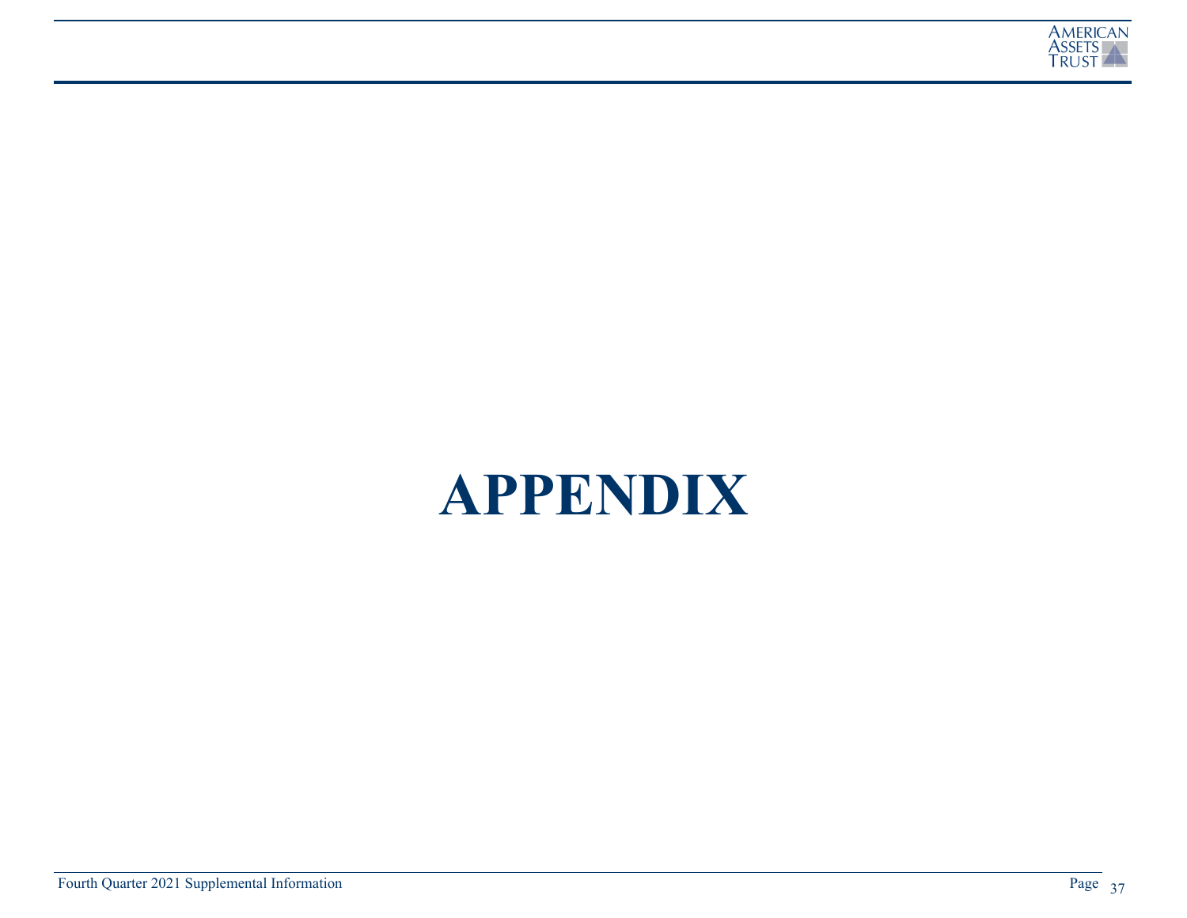# APPENDIX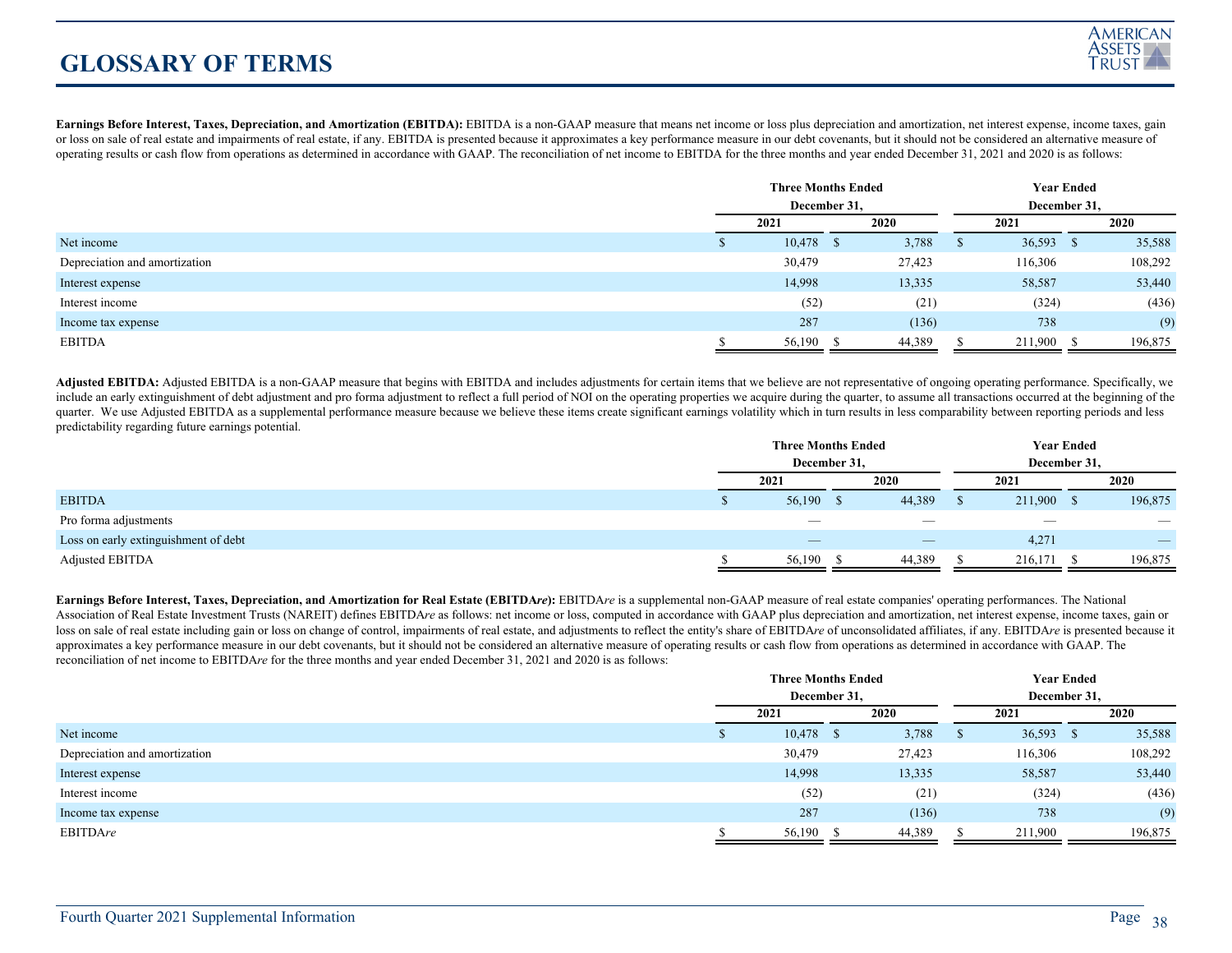# GLOSSARY OF TERMS

**Earnings Before Interest, Taxes, Depreciation, and Amortization (EBITDA):** EBITDA is a non-GAAP measure that means net income or loss plus depreciation and amortization, net interest expense, income taxes, gain or loss on sale of real estate and impairments of real estate, if any. EBITDA is presented because it approximates a key performance measure in our debt covenants, but it should not be considered an alternative measure of operating results or cash flow from operations as determined in accordance with GAAP. The reconciliation of net income to EBITDA for the three months and year ended December 31, 2021 and 2020 is as follows:

| | Three Months Ended December 31, | | Year Ended December 31, | |
|---|---|---|---|---|
| | 2021 | 2020 | 2021 | 2020 |
| Net income | $ 10,478 | $ 3,788 | $ 36,593 | $ 35,588 |
| Depreciation and amortization | 30,479 | 27,423 | 116,306 | 108,292 |
| Interest expense | 14,998 | 13,335 | 58,587 | 53,440 |
| Interest income | (52) | (21) | (324) | (436) |
| Income tax expense | 287 | (136) | 738 | (9) |
| EBITDA | $ 56,190 | $ 44,389 | $ 211,900 | $ 196,875 |

**Adjusted EBITDA:** Adjusted EBITDA is a non-GAAP measure that begins with EBITDA and includes adjustments for certain items that we believe are not representative of ongoing operating performance. Specifically, we include an early extinguishment of debt adjustment and pro forma adjustment to reflect a full period of NOI on the operating properties we acquire during the quarter, to assume all transactions occurred at the beginning of the quarter. We use Adjusted EBITDA as a supplemental performance measure because we believe these items create significant earnings volatility which in turn results in less comparability between reporting periods and less predictability regarding future earnings potential.

| | Three Months Ended December 31, | | Year Ended December 31, | |
|---|---|---|---|---|
| | 2021 | 2020 | 2021 | 2020 |
| EBITDA | $ 56,190 | $ 44,389 | $ 211,900 | $ 196,875 |
| Pro forma adjustments | — | — | — | — |
| Loss on early extinguishment of debt | — | — | 4,271 | — |
| Adjusted EBITDA | $ 56,190 | $ 44,389 | $ 216,171 | $ 196,875 |

**Earnings Before Interest, Taxes, Depreciation, and Amortization for Real Estate (EBITDA*re*):** EBITDA*re* is a supplemental non-GAAP measure of real estate companies' operating performances. The National Association of Real Estate Investment Trusts (NAREIT) defines EBITDA*re* as follows: net income or loss, computed in accordance with GAAP plus depreciation and amortization, net interest expense, income taxes, gain or loss on sale of real estate including gain or loss on change of control, impairments of real estate, and adjustments to reflect the entity's share of EBITDA*re* of unconsolidated affiliates, if any. EBITDA*re* is presented because it approximates a key performance measure in our debt covenants, but it should not be considered an alternative measure of operating results or cash flow from operations as determined in accordance with GAAP. The reconciliation of net income to EBITDA*re* for the three months and year ended December 31, 2021 and 2020 is as follows:

| | Three Months Ended December 31, | | Year Ended December 31, | |
|---|---|---|---|---|
| | 2021 | 2020 | 2021 | 2020 |
| Net income | $ 10,478 | $ 3,788 | $ 36,593 | $ 35,588 |
| Depreciation and amortization | 30,479 | 27,423 | 116,306 | 108,292 |
| Interest expense | 14,998 | 13,335 | 58,587 | 53,440 |
| Interest income | (52) | (21) | (324) | (436) |
| Income tax expense | 287 | (136) | 738 | (9) |
| EBITDA*re* | $ 56,190 | $ 44,389 | $ 211,900 | 196,875 |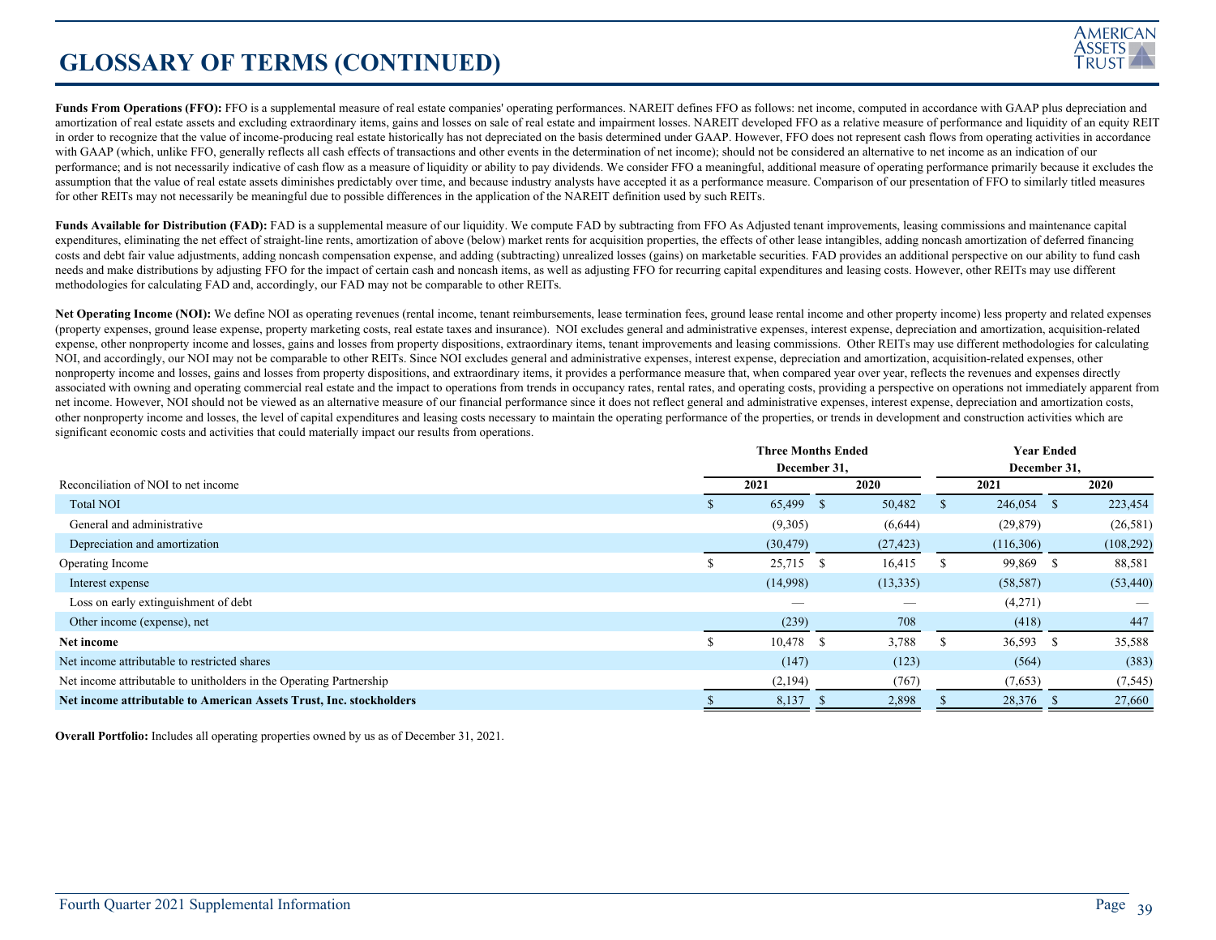# GLOSSARY OF TERMS (CONTINUED)

**Funds From Operations (FFO):** FFO is a supplemental measure of real estate companies' operating performances. NAREIT defines FFO as follows: net income, computed in accordance with GAAP plus depreciation and amortization of real estate assets and excluding extraordinary items, gains and losses on sale of real estate and impairment losses. NAREIT developed FFO as a relative measure of performance and liquidity of an equity REIT in order to recognize that the value of income-producing real estate historically has not depreciated on the basis determined under GAAP. However, FFO does not represent cash flows from operating activities in accordance with GAAP (which, unlike FFO, generally reflects all cash effects of transactions and other events in the determination of net income); should not be considered an alternative to net income as an indication of our performance; and is not necessarily indicative of cash flow as a measure of liquidity or ability to pay dividends. We consider FFO a meaningful, additional measure of operating performance primarily because it excludes the assumption that the value of real estate assets diminishes predictably over time, and because industry analysts have accepted it as a performance measure. Comparison of our presentation of FFO to similarly titled measures for other REITs may not necessarily be meaningful due to possible differences in the application of the NAREIT definition used by such REITs.

**Funds Available for Distribution (FAD):** FAD is a supplemental measure of our liquidity. We compute FAD by subtracting from FFO As Adjusted tenant improvements, leasing commissions and maintenance capital expenditures, eliminating the net effect of straight-line rents, amortization of above (below) market rents for acquisition properties, the effects of other lease intangibles, adding noncash amortization of deferred financing costs and debt fair value adjustments, adding noncash compensation expense, and adding (subtracting) unrealized losses (gains) on marketable securities. FAD provides an additional perspective on our ability to fund cash needs and make distributions by adjusting FFO for the impact of certain cash and noncash items, as well as adjusting FFO for recurring capital expenditures and leasing costs. However, other REITs may use different methodologies for calculating FAD and, accordingly, our FAD may not be comparable to other REITs.

**Net Operating Income (NOI):** We define NOI as operating revenues (rental income, tenant reimbursements, lease termination fees, ground lease rental income and other property income) less property and related expenses (property expenses, ground lease expense, property marketing costs, real estate taxes and insurance). NOI excludes general and administrative expenses, interest expense, depreciation and amortization, acquisition-related expense, other nonproperty income and losses, gains and losses from property dispositions, extraordinary items, tenant improvements and leasing commissions. Other REITs may use different methodologies for calculating NOI, and accordingly, our NOI may not be comparable to other REITs. Since NOI excludes general and administrative expenses, interest expense, depreciation and amortization, acquisition-related expenses, other nonproperty income and losses, gains and losses from property dispositions, and extraordinary items, it provides a performance measure that, when compared year over year, reflects the revenues and expenses directly associated with owning and operating commercial real estate and the impact to operations from trends in occupancy rates, rental rates, and operating costs, providing a perspective on operations not immediately apparent from net income. However, NOI should not be viewed as an alternative measure of our financial performance since it does not reflect general and administrative expenses, interest expense, depreciation and amortization costs, other nonproperty income and losses, the level of capital expenditures and leasing costs necessary to maintain the operating performance of the properties, or trends in development and construction activities which are significant economic costs and activities that could materially impact our results from operations.

| Reconciliation of NOI to net income | Three Months Ended December 31, 2021 | Three Months Ended December 31, 2020 | Year Ended December 31, 2021 | Year Ended December 31, 2020 |
|---|---|---|---|---|
| Total NOI | $ 65,499 | $ 50,482 | $ 246,054 | $ 223,454 |
| General and administrative | (9,305) | (6,644) | (29,879) | (26,581) |
| Depreciation and amortization | (30,479) | (27,423) | (116,306) | (108,292) |
| Operating Income | $ 25,715 | $ 16,415 | $ 99,869 | $ 88,581 |
| Interest expense | (14,998) | (13,335) | (58,587) | (53,440) |
| Loss on early extinguishment of debt | — | — | (4,271) | — |
| Other income (expense), net | (239) | 708 | (418) | 447 |
| **Net income** | $ 10,478 | $ 3,788 | $ 36,593 | $ 35,588 |
| Net income attributable to restricted shares | (147) | (123) | (564) | (383) |
| Net income attributable to unitholders in the Operating Partnership | (2,194) | (767) | (7,653) | (7,545) |
| **Net income attributable to American Assets Trust, Inc. stockholders** | $ 8,137 | $ 2,898 | $ 28,376 | $ 27,660 |

**Overall Portfolio:** Includes all operating properties owned by us as of December 31, 2021.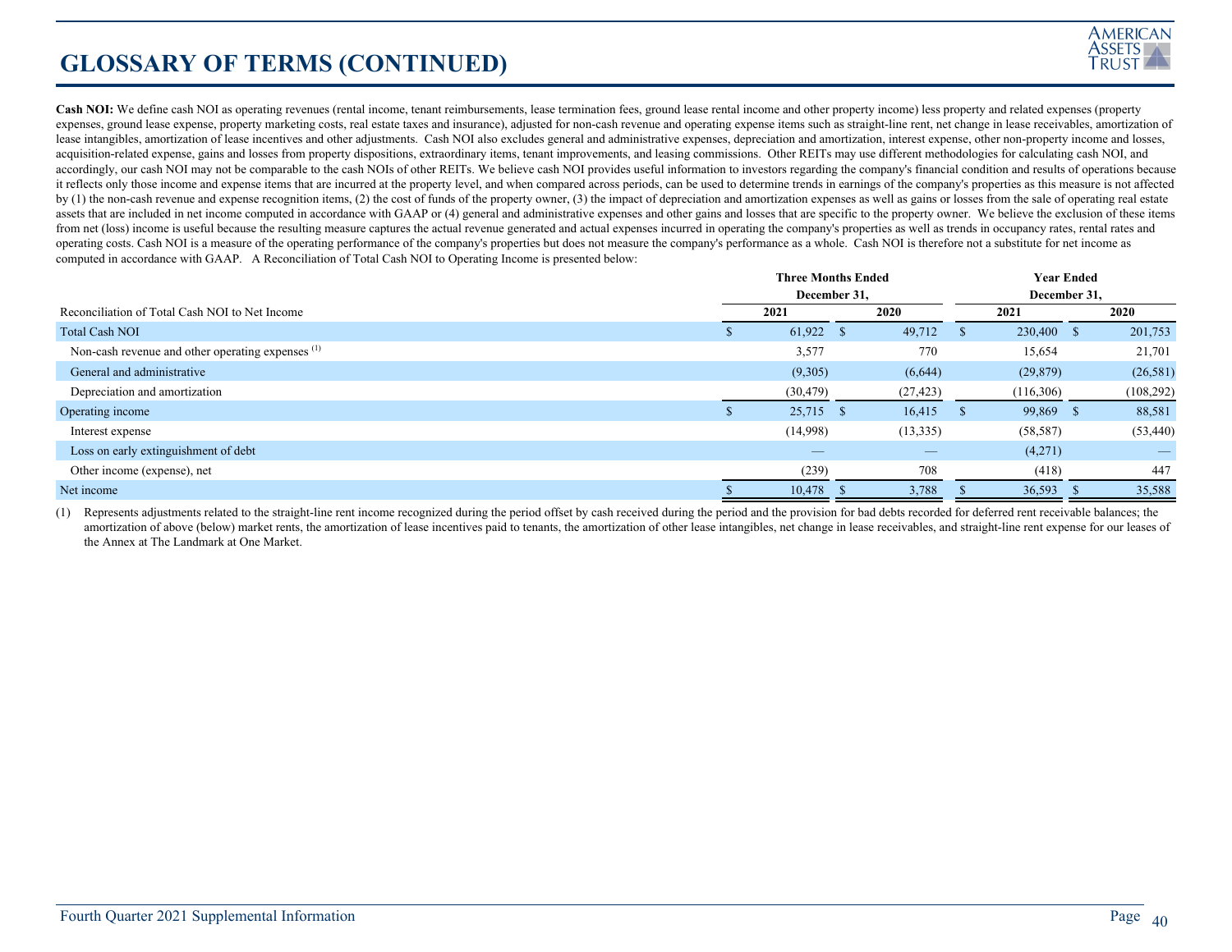# GLOSSARY OF TERMS (CONTINUED)

**Cash NOI:** We define cash NOI as operating revenues (rental income, tenant reimbursements, lease termination fees, ground lease rental income and other property income) less property and related expenses (property expenses, ground lease expense, property marketing costs, real estate taxes and insurance), adjusted for non-cash revenue and operating expense items such as straight-line rent, net change in lease receivables, amortization of lease intangibles, amortization of lease incentives and other adjustments. Cash NOI also excludes general and administrative expenses, depreciation and amortization, interest expense, other non-property income and losses, acquisition-related expense, gains and losses from property dispositions, extraordinary items, tenant improvements, and leasing commissions. Other REITs may use different methodologies for calculating cash NOI, and accordingly, our cash NOI may not be comparable to the cash NOIs of other REITs. We believe cash NOI provides useful information to investors regarding the company's financial condition and results of operations because it reflects only those income and expense items that are incurred at the property level, and when compared across periods, can be used to determine trends in earnings of the company's properties as this measure is not affected by (1) the non-cash revenue and expense recognition items, (2) the cost of funds of the property owner, (3) the impact of depreciation and amortization expenses as well as gains or losses from the sale of operating real estate assets that are included in net income computed in accordance with GAAP or (4) general and administrative expenses and other gains and losses that are specific to the property owner. We believe the exclusion of these items from net (loss) income is useful because the resulting measure captures the actual revenue generated and actual expenses incurred in operating the company's properties as well as trends in occupancy rates, rental rates and operating costs. Cash NOI is a measure of the operating performance of the company's properties but does not measure the company's performance as a whole. Cash NOI is therefore not a substitute for net income as computed in accordance with GAAP. A Reconciliation of Total Cash NOI to Operating Income is presented below:

| | Three Months Ended December 31, | | Year Ended December 31, | |
|---|---|---|---|---|
| Reconciliation of Total Cash NOI to Net Income | 2021 | 2020 | 2021 | 2020 |
| Total Cash NOI | $ 61,922 | $ 49,712 | $ 230,400 | $ 201,753 |
| Non-cash revenue and other operating expenses [(1)] | 3,577 | 770 | 15,654 | 21,701 |
| General and administrative | (9,305) | (6,644) | (29,879) | (26,581) |
| Depreciation and amortization | (30,479) | (27,423) | (116,306) | (108,292) |
| Operating income | $ 25,715 | $ 16,415 | $ 99,869 | $ 88,581 |
| Interest expense | (14,998) | (13,335) | (58,587) | (53,440) |
| Loss on early extinguishment of debt | — | — | (4,271) | — |
| Other income (expense), net | (239) | 708 | (418) | 447 |
| Net income | $ 10,478 | $ 3,788 | $ 36,593 | $ 35,588 |

(1) Represents adjustments related to the straight-line rent income recognized during the period offset by cash received during the period and the provision for bad debts recorded for deferred rent receivable balances; the amortization of above (below) market rents, the amortization of lease incentives paid to tenants, the amortization of other lease intangibles, net change in lease receivables, and straight-line rent expense for our leases of the Annex at The Landmark at One Market.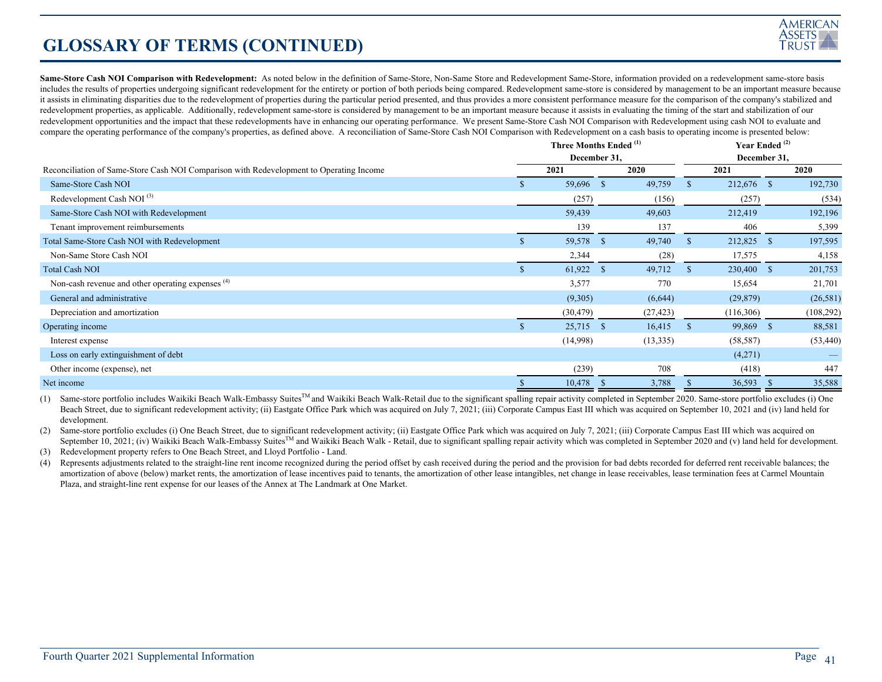# GLOSSARY OF TERMS (CONTINUED)

**Same-Store Cash NOI Comparison with Redevelopment:** As noted below in the definition of Same-Store, Non-Same Store and Redevelopment Same-Store, information provided on a redevelopment same-store basis includes the results of properties undergoing significant redevelopment for the entirety or portion of both periods being compared. Redevelopment same-store is considered by management to be an important measure because it assists in eliminating disparities due to the redevelopment of properties during the particular period presented, and thus provides a more consistent performance measure for the comparison of the company's stabilized and redevelopment properties, as applicable. Additionally, redevelopment same-store is considered by management to be an important measure because it assists in evaluating the timing of the start and stabilization of our redevelopment opportunities and the impact that these redevelopments have in enhancing our operating performance. We present Same-Store Cash NOI Comparison with Redevelopment using cash NOI to evaluate and compare the operating performance of the company's properties, as defined above. A reconciliation of Same-Store Cash NOI Comparison with Redevelopment on a cash basis to operating income is presented below:

| | Three Months Ended (1) December 31, | | Year Ended (2) December 31, | |
|---|---|---|---|---|
| Reconciliation of Same-Store Cash NOI Comparison with Redevelopment to Operating Income | 2021 | 2020 | 2021 | 2020 |
| Same-Store Cash NOI | $ 59,696 | $ 49,759 | $ 212,676 | $ 192,730 |
| Redevelopment Cash NOI (3) | (257) | (156) | (257) | (534) |
| Same-Store Cash NOI with Redevelopment | 59,439 | 49,603 | 212,419 | 192,196 |
| Tenant improvement reimbursements | 139 | 137 | 406 | 5,399 |
| Total Same-Store Cash NOI with Redevelopment | $ 59,578 | $ 49,740 | $ 212,825 | $ 197,595 |
| Non-Same Store Cash NOI | 2,344 | (28) | 17,575 | 4,158 |
| Total Cash NOI | $ 61,922 | $ 49,712 | $ 230,400 | $ 201,753 |
| Non-cash revenue and other operating expenses (4) | 3,577 | 770 | 15,654 | 21,701 |
| General and administrative | (9,305) | (6,644) | (29,879) | (26,581) |
| Depreciation and amortization | (30,479) | (27,423) | (116,306) | (108,292) |
| Operating income | $ 25,715 | $ 16,415 | $ 99,869 | $ 88,581 |
| Interest expense | (14,998) | (13,335) | (58,587) | (53,440) |
| Loss on early extinguishment of debt | | | (4,271) | — |
| Other income (expense), net | (239) | 708 | (418) | 447 |
| Net income | $ 10,478 | $ 3,788 | $ 36,593 | $ 35,588 |

(1) Same-store portfolio includes Waikiki Beach Walk-Embassy Suites™ and Waikiki Beach Walk-Retail due to the significant spalling repair activity completed in September 2020. Same-store portfolio excludes (i) One Beach Street, due to significant redevelopment activity; (ii) Eastgate Office Park which was acquired on July 7, 2021; (iii) Corporate Campus East III which was acquired on September 10, 2021 and (iv) land held for development.

(2) Same-store portfolio excludes (i) One Beach Street, due to significant redevelopment activity; (ii) Eastgate Office Park which was acquired on July 7, 2021; (iii) Corporate Campus East III which was acquired on September 10, 2021; (iv) Waikiki Beach Walk-Embassy Suites™ and Waikiki Beach Walk - Retail, due to significant spalling repair activity which was completed in September 2020 and (v) land held for development.

(3) Redevelopment property refers to One Beach Street, and Lloyd Portfolio - Land.

(4) Represents adjustments related to the straight-line rent income recognized during the period offset by cash received during the period and the provision for bad debts recorded for deferred rent receivable balances; the amortization of above (below) market rents, the amortization of lease incentives paid to tenants, the amortization of other lease intangibles, net change in lease receivables, lease termination fees at Carmel Mountain Plaza, and straight-line rent expense for our leases of the Annex at The Landmark at One Market.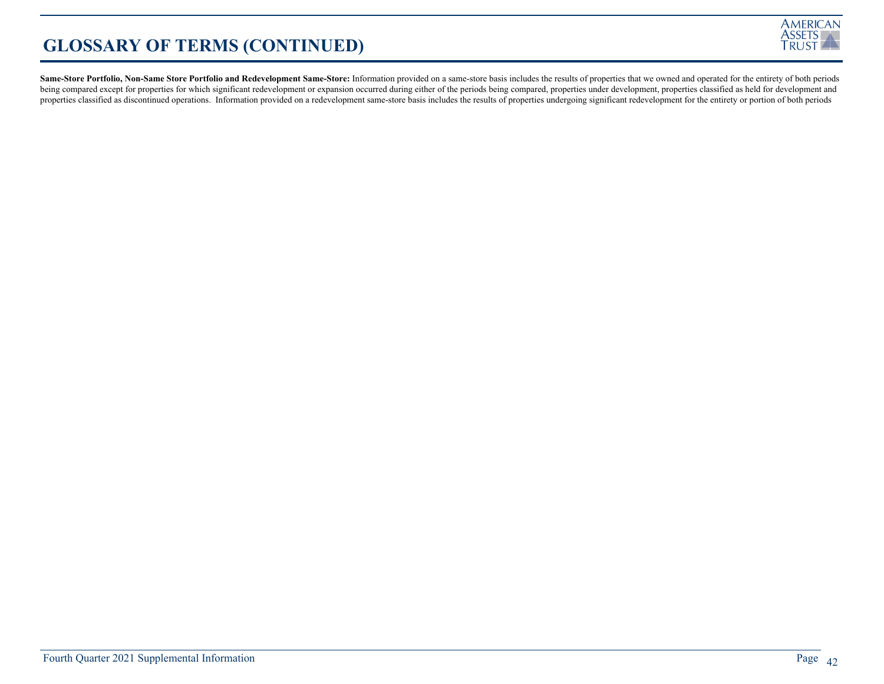# GLOSSARY OF TERMS (CONTINUED)

**Same-Store Portfolio, Non-Same Store Portfolio and Redevelopment Same-Store:** Information provided on a same-store basis includes the results of properties that we owned and operated for the entirety of both periods being compared except for properties for which significant redevelopment or expansion occurred during either of the periods being compared, properties under development, properties classified as held for development and properties classified as discontinued operations. Information provided on a redevelopment same-store basis includes the results of properties undergoing significant redevelopment for the entirety or portion of both periods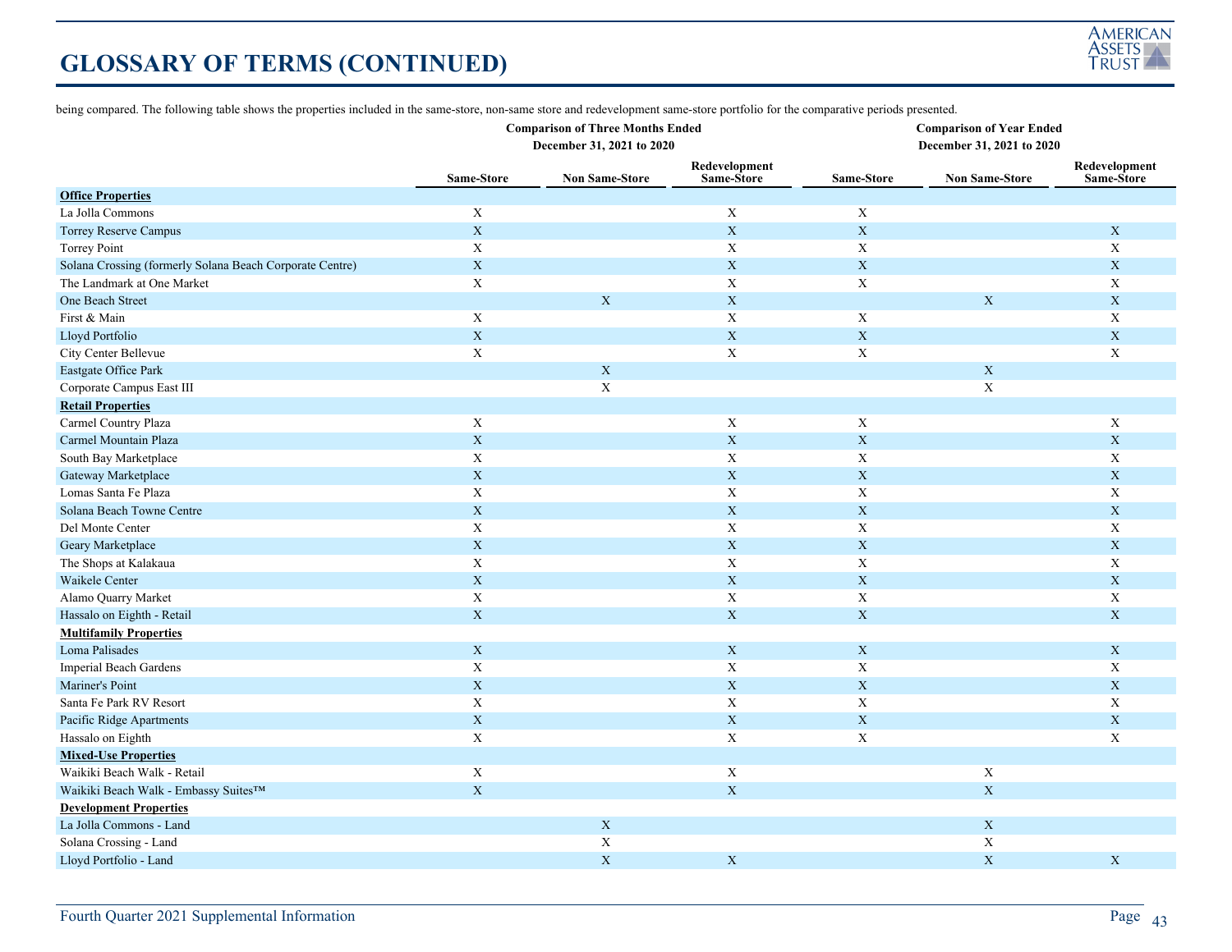# GLOSSARY OF TERMS (CONTINUED)

being compared. The following table shows the properties included in the same-store, non-same store and redevelopment same-store portfolio for the comparative periods presented.

| | Comparison of Three Months Ended December 31, 2021 to 2020 | | | Comparison of Year Ended December 31, 2021 to 2020 | | |
|---|---|---|---|---|---|---|
| | Same-Store | Non Same-Store | Redevelopment Same-Store | Same-Store | Non Same-Store | Redevelopment Same-Store |
| **Office Properties** | | | | | | |
| La Jolla Commons | X | | X | X | | |
| Torrey Reserve Campus | X | | X | X | | X |
| Torrey Point | X | | X | X | | X |
| Solana Crossing (formerly Solana Beach Corporate Centre) | X | | X | X | | X |
| The Landmark at One Market | X | | X | X | | X |
| One Beach Street | | X | X | | X | X |
| First & Main | X | | X | X | | X |
| Lloyd Portfolio | X | | X | X | | X |
| City Center Bellevue | X | | X | X | | X |
| Eastgate Office Park | | X | | | X | |
| Corporate Campus East III | | X | | | X | |
| **Retail Properties** | | | | | | |
| Carmel Country Plaza | X | | X | X | | X |
| Carmel Mountain Plaza | X | | X | X | | X |
| South Bay Marketplace | X | | X | X | | X |
| Gateway Marketplace | X | | X | X | | X |
| Lomas Santa Fe Plaza | X | | X | X | | X |
| Solana Beach Towne Centre | X | | X | X | | X |
| Del Monte Center | X | | X | X | | X |
| Geary Marketplace | X | | X | X | | X |
| The Shops at Kalakaua | X | | X | X | | X |
| Waikele Center | X | | X | X | | X |
| Alamo Quarry Market | X | | X | X | | X |
| Hassalo on Eighth - Retail | X | | X | X | | X |
| **Multifamily Properties** | | | | | | |
| Loma Palisades | X | | X | X | | X |
| Imperial Beach Gardens | X | | X | X | | X |
| Mariner's Point | X | | X | X | | X |
| Santa Fe Park RV Resort | X | | X | X | | X |
| Pacific Ridge Apartments | X | | X | X | | X |
| Hassalo on Eighth | X | | X | X | | X |
| **Mixed-Use Properties** | | | | | | |
| Waikiki Beach Walk - Retail | X | | X | | X | |
| Waikiki Beach Walk - Embassy Suites™ | X | | X | | X | |
| **Development Properties** | | | | | | |
| La Jolla Commons - Land | | X | | | X | |
| Solana Crossing - Land | | X | | | X | |
| Lloyd Portfolio - Land | | X | X | | X | X |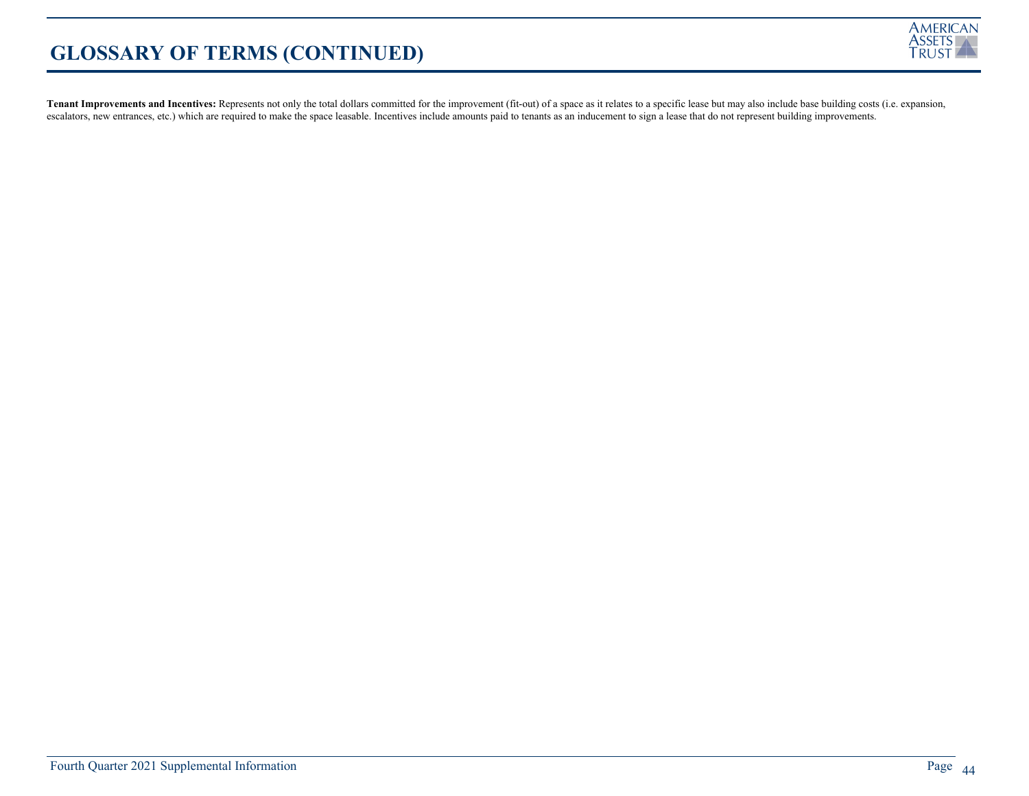# GLOSSARY OF TERMS (CONTINUED)

**Tenant Improvements and Incentives:** Represents not only the total dollars committed for the improvement (fit-out) of a space as it relates to a specific lease but may also include base building costs (i.e. expansion, escalators, new entrances, etc.) which are required to make the space leasable. Incentives include amounts paid to tenants as an inducement to sign a lease that do not represent building improvements.